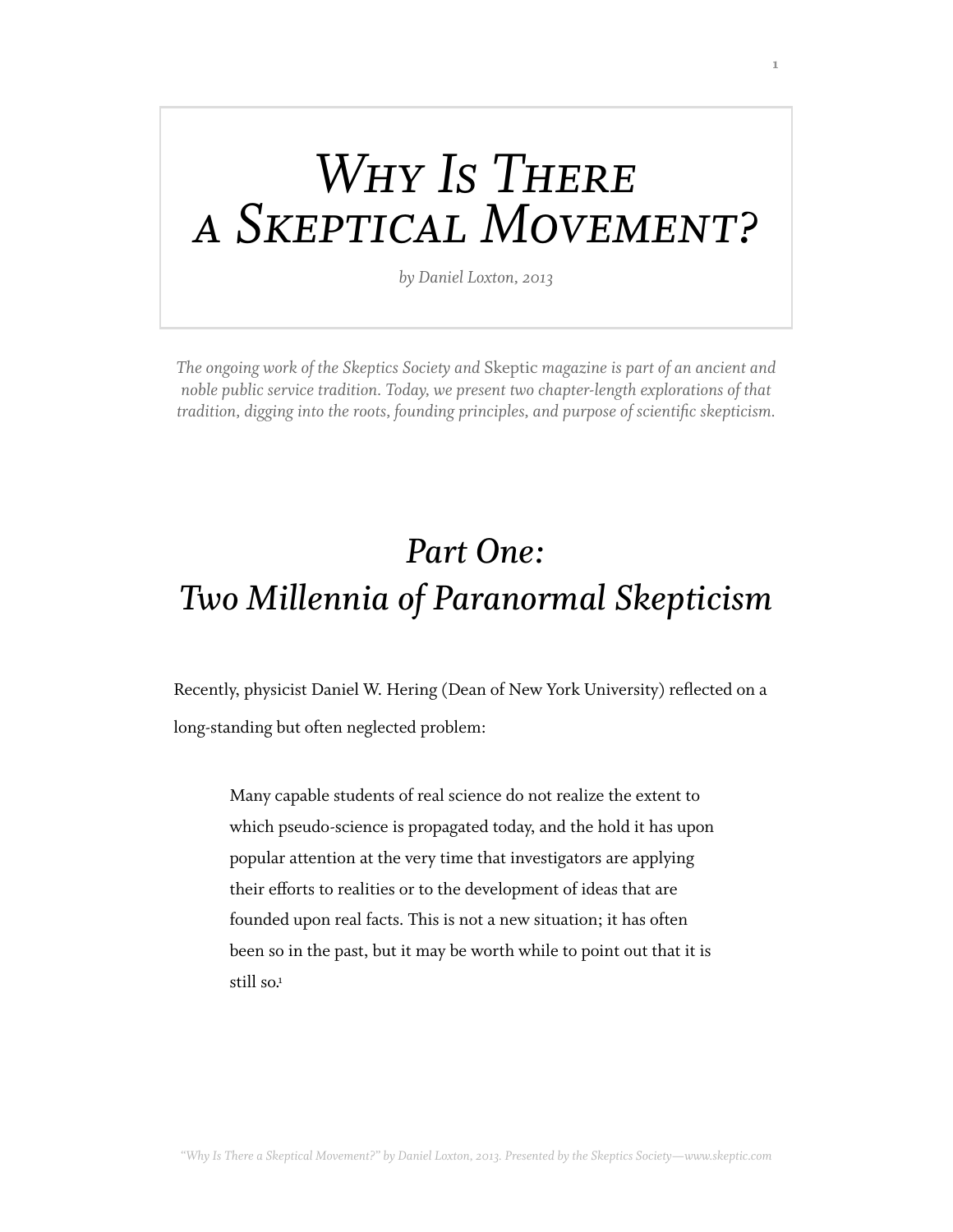# *Why Is There a Skeptical Movement?*

*by Daniel Loxton, 2013*

*The ongoing work of the Skeptics Society and* Skeptic *magazine is part of an ancient and noble public service tradition. Today, we present two chapter-length explorations of that tradition, digging into the roots, founding principles, and purpose of scientific skepticism.*

## *Part One: Two Millennia of Paranormal Skepticism*

Recently, physicist Daniel W. Hering (Dean of New York University) reflected on a long-standing but often neglected problem:

> Many capable students of real science do not realize the extent to which pseudo-science is propagated today, and the hold it has upon popular attention at the very time that investigators are applying their efforts to realities or to the development of ideas that are founded upon real facts. This is not a new situation; it has often been so in the past, but it may be worth while to point out that it is still so.[1]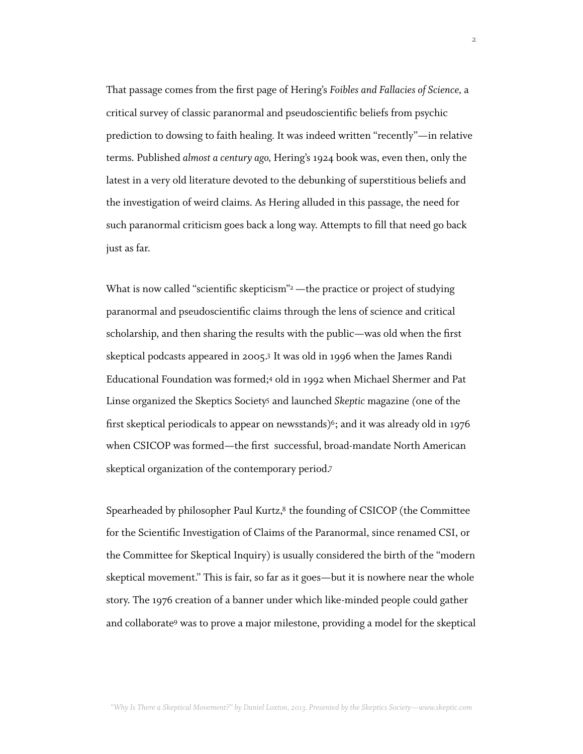That passage comes from the first page of Hering's *Foibles and Fallacies of Science*, a critical survey of classic paranormal and pseudoscientific beliefs from psychic prediction to dowsing to faith healing. It was indeed written "recently"—in relative terms. Published *almost a century ago,* Hering's 1924 book was, even then, only the latest in a very old literature devoted to the debunking of superstitious beliefs and the investigation of weird claims. As Hering alluded in this passage, the need for such paranormal criticism goes back a long way. Attempts to fill that need go back just as far.

What is now called "scientific skepticism"[2] —the practice or project of studying paranormal and pseudoscientific claims through the lens of science and critical scholarship, and then sharing the results with the public—was old when the first skeptical podcasts appeared in 2005.[3] It was old in 1996 when the James Randi Educational Foundation was formed;[4] old in 1992 when Michael Shermer and Pat Linse organized the Skeptics Society[5] and launched *Skeptic* magazine (one of the first skeptical periodicals to appear on newsstands)[6]; and it was already old in 1976 when CSICOP was formed—the first successful, broad-mandate North American skeptical organization of the contemporary period.[7]

Spearheaded by philosopher Paul Kurtz,[8] the founding of CSICOP (the Committee for the Scientific Investigation of Claims of the Paranormal, since renamed CSI, or the Committee for Skeptical Inquiry) is usually considered the birth of the "modern skeptical movement." This is fair, so far as it goes—but it is nowhere near the whole story. The 1976 creation of a banner under which like-minded people could gather and collaborate[9] was to prove a major milestone, providing a model for the skeptical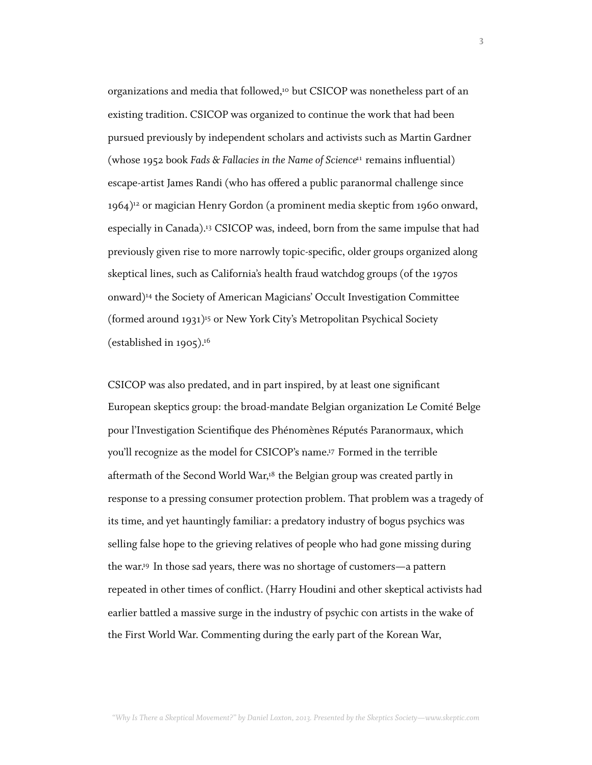organizations and media that followed,[10] but CSICOP was nonetheless part of an existing tradition. CSICOP was organized to continue the work that had been pursued previously by independent scholars and activists such as Martin Gardner (whose 1952 book *Fads & Fallacies in the Name of Science*[11] remains influential) escape-artist James Randi (who has offered a public paranormal challenge since 1964)[12] or magician Henry Gordon (a prominent media skeptic from 1960 onward, especially in Canada).[13] CSICOP was, indeed, born from the same impulse that had previously given rise to more narrowly topic-specific, older groups organized along skeptical lines, such as California's health fraud watchdog groups (of the 1970s onward)[14] the Society of American Magicians' Occult Investigation Committee (formed around 1931)[15] or New York City's Metropolitan Psychical Society (established in 1905).[16]

CSICOP was also predated, and in part inspired, by at least one significant European skeptics group: the broad-mandate Belgian organization Le Comité Belge pour l'Investigation Scientifique des Phénomènes Réputés Paranormaux, which you'll recognize as the model for CSICOP's name.[17] Formed in the terrible aftermath of the Second World War,[18] the Belgian group was created partly in response to a pressing consumer protection problem. That problem was a tragedy of its time, and yet hauntingly familiar: a predatory industry of bogus psychics was selling false hope to the grieving relatives of people who had gone missing during the war.[19] In those sad years, there was no shortage of customers—a pattern repeated in other times of conflict. (Harry Houdini and other skeptical activists had earlier battled a massive surge in the industry of psychic con artists in the wake of the First World War. Commenting during the early part of the Korean War,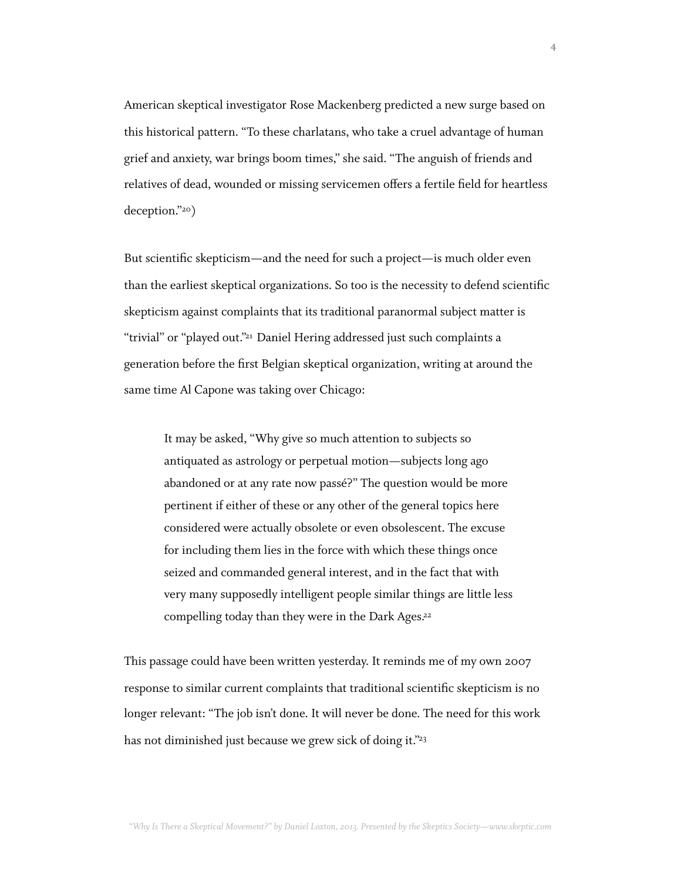American skeptical investigator Rose Mackenberg predicted a new surge based on this historical pattern. "To these charlatans, who take a cruel advantage of human grief and anxiety, war brings boom times," she said. "The anguish of friends and relatives of dead, wounded or missing servicemen offers a fertile field for heartless deception."[20])

But scientific skepticism—and the need for such a project—is much older even than the earliest skeptical organizations. So too is the necessity to defend scientific skepticism against complaints that its traditional paranormal subject matter is "trivial" or "played out."[21] Daniel Hering addressed just such complaints a generation before the first Belgian skeptical organization, writing at around the same time Al Capone was taking over Chicago:

> It may be asked, "Why give so much attention to subjects so antiquated as astrology or perpetual motion—subjects long ago abandoned or at any rate now passé?" The question would be more pertinent if either of these or any other of the general topics here considered were actually obsolete or even obsolescent. The excuse for including them lies in the force with which these things once seized and commanded general interest, and in the fact that with very many supposedly intelligent people similar things are little less compelling today than they were in the Dark Ages.[22]

This passage could have been written yesterday. It reminds me of my own 2007 response to similar current complaints that traditional scientific skepticism is no longer relevant: "The job isn't done. It will never be done. The need for this work has not diminished just because we grew sick of doing it."[23]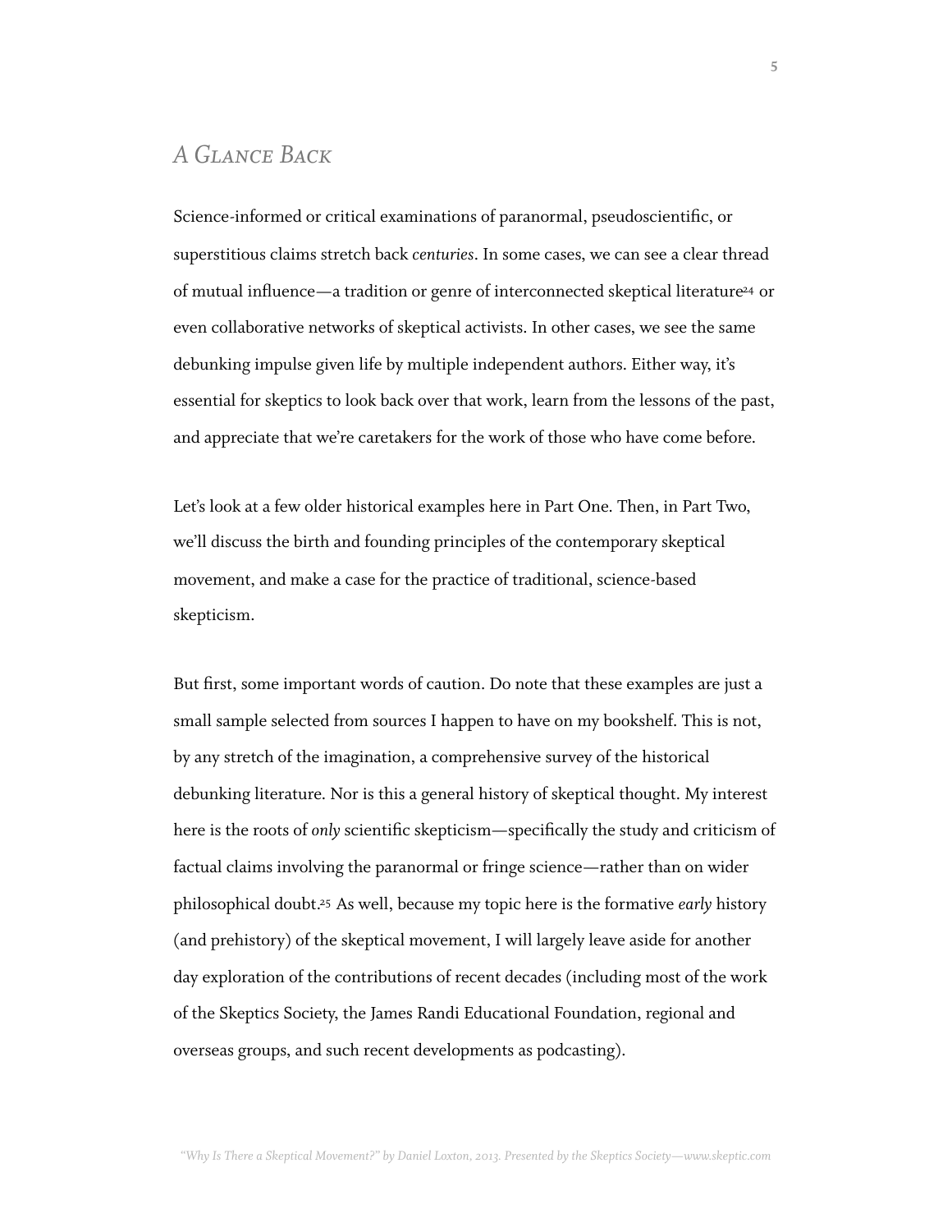## *A Glance Back*

Science-informed or critical examinations of paranormal, pseudoscientific, or superstitious claims stretch back *centuries*. In some cases, we can see a clear thread of mutual influence—a tradition or genre of interconnected skeptical literature[24] or even collaborative networks of skeptical activists. In other cases, we see the same debunking impulse given life by multiple independent authors. Either way, it's essential for skeptics to look back over that work, learn from the lessons of the past, and appreciate that we're caretakers for the work of those who have come before.

Let's look at a few older historical examples here in Part One. Then, in Part Two, we'll discuss the birth and founding principles of the contemporary skeptical movement, and make a case for the practice of traditional, science-based skepticism.

But first, some important words of caution. Do note that these examples are just a small sample selected from sources I happen to have on my bookshelf. This is not, by any stretch of the imagination, a comprehensive survey of the historical debunking literature. Nor is this a general history of skeptical thought. My interest here is the roots of *only* scientific skepticism—specifically the study and criticism of factual claims involving the paranormal or fringe science—rather than on wider philosophical doubt.[25] As well, because my topic here is the formative *early* history (and prehistory) of the skeptical movement, I will largely leave aside for another day exploration of the contributions of recent decades (including most of the work of the Skeptics Society, the James Randi Educational Foundation, regional and overseas groups, and such recent developments as podcasting).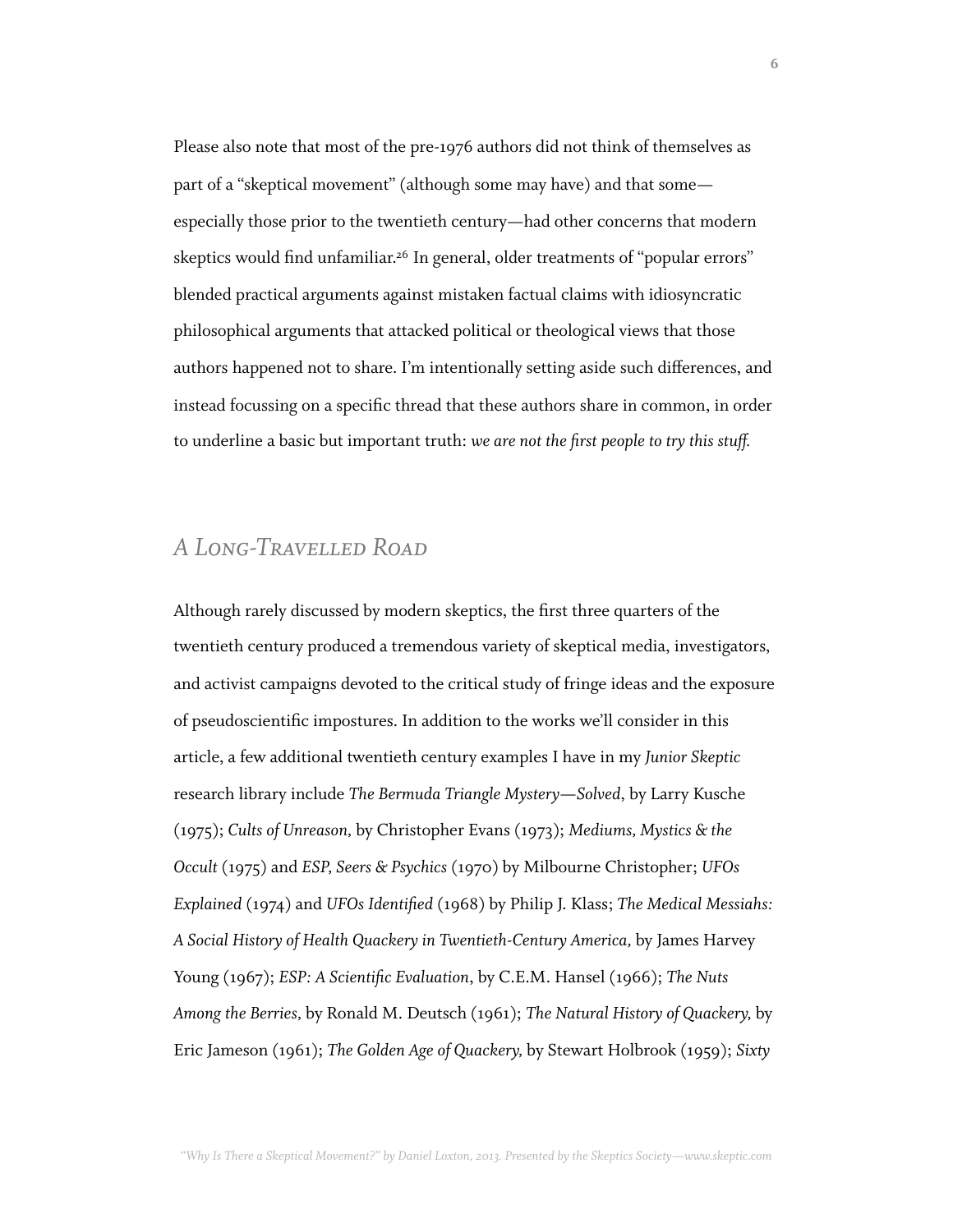Please also note that most of the pre-1976 authors did not think of themselves as part of a "skeptical movement" (although some may have) and that some—especially those prior to the twentieth century—had other concerns that modern skeptics would find unfamiliar.[26] In general, older treatments of "popular errors" blended practical arguments against mistaken factual claims with idiosyncratic philosophical arguments that attacked political or theological views that those authors happened not to share. I'm intentionally setting aside such differences, and instead focussing on a specific thread that these authors share in common, in order to underline a basic but important truth: *we are not the first people to try this stuff.*

## *A Long-Travelled Road*

Although rarely discussed by modern skeptics, the first three quarters of the twentieth century produced a tremendous variety of skeptical media, investigators, and activist campaigns devoted to the critical study of fringe ideas and the exposure of pseudoscientific impostures. In addition to the works we'll consider in this article, a few additional twentieth century examples I have in my *Junior Skeptic* research library include *The Bermuda Triangle Mystery—Solved*, by Larry Kusche (1975); *Cults of Unreason*, by Christopher Evans (1973); *Mediums, Mystics & the Occult* (1975) and *ESP, Seers & Psychics* (1970) by Milbourne Christopher; *UFOs Explained* (1974) and *UFOs Identified* (1968) by Philip J. Klass; *The Medical Messiahs: A Social History of Health Quackery in Twentieth-Century America*, by James Harvey Young (1967); *ESP: A Scientific Evaluation*, by C.E.M. Hansel (1966); *The Nuts Among the Berries*, by Ronald M. Deutsch (1961); *The Natural History of Quackery,* by Eric Jameson (1961); *The Golden Age of Quackery,* by Stewart Holbrook (1959); *Sixty*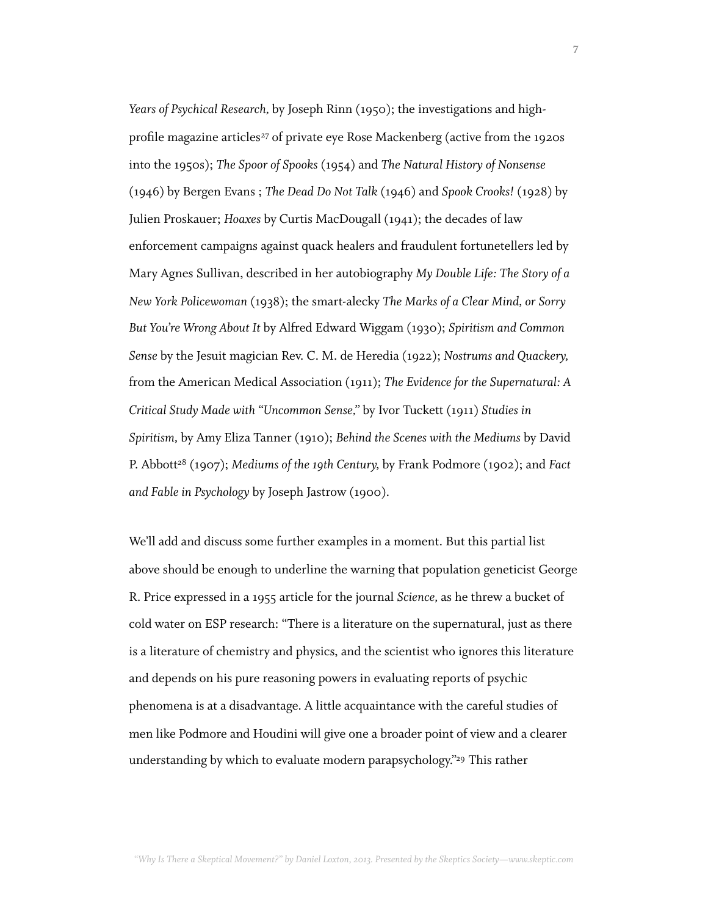*Years of Psychical Research*, by Joseph Rinn (1950); the investigations and high-profile magazine articles[27] of private eye Rose Mackenberg (active from the 1920s into the 1950s); *The Spoor of Spooks* (1954) and *The Natural History of Nonsense* (1946) by Bergen Evans ; *The Dead Do Not Talk* (1946) and *Spook Crooks!* (1928) by Julien Proskauer; *Hoaxes* by Curtis MacDougall (1941); the decades of law enforcement campaigns against quack healers and fraudulent fortunetellers led by Mary Agnes Sullivan, described in her autobiography *My Double Life: The Story of a New York Policewoman* (1938); the smart-alecky *The Marks of a Clear Mind, or Sorry But You're Wrong About It* by Alfred Edward Wiggam (1930); *Spiritism and Common Sense* by the Jesuit magician Rev. C. M. de Heredia (1922); *Nostrums and Quackery*, from the American Medical Association (1911); *The Evidence for the Supernatural: A Critical Study Made with "Uncommon Sense,"* by Ivor Tuckett (1911) *Studies in Spiritism*, by Amy Eliza Tanner (1910); *Behind the Scenes with the Mediums* by David P. Abbott[28] (1907); *Mediums of the 19th Century*, by Frank Podmore (1902); and *Fact and Fable in Psychology* by Joseph Jastrow (1900).

We'll add and discuss some further examples in a moment. But this partial list above should be enough to underline the warning that population geneticist George R. Price expressed in a 1955 article for the journal *Science*, as he threw a bucket of cold water on ESP research: "There is a literature on the supernatural, just as there is a literature of chemistry and physics, and the scientist who ignores this literature and depends on his pure reasoning powers in evaluating reports of psychic phenomena is at a disadvantage. A little acquaintance with the careful studies of men like Podmore and Houdini will give one a broader point of view and a clearer understanding by which to evaluate modern parapsychology."[29] This rather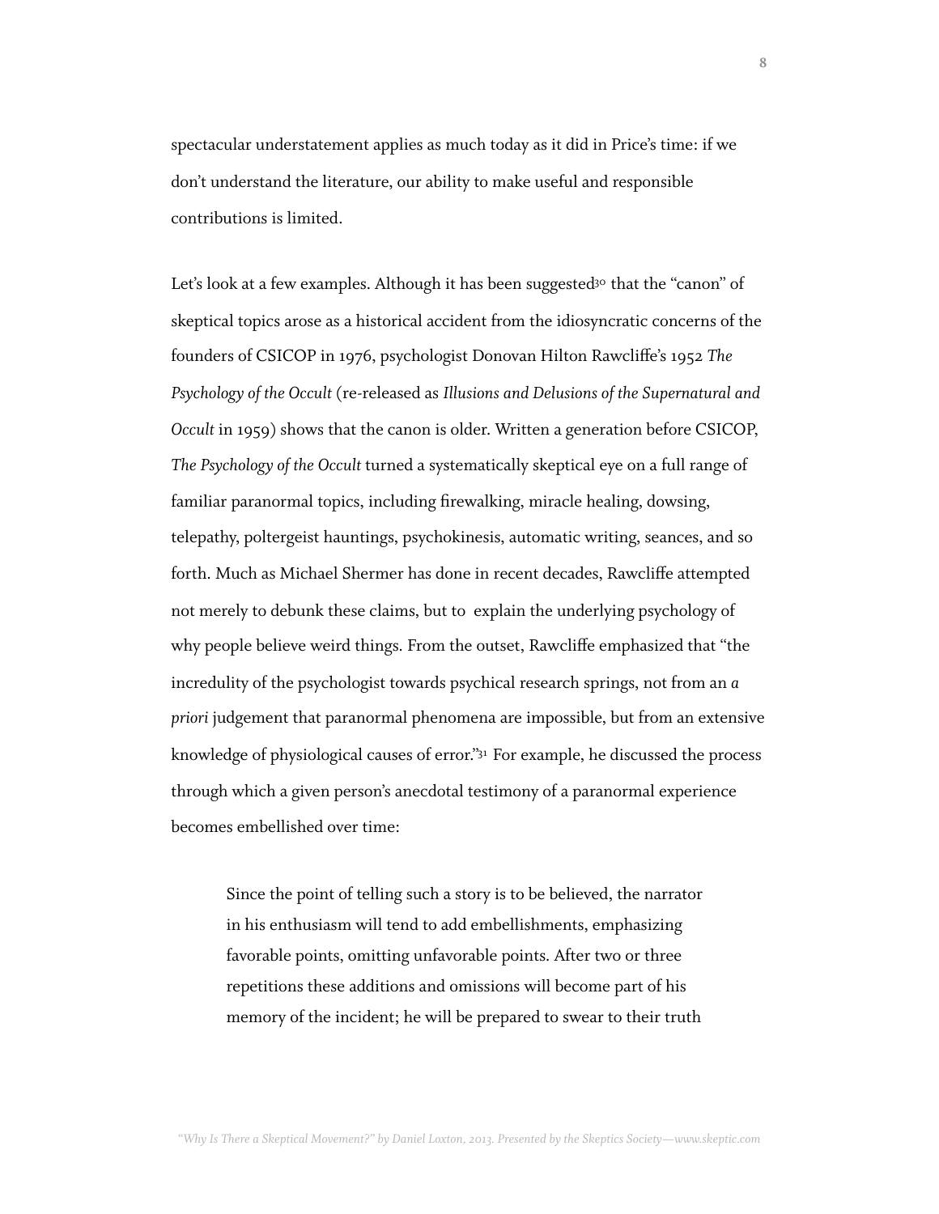spectacular understatement applies as much today as it did in Price's time: if we don't understand the literature, our ability to make useful and responsible contributions is limited.

Let's look at a few examples. Although it has been suggested[30] that the "canon" of skeptical topics arose as a historical accident from the idiosyncratic concerns of the founders of CSICOP in 1976, psychologist Donovan Hilton Rawcliffe's 1952 *The Psychology of the Occult* (re-released as *Illusions and Delusions of the Supernatural and Occult* in 1959) shows that the canon is older. Written a generation before CSICOP, *The Psychology of the Occult* turned a systematically skeptical eye on a full range of familiar paranormal topics, including firewalking, miracle healing, dowsing, telepathy, poltergeist hauntings, psychokinesis, automatic writing, seances, and so forth. Much as Michael Shermer has done in recent decades, Rawcliffe attempted not merely to debunk these claims, but to explain the underlying psychology of why people believe weird things. From the outset, Rawcliffe emphasized that "the incredulity of the psychologist towards psychical research springs, not from an *a priori* judgement that paranormal phenomena are impossible, but from an extensive knowledge of physiological causes of error."[31] For example, he discussed the process through which a given person's anecdotal testimony of a paranormal experience becomes embellished over time:

> Since the point of telling such a story is to be believed, the narrator in his enthusiasm will tend to add embellishments, emphasizing favorable points, omitting unfavorable points. After two or three repetitions these additions and omissions will become part of his memory of the incident; he will be prepared to swear to their truth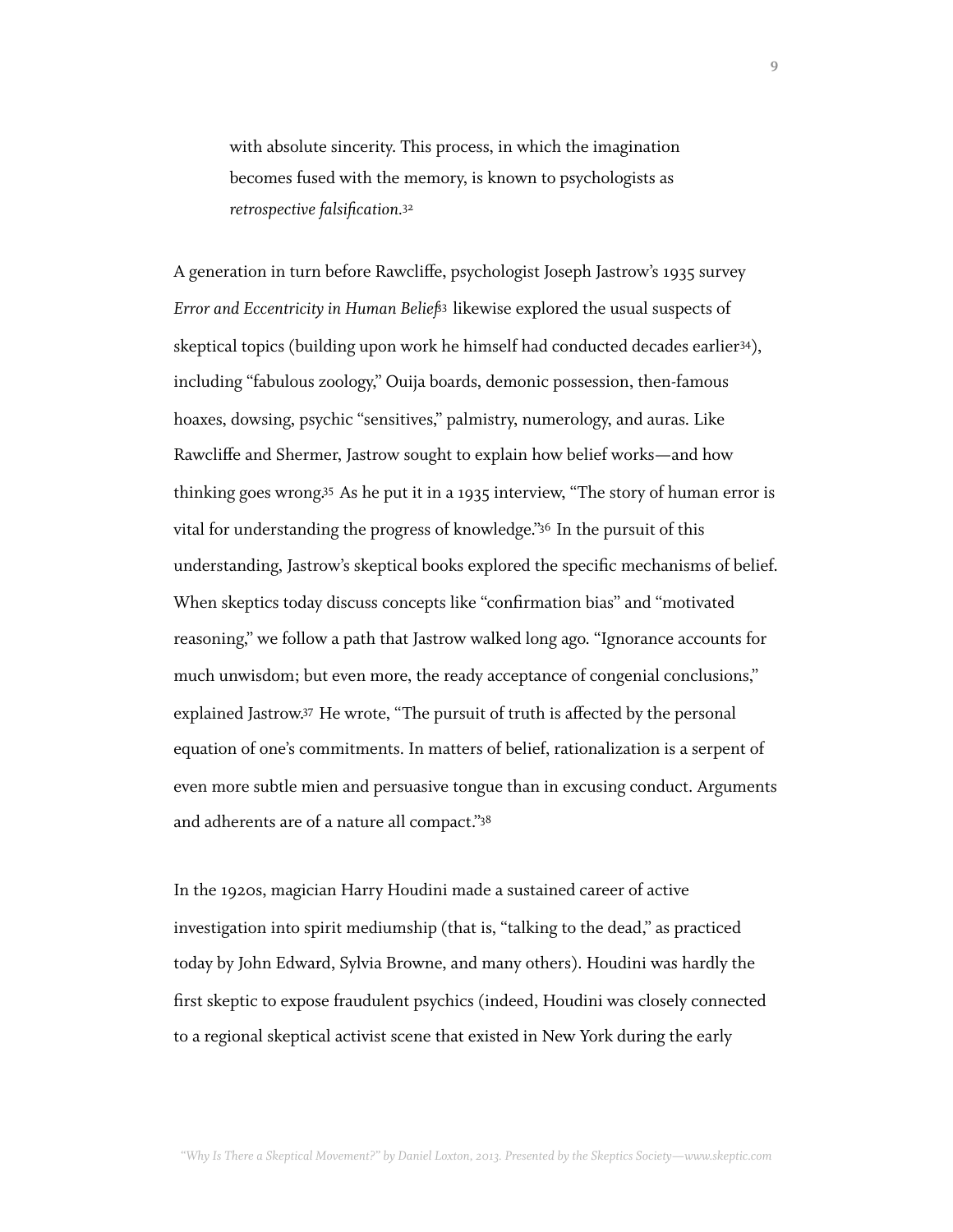> with absolute sincerity. This process, in which the imagination becomes fused with the memory, is known to psychologists as *retrospective falsification*.[32]

A generation in turn before Rawcliffe, psychologist Joseph Jastrow's 1935 survey *Error and Eccentricity in Human Belief*[33] likewise explored the usual suspects of skeptical topics (building upon work he himself had conducted decades earlier[34]), including "fabulous zoology," Ouija boards, demonic possession, then-famous hoaxes, dowsing, psychic "sensitives," palmistry, numerology, and auras. Like Rawcliffe and Shermer, Jastrow sought to explain how belief works—and how thinking goes wrong.[35] As he put it in a 1935 interview, "The story of human error is vital for understanding the progress of knowledge."[36] In the pursuit of this understanding, Jastrow's skeptical books explored the specific mechanisms of belief. When skeptics today discuss concepts like "confirmation bias" and "motivated reasoning," we follow a path that Jastrow walked long ago. "Ignorance accounts for much unwisdom; but even more, the ready acceptance of congenial conclusions," explained Jastrow.[37] He wrote, "The pursuit of truth is affected by the personal equation of one's commitments. In matters of belief, rationalization is a serpent of even more subtle mien and persuasive tongue than in excusing conduct. Arguments and adherents are of a nature all compact."[38]

In the 1920s, magician Harry Houdini made a sustained career of active investigation into spirit mediumship (that is, "talking to the dead," as practiced today by John Edward, Sylvia Browne, and many others). Houdini was hardly the first skeptic to expose fraudulent psychics (indeed, Houdini was closely connected to a regional skeptical activist scene that existed in New York during the early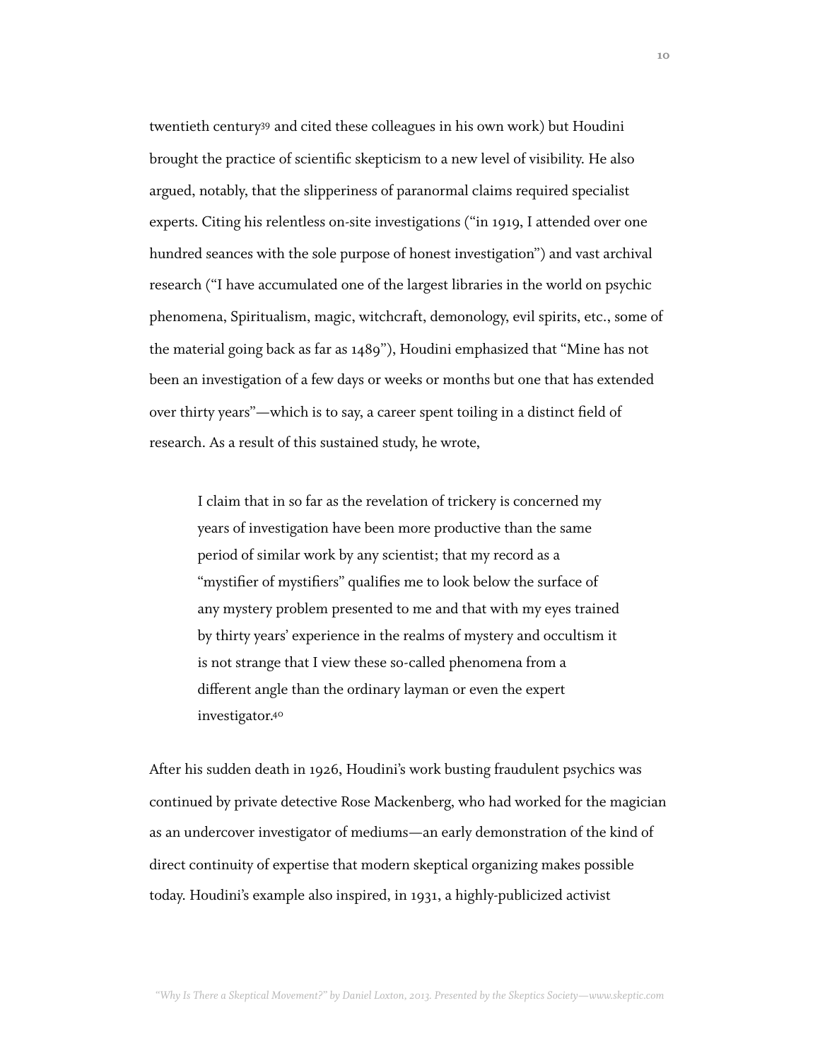twentieth century[39] and cited these colleagues in his own work) but Houdini brought the practice of scientific skepticism to a new level of visibility. He also argued, notably, that the slipperiness of paranormal claims required specialist experts. Citing his relentless on-site investigations ("in 1919, I attended over one hundred seances with the sole purpose of honest investigation") and vast archival research ("I have accumulated one of the largest libraries in the world on psychic phenomena, Spiritualism, magic, witchcraft, demonology, evil spirits, etc., some of the material going back as far as 1489"), Houdini emphasized that "Mine has not been an investigation of a few days or weeks or months but one that has extended over thirty years"—which is to say, a career spent toiling in a distinct field of research. As a result of this sustained study, he wrote,

> I claim that in so far as the revelation of trickery is concerned my years of investigation have been more productive than the same period of similar work by any scientist; that my record as a "mystifier of mystifiers" qualifies me to look below the surface of any mystery problem presented to me and that with my eyes trained by thirty years' experience in the realms of mystery and occultism it is not strange that I view these so-called phenomena from a different angle than the ordinary layman or even the expert investigator.[40]

After his sudden death in 1926, Houdini's work busting fraudulent psychics was continued by private detective Rose Mackenberg, who had worked for the magician as an undercover investigator of mediums—an early demonstration of the kind of direct continuity of expertise that modern skeptical organizing makes possible today. Houdini's example also inspired, in 1931, a highly-publicized activist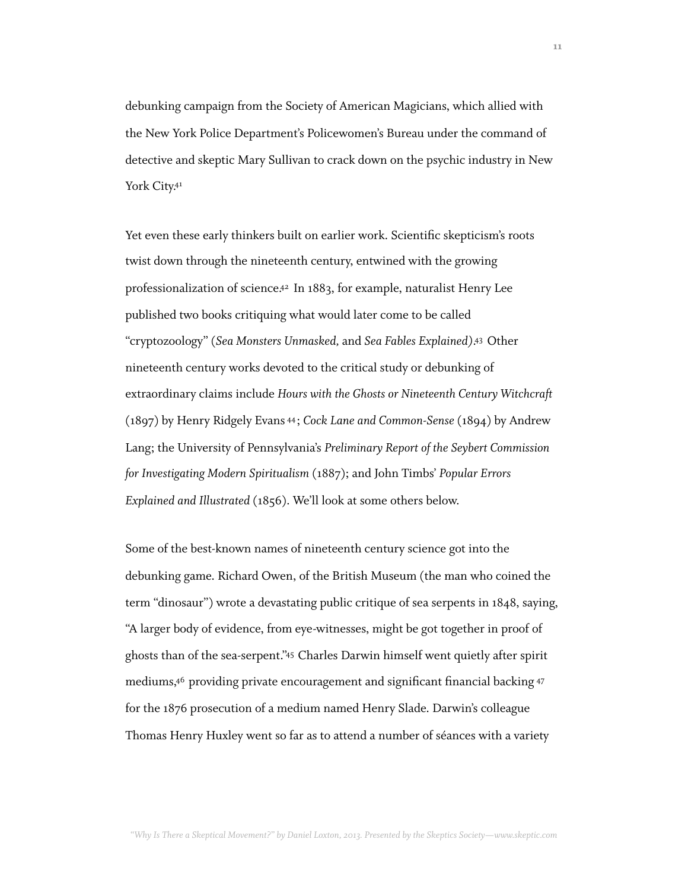debunking campaign from the Society of American Magicians, which allied with the New York Police Department's Policewomen's Bureau under the command of detective and skeptic Mary Sullivan to crack down on the psychic industry in New York City.[41]

Yet even these early thinkers built on earlier work. Scientific skepticism's roots twist down through the nineteenth century, entwined with the growing professionalization of science.[42] In 1883, for example, naturalist Henry Lee published two books critiquing what would later come to be called "cryptozoology" (*Sea Monsters Unmasked,* and *Sea Fables Explained).*[43] Other nineteenth century works devoted to the critical study or debunking of extraordinary claims include *Hours with the Ghosts or Nineteenth Century Witchcraft* (1897) by Henry Ridgely Evans[44]; *Cock Lane and Common-Sense* (1894) by Andrew Lang; the University of Pennsylvania's *Preliminary Report of the Seybert Commission for Investigating Modern Spiritualism* (1887); and John Timbs' *Popular Errors Explained and Illustrated* (1856). We'll look at some others below.

Some of the best-known names of nineteenth century science got into the debunking game. Richard Owen, of the British Museum (the man who coined the term "dinosaur") wrote a devastating public critique of sea serpents in 1848, saying, "A larger body of evidence, from eye-witnesses, might be got together in proof of ghosts than of the sea-serpent."[45] Charles Darwin himself went quietly after spirit mediums,[46] providing private encouragement and significant financial backing[47] for the 1876 prosecution of a medium named Henry Slade. Darwin's colleague Thomas Henry Huxley went so far as to attend a number of séances with a variety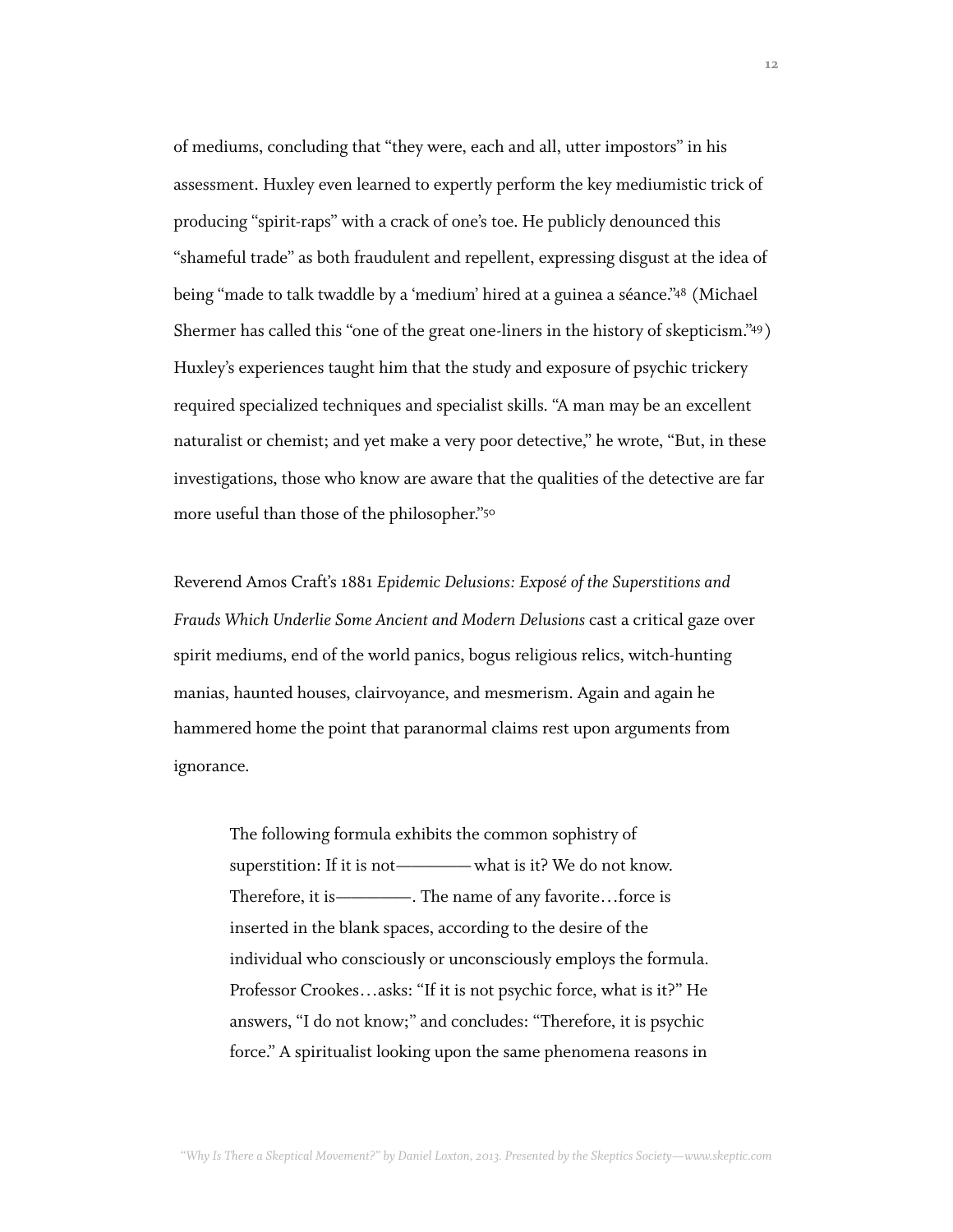of mediums, concluding that "they were, each and all, utter impostors" in his assessment. Huxley even learned to expertly perform the key mediumistic trick of producing "spirit-raps" with a crack of one's toe. He publicly denounced this "shameful trade" as both fraudulent and repellent, expressing disgust at the idea of being "made to talk twaddle by a 'medium' hired at a guinea a séance."[48] (Michael Shermer has called this "one of the great one-liners in the history of skepticism."[49]) Huxley's experiences taught him that the study and exposure of psychic trickery required specialized techniques and specialist skills. "A man may be an excellent naturalist or chemist; and yet make a very poor detective," he wrote, "But, in these investigations, those who know are aware that the qualities of the detective are far more useful than those of the philosopher."[50]

Reverend Amos Craft's 1881 *Epidemic Delusions: Exposé of the Superstitions and Frauds Which Underlie Some Ancient and Modern Delusions* cast a critical gaze over spirit mediums, end of the world panics, bogus religious relics, witch-hunting manias, haunted houses, clairvoyance, and mesmerism. Again and again he hammered home the point that paranormal claims rest upon arguments from ignorance.

> The following formula exhibits the common sophistry of superstition: If it is not———— what is it? We do not know. Therefore, it is————. The name of any favorite…force is inserted in the blank spaces, according to the desire of the individual who consciously or unconsciously employs the formula. Professor Crookes…asks: "If it is not psychic force, what is it?" He answers, "I do not know;" and concludes: "Therefore, it is psychic force." A spiritualist looking upon the same phenomena reasons in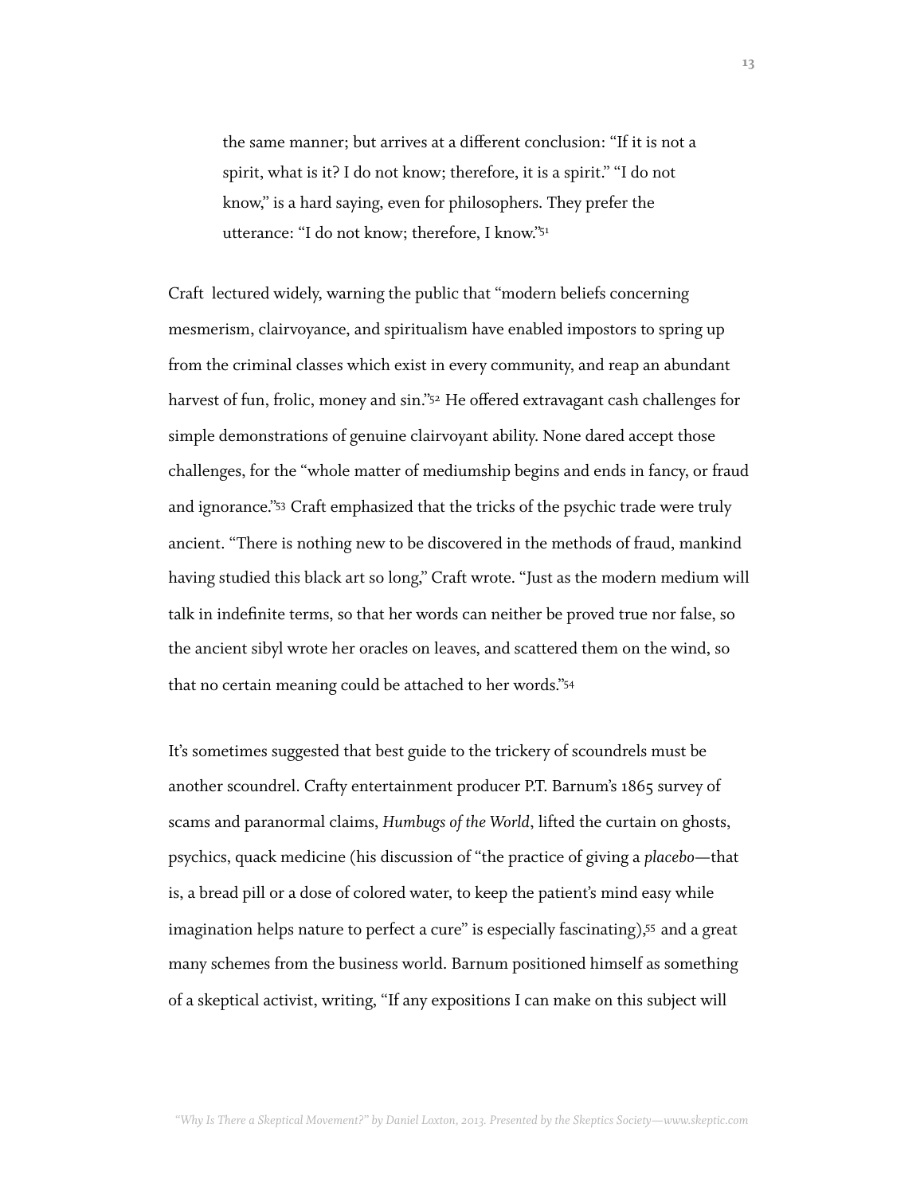> the same manner; but arrives at a different conclusion: "If it is not a spirit, what is it? I do not know; therefore, it is a spirit." "I do not know," is a hard saying, even for philosophers. They prefer the utterance: "I do not know; therefore, I know."[51]

Craft lectured widely, warning the public that "modern beliefs concerning mesmerism, clairvoyance, and spiritualism have enabled impostors to spring up from the criminal classes which exist in every community, and reap an abundant harvest of fun, frolic, money and sin."[52] He offered extravagant cash challenges for simple demonstrations of genuine clairvoyant ability. None dared accept those challenges, for the "whole matter of mediumship begins and ends in fancy, or fraud and ignorance."[53] Craft emphasized that the tricks of the psychic trade were truly ancient. "There is nothing new to be discovered in the methods of fraud, mankind having studied this black art so long," Craft wrote. "Just as the modern medium will talk in indefinite terms, so that her words can neither be proved true nor false, so the ancient sibyl wrote her oracles on leaves, and scattered them on the wind, so that no certain meaning could be attached to her words."[54]

It's sometimes suggested that best guide to the trickery of scoundrels must be another scoundrel. Crafty entertainment producer P.T. Barnum's 1865 survey of scams and paranormal claims, *Humbugs of the World*, lifted the curtain on ghosts, psychics, quack medicine (his discussion of "the practice of giving a *placebo*—that is, a bread pill or a dose of colored water, to keep the patient's mind easy while imagination helps nature to perfect a cure" is especially fascinating),[55] and a great many schemes from the business world. Barnum positioned himself as something of a skeptical activist, writing, "If any expositions I can make on this subject will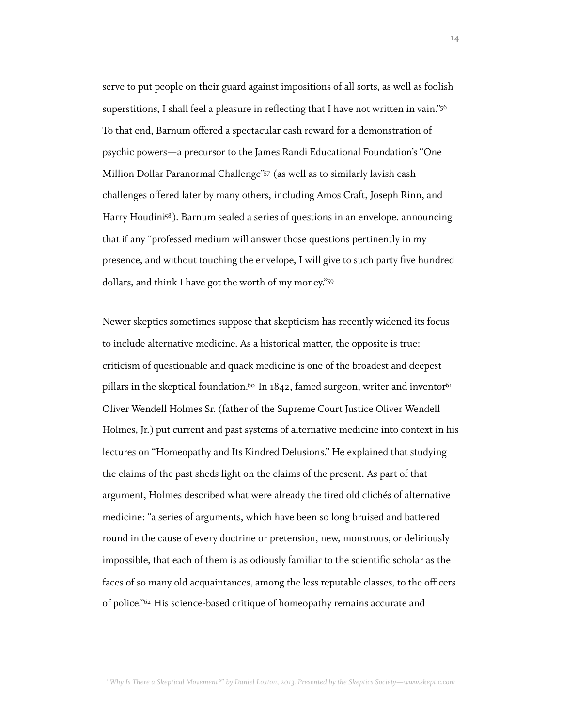serve to put people on their guard against impositions of all sorts, as well as foolish superstitions, I shall feel a pleasure in reflecting that I have not written in vain."[56] To that end, Barnum offered a spectacular cash reward for a demonstration of psychic powers—a precursor to the James Randi Educational Foundation's "One Million Dollar Paranormal Challenge"[57] (as well as to similarly lavish cash challenges offered later by many others, including Amos Craft, Joseph Rinn, and Harry Houdini[58]). Barnum sealed a series of questions in an envelope, announcing that if any "professed medium will answer those questions pertinently in my presence, and without touching the envelope, I will give to such party five hundred dollars, and think I have got the worth of my money."[59]

Newer skeptics sometimes suppose that skepticism has recently widened its focus to include alternative medicine. As a historical matter, the opposite is true: criticism of questionable and quack medicine is one of the broadest and deepest pillars in the skeptical foundation.[60] In 1842, famed surgeon, writer and inventor[61] Oliver Wendell Holmes Sr. (father of the Supreme Court Justice Oliver Wendell Holmes, Jr.) put current and past systems of alternative medicine into context in his lectures on "Homeopathy and Its Kindred Delusions." He explained that studying the claims of the past sheds light on the claims of the present. As part of that argument, Holmes described what were already the tired old clichés of alternative medicine: "a series of arguments, which have been so long bruised and battered round in the cause of every doctrine or pretension, new, monstrous, or deliriously impossible, that each of them is as odiously familiar to the scientific scholar as the faces of so many old acquaintances, among the less reputable classes, to the officers of police."[62] His science-based critique of homeopathy remains accurate and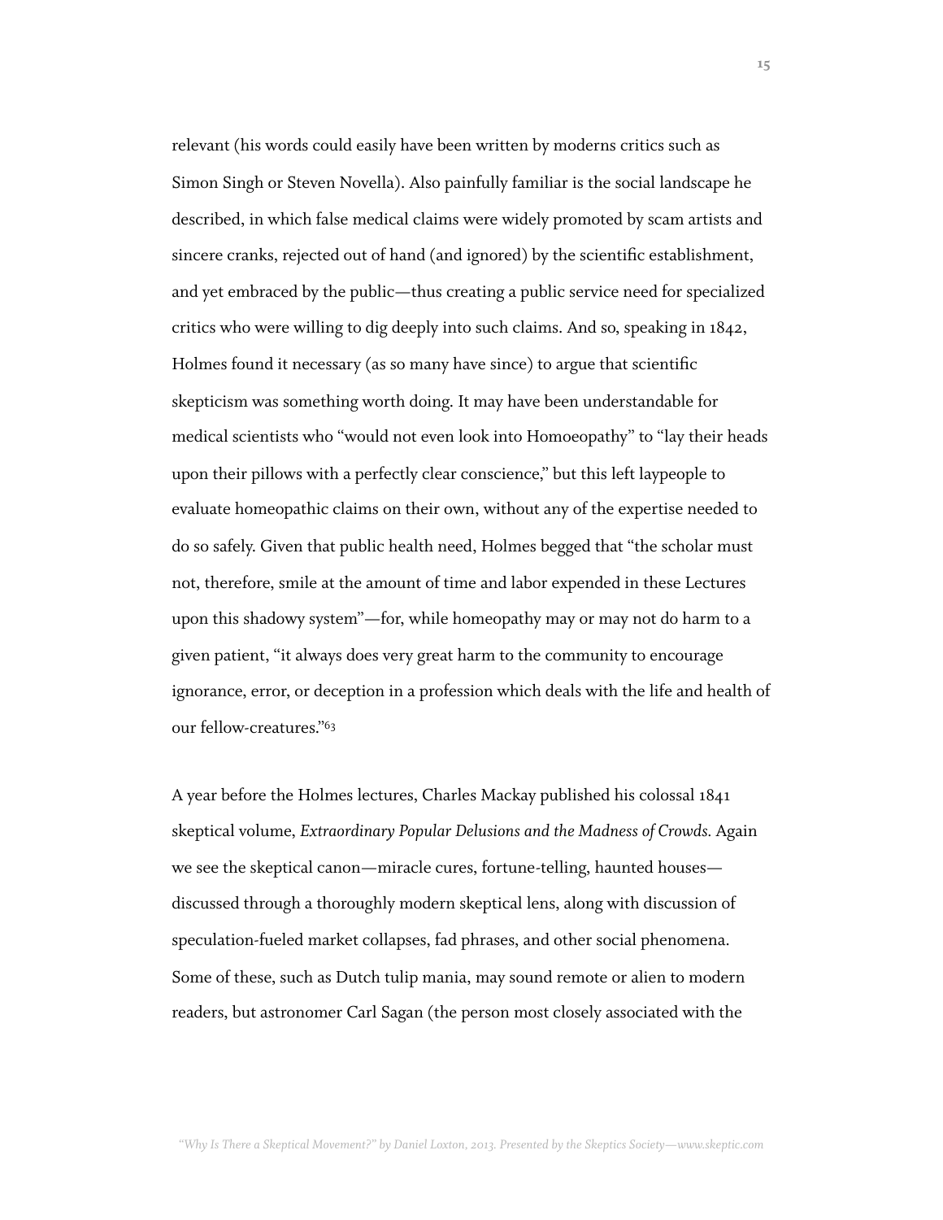relevant (his words could easily have been written by moderns critics such as Simon Singh or Steven Novella). Also painfully familiar is the social landscape he described, in which false medical claims were widely promoted by scam artists and sincere cranks, rejected out of hand (and ignored) by the scientific establishment, and yet embraced by the public—thus creating a public service need for specialized critics who were willing to dig deeply into such claims. And so, speaking in 1842, Holmes found it necessary (as so many have since) to argue that scientific skepticism was something worth doing. It may have been understandable for medical scientists who "would not even look into Homoeopathy" to "lay their heads upon their pillows with a perfectly clear conscience," but this left laypeople to evaluate homeopathic claims on their own, without any of the expertise needed to do so safely. Given that public health need, Holmes begged that "the scholar must not, therefore, smile at the amount of time and labor expended in these Lectures upon this shadowy system"—for, while homeopathy may or may not do harm to a given patient, "it always does very great harm to the community to encourage ignorance, error, or deception in a profession which deals with the life and health of our fellow-creatures."[63]

A year before the Holmes lectures, Charles Mackay published his colossal 1841 skeptical volume, *Extraordinary Popular Delusions and the Madness of Crowds.* Again we see the skeptical canon—miracle cures, fortune-telling, haunted houses—discussed through a thoroughly modern skeptical lens, along with discussion of speculation-fueled market collapses, fad phrases, and other social phenomena. Some of these, such as Dutch tulip mania, may sound remote or alien to modern readers, but astronomer Carl Sagan (the person most closely associated with the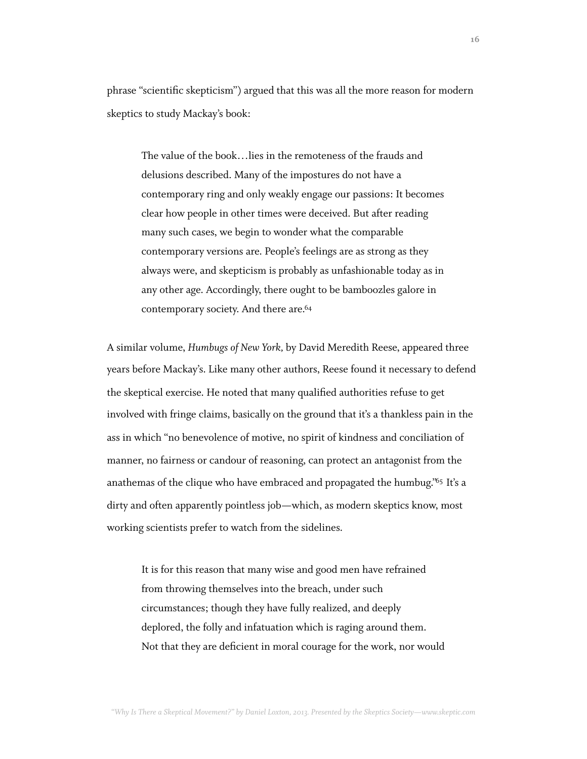phrase "scientific skepticism") argued that this was all the more reason for modern skeptics to study Mackay's book:

> The value of the book…lies in the remoteness of the frauds and delusions described. Many of the impostures do not have a contemporary ring and only weakly engage our passions: It becomes clear how people in other times were deceived. But after reading many such cases, we begin to wonder what the comparable contemporary versions are. People's feelings are as strong as they always were, and skepticism is probably as unfashionable today as in any other age. Accordingly, there ought to be bamboozles galore in contemporary society. And there are.[64]

A similar volume, *Humbugs of New York*, by David Meredith Reese, appeared three years before Mackay's. Like many other authors, Reese found it necessary to defend the skeptical exercise. He noted that many qualified authorities refuse to get involved with fringe claims, basically on the ground that it's a thankless pain in the ass in which "no benevolence of motive, no spirit of kindness and conciliation of manner, no fairness or candour of reasoning, can protect an antagonist from the anathemas of the clique who have embraced and propagated the humbug."[65] It's a dirty and often apparently pointless job—which, as modern skeptics know, most working scientists prefer to watch from the sidelines.

> It is for this reason that many wise and good men have refrained from throwing themselves into the breach, under such circumstances; though they have fully realized, and deeply deplored, the folly and infatuation which is raging around them. Not that they are deficient in moral courage for the work, nor would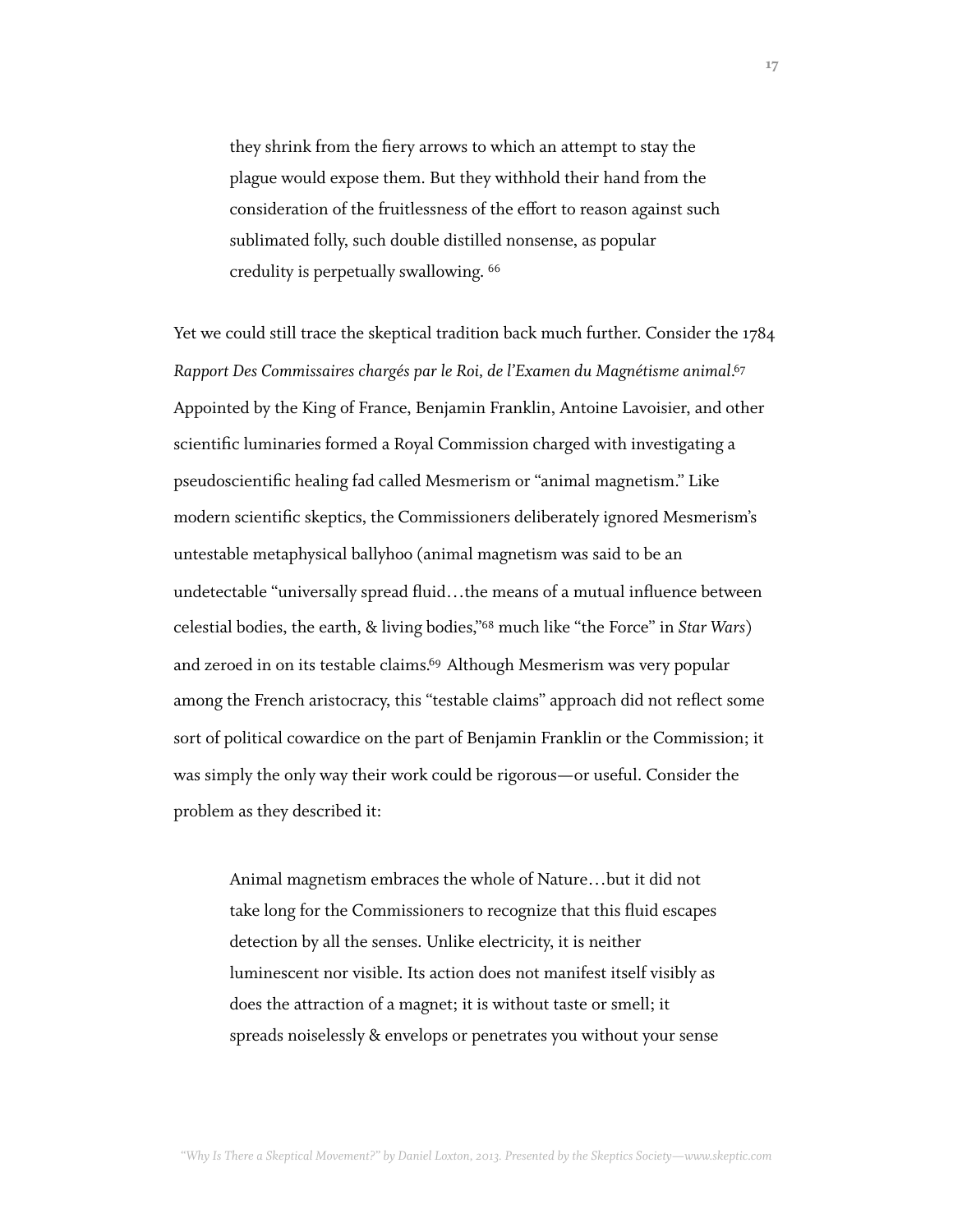> they shrink from the fiery arrows to which an attempt to stay the plague would expose them. But they withhold their hand from the consideration of the fruitlessness of the effort to reason against such sublimated folly, such double distilled nonsense, as popular credulity is perpetually swallowing. [66]

Yet we could still trace the skeptical tradition back much further. Consider the 1784 *Rapport Des Commissaires chargés par le Roi, de l'Examen du Magnétisme animal*.[67] Appointed by the King of France, Benjamin Franklin, Antoine Lavoisier, and other scientific luminaries formed a Royal Commission charged with investigating a pseudoscientific healing fad called Mesmerism or "animal magnetism." Like modern scientific skeptics, the Commissioners deliberately ignored Mesmerism's untestable metaphysical ballyhoo (animal magnetism was said to be an undetectable "universally spread fluid…the means of a mutual influence between celestial bodies, the earth, & living bodies,"[68] much like "the Force" in *Star Wars*) and zeroed in on its testable claims.[69] Although Mesmerism was very popular among the French aristocracy, this "testable claims" approach did not reflect some sort of political cowardice on the part of Benjamin Franklin or the Commission; it was simply the only way their work could be rigorous—or useful. Consider the problem as they described it:

> Animal magnetism embraces the whole of Nature…but it did not take long for the Commissioners to recognize that this fluid escapes detection by all the senses. Unlike electricity, it is neither luminescent nor visible. Its action does not manifest itself visibly as does the attraction of a magnet; it is without taste or smell; it spreads noiselessly & envelops or penetrates you without your sense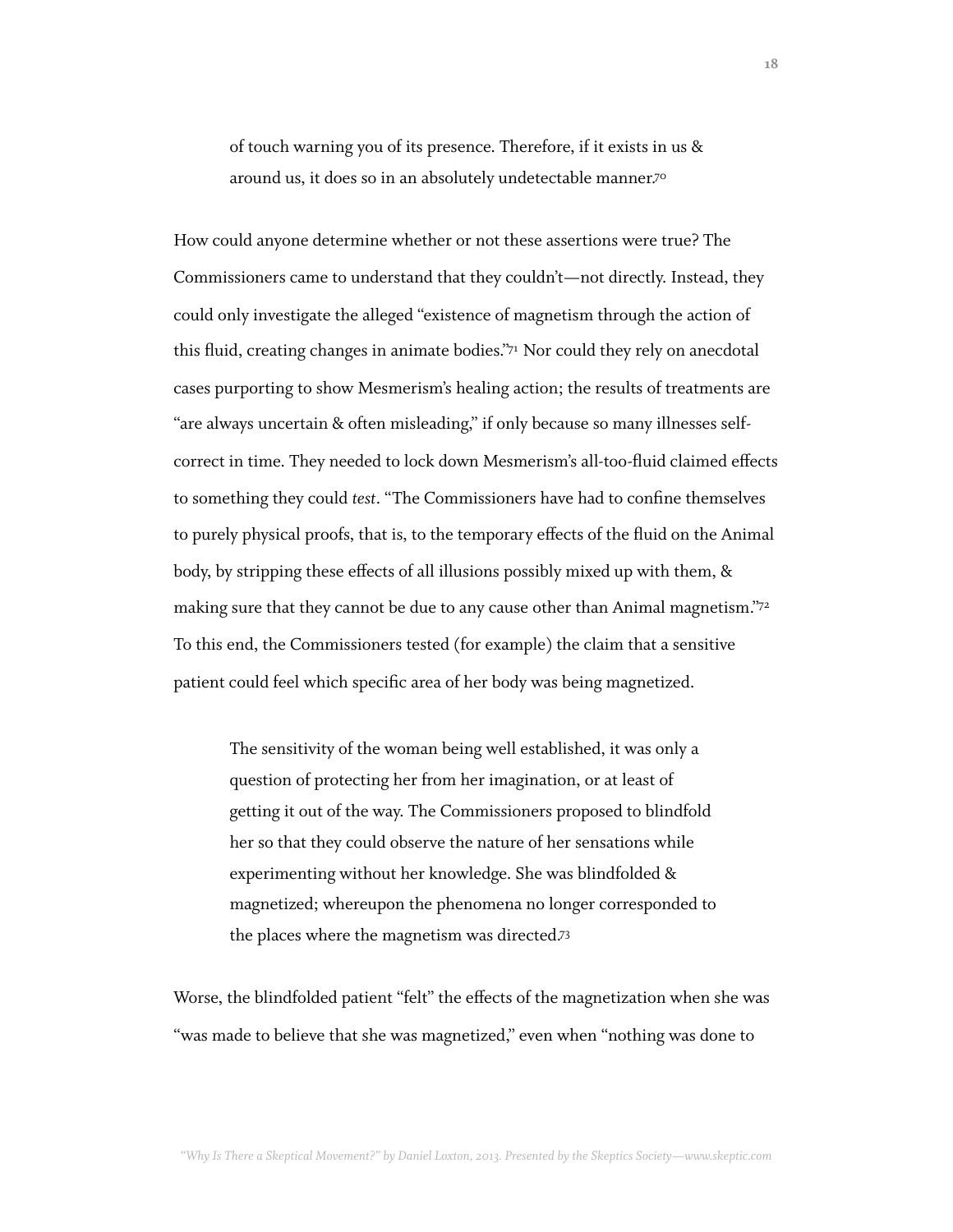> of touch warning you of its presence. Therefore, if it exists in us & around us, it does so in an absolutely undetectable manner.[70]

How could anyone determine whether or not these assertions were true? The Commissioners came to understand that they couldn't—not directly. Instead, they could only investigate the alleged "existence of magnetism through the action of this fluid, creating changes in animate bodies."[71] Nor could they rely on anecdotal cases purporting to show Mesmerism's healing action; the results of treatments are "are always uncertain & often misleading," if only because so many illnesses self-correct in time. They needed to lock down Mesmerism's all-too-fluid claimed effects to something they could *test*. "The Commissioners have had to confine themselves to purely physical proofs, that is, to the temporary effects of the fluid on the Animal body, by stripping these effects of all illusions possibly mixed up with them, & making sure that they cannot be due to any cause other than Animal magnetism."[72] To this end, the Commissioners tested (for example) the claim that a sensitive patient could feel which specific area of her body was being magnetized.

> The sensitivity of the woman being well established, it was only a question of protecting her from her imagination, or at least of getting it out of the way. The Commissioners proposed to blindfold her so that they could observe the nature of her sensations while experimenting without her knowledge. She was blindfolded & magnetized; whereupon the phenomena no longer corresponded to the places where the magnetism was directed.[73]

Worse, the blindfolded patient "felt" the effects of the magnetization when she was "was made to believe that she was magnetized," even when "nothing was done to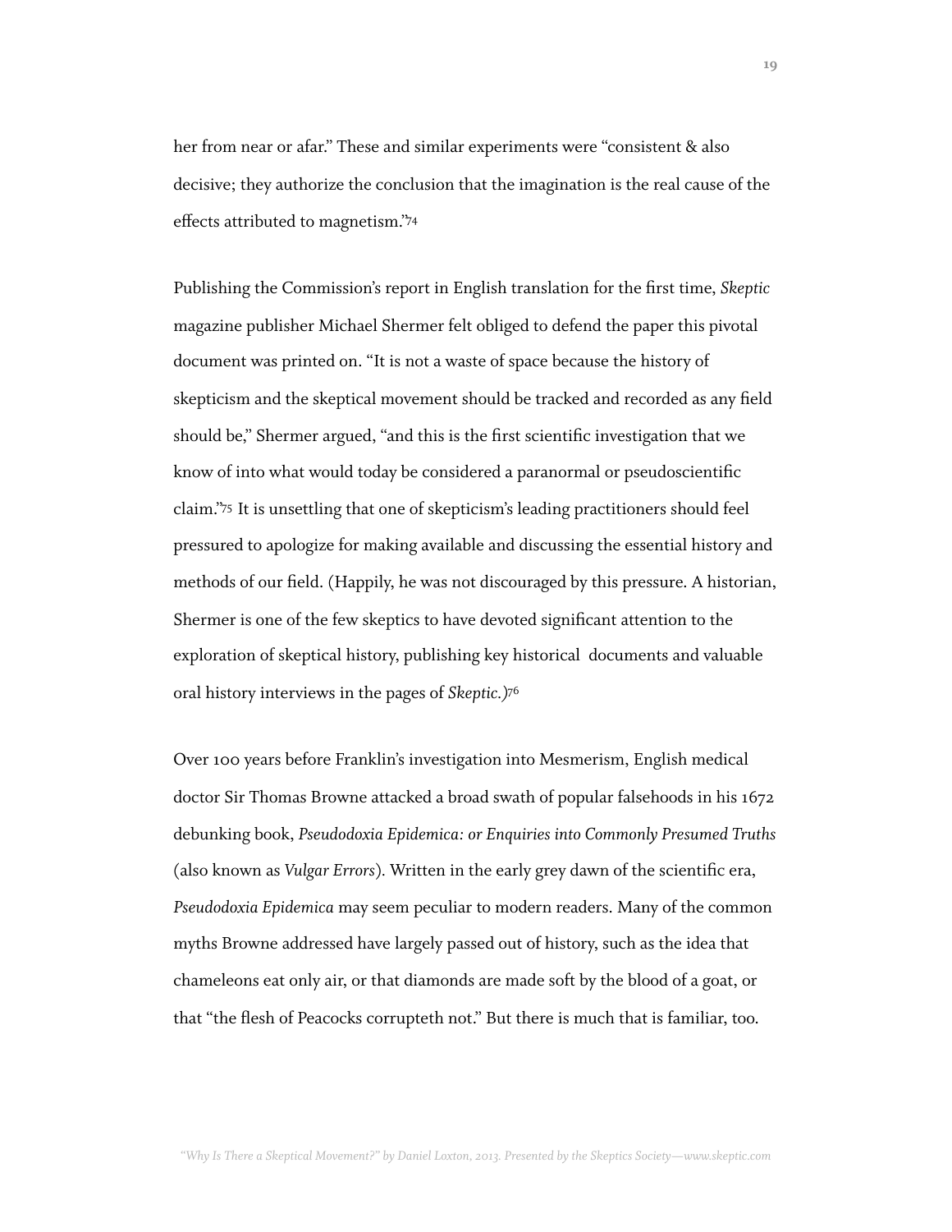her from near or afar." These and similar experiments were "consistent & also decisive; they authorize the conclusion that the imagination is the real cause of the effects attributed to magnetism."[74]

Publishing the Commission's report in English translation for the first time, *Skeptic* magazine publisher Michael Shermer felt obliged to defend the paper this pivotal document was printed on. "It is not a waste of space because the history of skepticism and the skeptical movement should be tracked and recorded as any field should be," Shermer argued, "and this is the first scientific investigation that we know of into what would today be considered a paranormal or pseudoscientific claim."[75] It is unsettling that one of skepticism's leading practitioners should feel pressured to apologize for making available and discussing the essential history and methods of our field. (Happily, he was not discouraged by this pressure. A historian, Shermer is one of the few skeptics to have devoted significant attention to the exploration of skeptical history, publishing key historical documents and valuable oral history interviews in the pages of *Skeptic.)*[76]

Over 100 years before Franklin's investigation into Mesmerism, English medical doctor Sir Thomas Browne attacked a broad swath of popular falsehoods in his 1672 debunking book, *Pseudodoxia Epidemica: or Enquiries into Commonly Presumed Truths* (also known as *Vulgar Errors*). Written in the early grey dawn of the scientific era, *Pseudodoxia Epidemica* may seem peculiar to modern readers. Many of the common myths Browne addressed have largely passed out of history, such as the idea that chameleons eat only air, or that diamonds are made soft by the blood of a goat, or that "the flesh of Peacocks corrupteth not." But there is much that is familiar, too.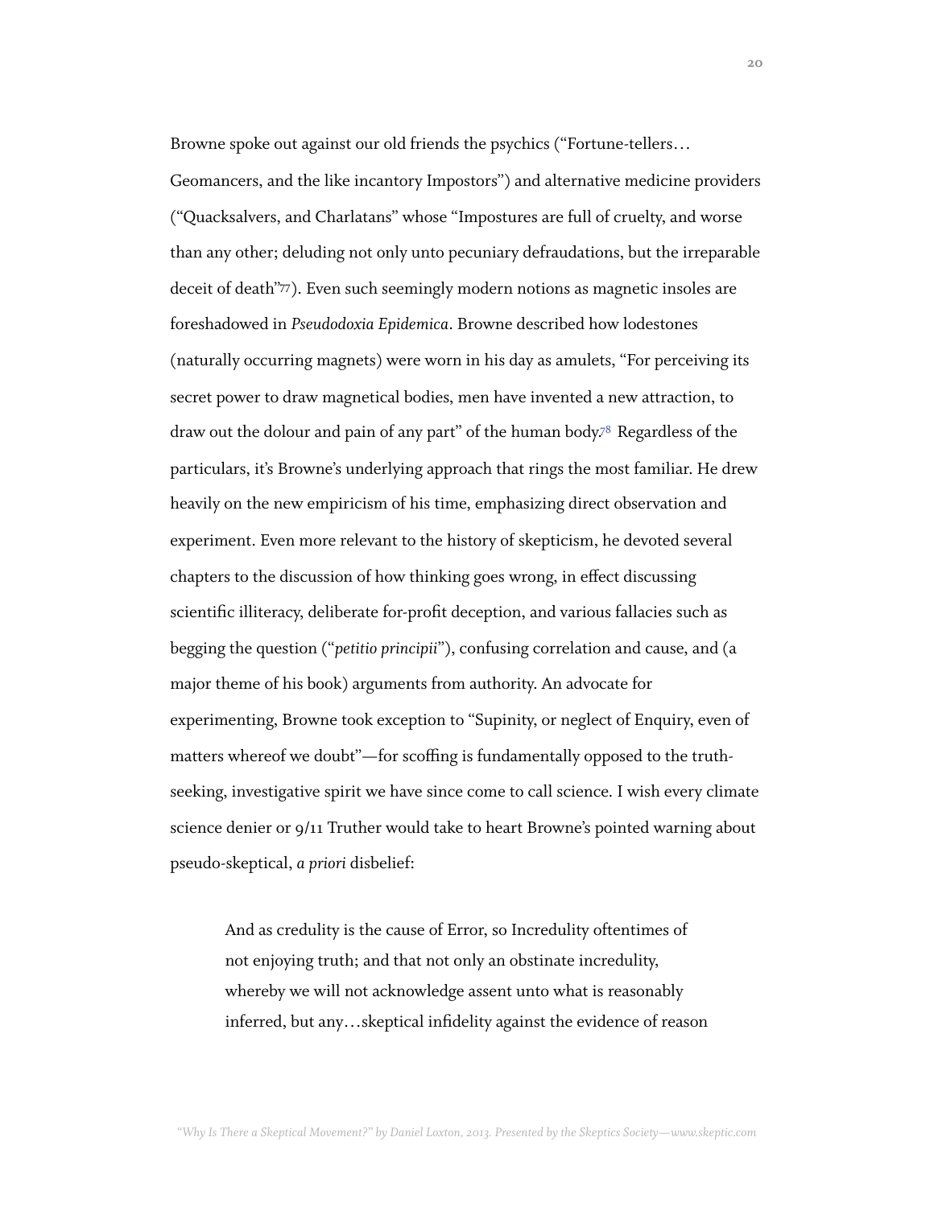Browne spoke out against our old friends the psychics ("Fortune-tellers… Geomancers, and the like incantory Impostors") and alternative medicine providers ("Quacksalvers, and Charlatans" whose "Impostures are full of cruelty, and worse than any other; deluding not only unto pecuniary defraudations, but the irreparable deceit of death"[77]). Even such seemingly modern notions as magnetic insoles are foreshadowed in *Pseudodoxia Epidemica*. Browne described how lodestones (naturally occurring magnets) were worn in his day as amulets, "For perceiving its secret power to draw magnetical bodies, men have invented a new attraction, to draw out the dolour and pain of any part" of the human body.[78] Regardless of the particulars, it's Browne's underlying approach that rings the most familiar. He drew heavily on the new empiricism of his time, emphasizing direct observation and experiment. Even more relevant to the history of skepticism, he devoted several chapters to the discussion of how thinking goes wrong, in effect discussing scientific illiteracy, deliberate for-profit deception, and various fallacies such as begging the question ("*petitio principii*"), confusing correlation and cause, and (a major theme of his book) arguments from authority. An advocate for experimenting, Browne took exception to "Supinity, or neglect of Enquiry, even of matters whereof we doubt"—for scoffing is fundamentally opposed to the truth-seeking, investigative spirit we have since come to call science. I wish every climate science denier or 9/11 Truther would take to heart Browne's pointed warning about pseudo-skeptical, *a priori* disbelief:

> And as credulity is the cause of Error, so Incredulity oftentimes of not enjoying truth; and that not only an obstinate incredulity, whereby we will not acknowledge assent unto what is reasonably inferred, but any…skeptical infidelity against the evidence of reason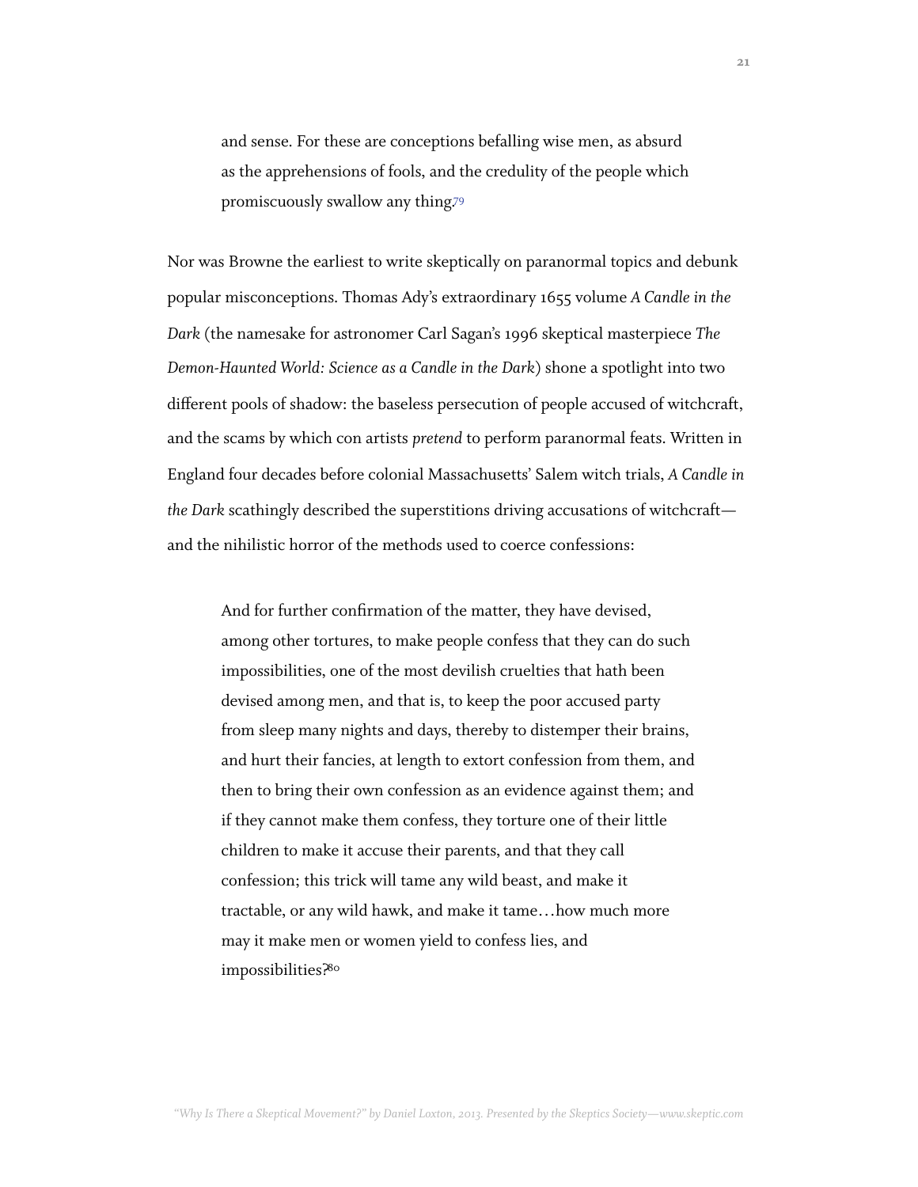> and sense. For these are conceptions befalling wise men, as absurd as the apprehensions of fools, and the credulity of the people which promiscuously swallow any thing.[79]

Nor was Browne the earliest to write skeptically on paranormal topics and debunk popular misconceptions. Thomas Ady's extraordinary 1655 volume *A Candle in the Dark* (the namesake for astronomer Carl Sagan's 1996 skeptical masterpiece *The Demon-Haunted World: Science as a Candle in the Dark*) shone a spotlight into two different pools of shadow: the baseless persecution of people accused of witchcraft, and the scams by which con artists *pretend* to perform paranormal feats. Written in England four decades before colonial Massachusetts' Salem witch trials, *A Candle in the Dark* scathingly described the superstitions driving accusations of witchcraft—and the nihilistic horror of the methods used to coerce confessions:

> And for further confirmation of the matter, they have devised, among other tortures, to make people confess that they can do such impossibilities, one of the most devilish cruelties that hath been devised among men, and that is, to keep the poor accused party from sleep many nights and days, thereby to distemper their brains, and hurt their fancies, at length to extort confession from them, and then to bring their own confession as an evidence against them; and if they cannot make them confess, they torture one of their little children to make it accuse their parents, and that they call confession; this trick will tame any wild beast, and make it tractable, or any wild hawk, and make it tame…how much more may it make men or women yield to confess lies, and impossibilities?[80]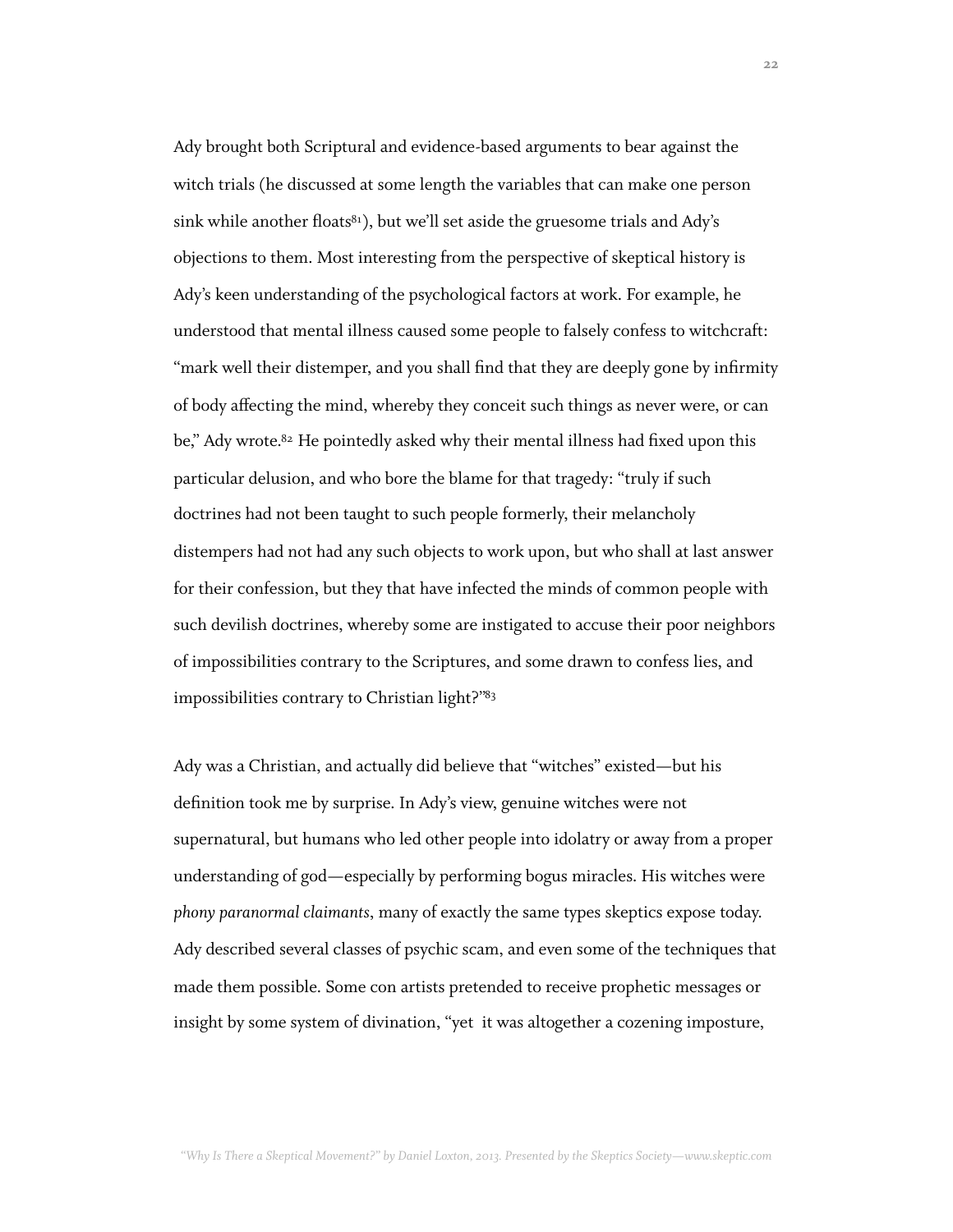Ady brought both Scriptural and evidence-based arguments to bear against the witch trials (he discussed at some length the variables that can make one person sink while another floats[81]), but we'll set aside the gruesome trials and Ady's objections to them. Most interesting from the perspective of skeptical history is Ady's keen understanding of the psychological factors at work. For example, he understood that mental illness caused some people to falsely confess to witchcraft: "mark well their distemper, and you shall find that they are deeply gone by infirmity of body affecting the mind, whereby they conceit such things as never were, or can be," Ady wrote.[82] He pointedly asked why their mental illness had fixed upon this particular delusion, and who bore the blame for that tragedy: "truly if such doctrines had not been taught to such people formerly, their melancholy distempers had not had any such objects to work upon, but who shall at last answer for their confession, but they that have infected the minds of common people with such devilish doctrines, whereby some are instigated to accuse their poor neighbors of impossibilities contrary to the Scriptures, and some drawn to confess lies, and impossibilities contrary to Christian light?"[83]

Ady was a Christian, and actually did believe that "witches" existed—but his definition took me by surprise. In Ady's view, genuine witches were not supernatural, but humans who led other people into idolatry or away from a proper understanding of god—especially by performing bogus miracles. His witches were *phony paranormal claimants*, many of exactly the same types skeptics expose today. Ady described several classes of psychic scam, and even some of the techniques that made them possible. Some con artists pretended to receive prophetic messages or insight by some system of divination, "yet it was altogether a cozening imposture,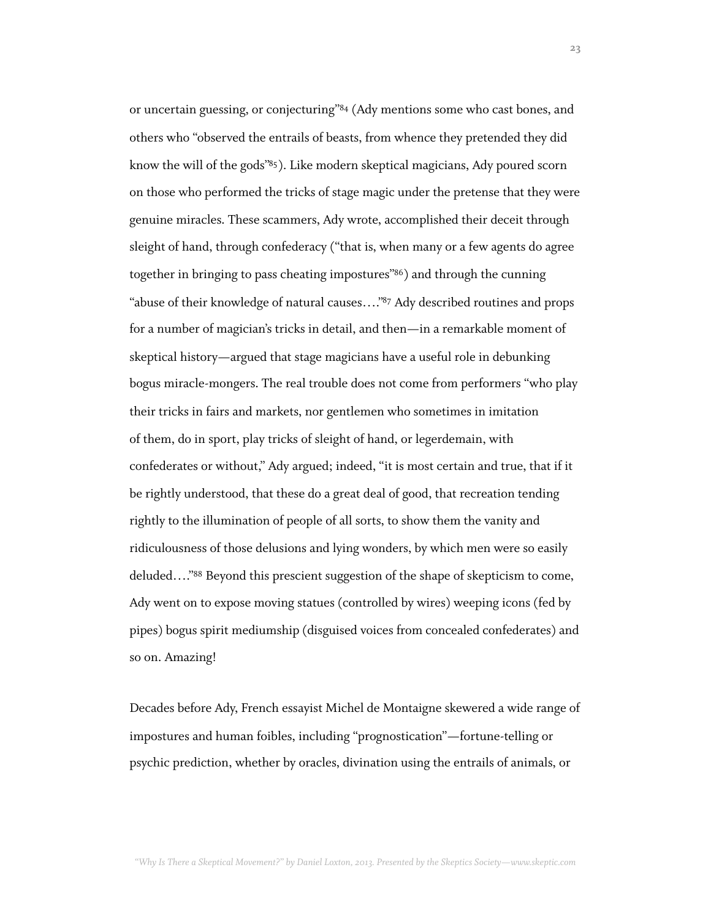or uncertain guessing, or conjecturing"[84] (Ady mentions some who cast bones, and others who "observed the entrails of beasts, from whence they pretended they did know the will of the gods"[85]). Like modern skeptical magicians, Ady poured scorn on those who performed the tricks of stage magic under the pretense that they were genuine miracles. These scammers, Ady wrote, accomplished their deceit through sleight of hand, through confederacy ("that is, when many or a few agents do agree together in bringing to pass cheating impostures"[86]) and through the cunning "abuse of their knowledge of natural causes…."[87] Ady described routines and props for a number of magician's tricks in detail, and then—in a remarkable moment of skeptical history—argued that stage magicians have a useful role in debunking bogus miracle-mongers. The real trouble does not come from performers "who play their tricks in fairs and markets, nor gentlemen who sometimes in imitation of them, do in sport, play tricks of sleight of hand, or legerdemain, with confederates or without," Ady argued; indeed, "it is most certain and true, that if it be rightly understood, that these do a great deal of good, that recreation tending rightly to the illumination of people of all sorts, to show them the vanity and ridiculousness of those delusions and lying wonders, by which men were so easily deluded…."[88] Beyond this prescient suggestion of the shape of skepticism to come, Ady went on to expose moving statues (controlled by wires) weeping icons (fed by pipes) bogus spirit mediumship (disguised voices from concealed confederates) and so on. Amazing!

Decades before Ady, French essayist Michel de Montaigne skewered a wide range of impostures and human foibles, including "prognostication"—fortune-telling or psychic prediction, whether by oracles, divination using the entrails of animals, or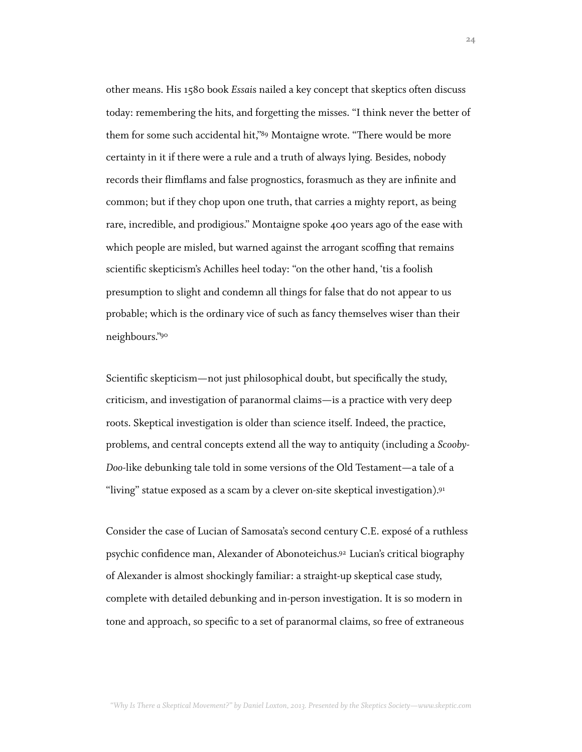other means. His 1580 book *Essais* nailed a key concept that skeptics often discuss today: remembering the hits, and forgetting the misses. "I think never the better of them for some such accidental hit,"[89] Montaigne wrote. "There would be more certainty in it if there were a rule and a truth of always lying. Besides, nobody records their flimflams and false prognostics, forasmuch as they are infinite and common; but if they chop upon one truth, that carries a mighty report, as being rare, incredible, and prodigious." Montaigne spoke 400 years ago of the ease with which people are misled, but warned against the arrogant scoffing that remains scientific skepticism's Achilles heel today: "on the other hand, 'tis a foolish presumption to slight and condemn all things for false that do not appear to us probable; which is the ordinary vice of such as fancy themselves wiser than their neighbours."[90]

Scientific skepticism—not just philosophical doubt, but specifically the study, criticism, and investigation of paranormal claims—is a practice with very deep roots. Skeptical investigation is older than science itself. Indeed, the practice, problems, and central concepts extend all the way to antiquity (including a *Scooby-Doo*-like debunking tale told in some versions of the Old Testament—a tale of a "living" statue exposed as a scam by a clever on-site skeptical investigation).[91]

Consider the case of Lucian of Samosata's second century C.E. exposé of a ruthless psychic confidence man, Alexander of Abonoteichus.[92] Lucian's critical biography of Alexander is almost shockingly familiar: a straight-up skeptical case study, complete with detailed debunking and in-person investigation. It is so modern in tone and approach, so specific to a set of paranormal claims, so free of extraneous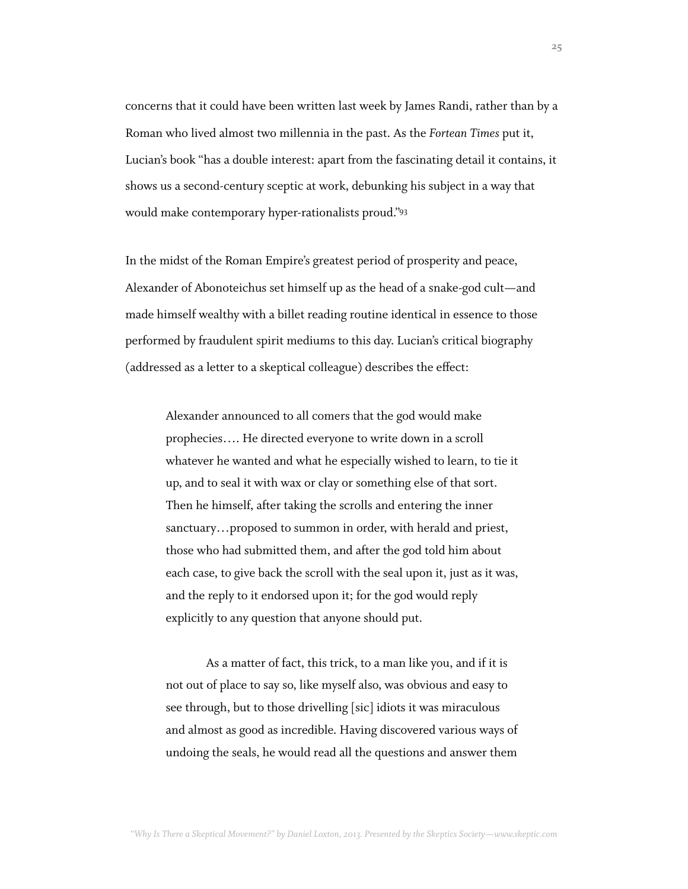concerns that it could have been written last week by James Randi, rather than by a Roman who lived almost two millennia in the past. As the *Fortean Times* put it, Lucian's book "has a double interest: apart from the fascinating detail it contains, it shows us a second-century sceptic at work, debunking his subject in a way that would make contemporary hyper-rationalists proud."[93]

In the midst of the Roman Empire's greatest period of prosperity and peace, Alexander of Abonoteichus set himself up as the head of a snake-god cult—and made himself wealthy with a billet reading routine identical in essence to those performed by fraudulent spirit mediums to this day. Lucian's critical biography (addressed as a letter to a skeptical colleague) describes the effect:

> Alexander announced to all comers that the god would make prophecies…. He directed everyone to write down in a scroll whatever he wanted and what he especially wished to learn, to tie it up, and to seal it with wax or clay or something else of that sort. Then he himself, after taking the scrolls and entering the inner sanctuary…proposed to summon in order, with herald and priest, those who had submitted them, and after the god told him about each case, to give back the scroll with the seal upon it, just as it was, and the reply to it endorsed upon it; for the god would reply explicitly to any question that anyone should put.
>
> As a matter of fact, this trick, to a man like you, and if it is not out of place to say so, like myself also, was obvious and easy to see through, but to those drivelling [sic] idiots it was miraculous and almost as good as incredible. Having discovered various ways of undoing the seals, he would read all the questions and answer them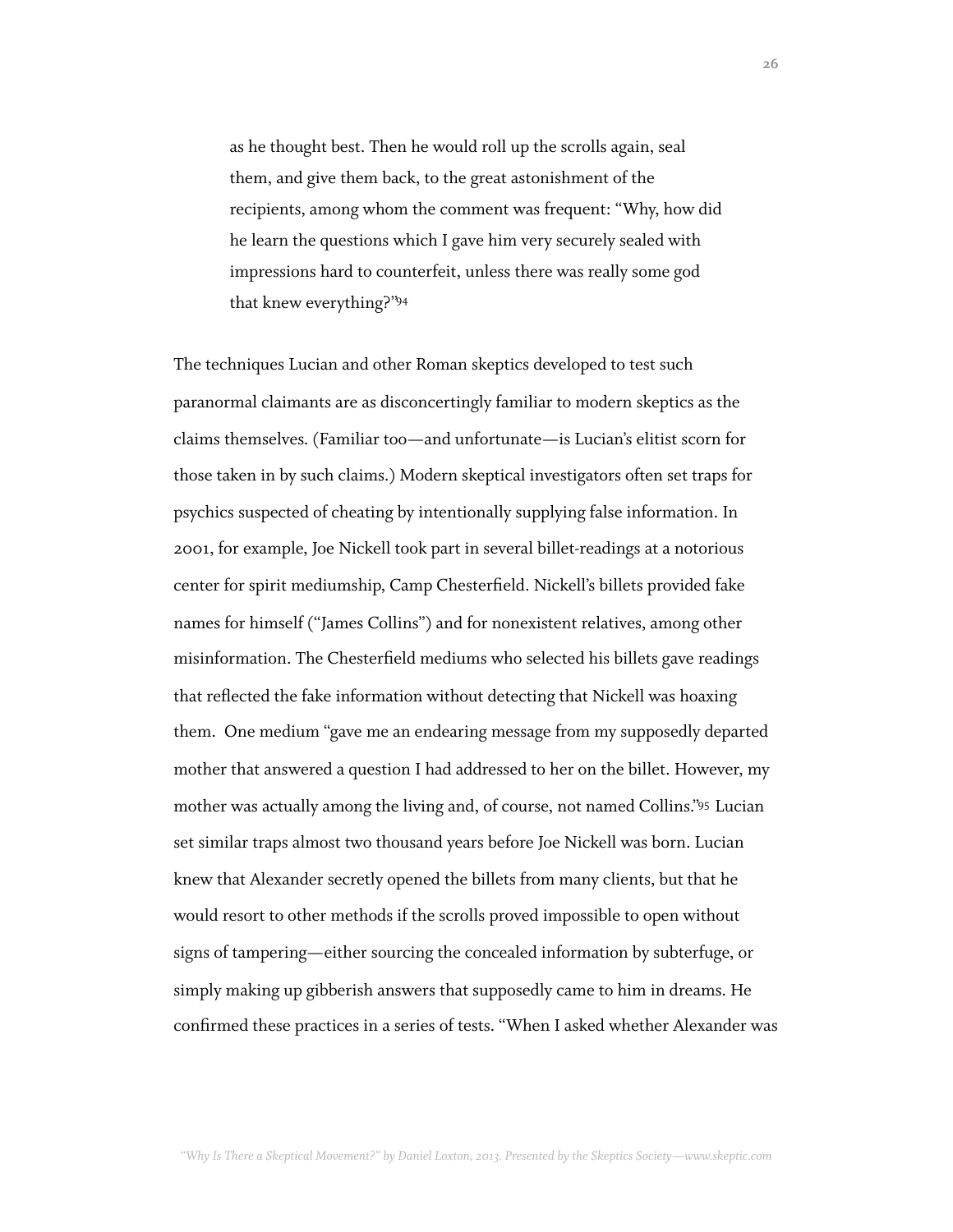> as he thought best. Then he would roll up the scrolls again, seal them, and give them back, to the great astonishment of the recipients, among whom the comment was frequent: "Why, how did he learn the questions which I gave him very securely sealed with impressions hard to counterfeit, unless there was really some god that knew everything?"[94]

The techniques Lucian and other Roman skeptics developed to test such paranormal claimants are as disconcertingly familiar to modern skeptics as the claims themselves. (Familiar too—and unfortunate—is Lucian's elitist scorn for those taken in by such claims.) Modern skeptical investigators often set traps for psychics suspected of cheating by intentionally supplying false information. In 2001, for example, Joe Nickell took part in several billet-readings at a notorious center for spirit mediumship, Camp Chesterfield. Nickell's billets provided fake names for himself ("James Collins") and for nonexistent relatives, among other misinformation. The Chesterfield mediums who selected his billets gave readings that reflected the fake information without detecting that Nickell was hoaxing them. One medium "gave me an endearing message from my supposedly departed mother that answered a question I had addressed to her on the billet. However, my mother was actually among the living and, of course, not named Collins."[95] Lucian set similar traps almost two thousand years before Joe Nickell was born. Lucian knew that Alexander secretly opened the billets from many clients, but that he would resort to other methods if the scrolls proved impossible to open without signs of tampering—either sourcing the concealed information by subterfuge, or simply making up gibberish answers that supposedly came to him in dreams. He confirmed these practices in a series of tests. "When I asked whether Alexander was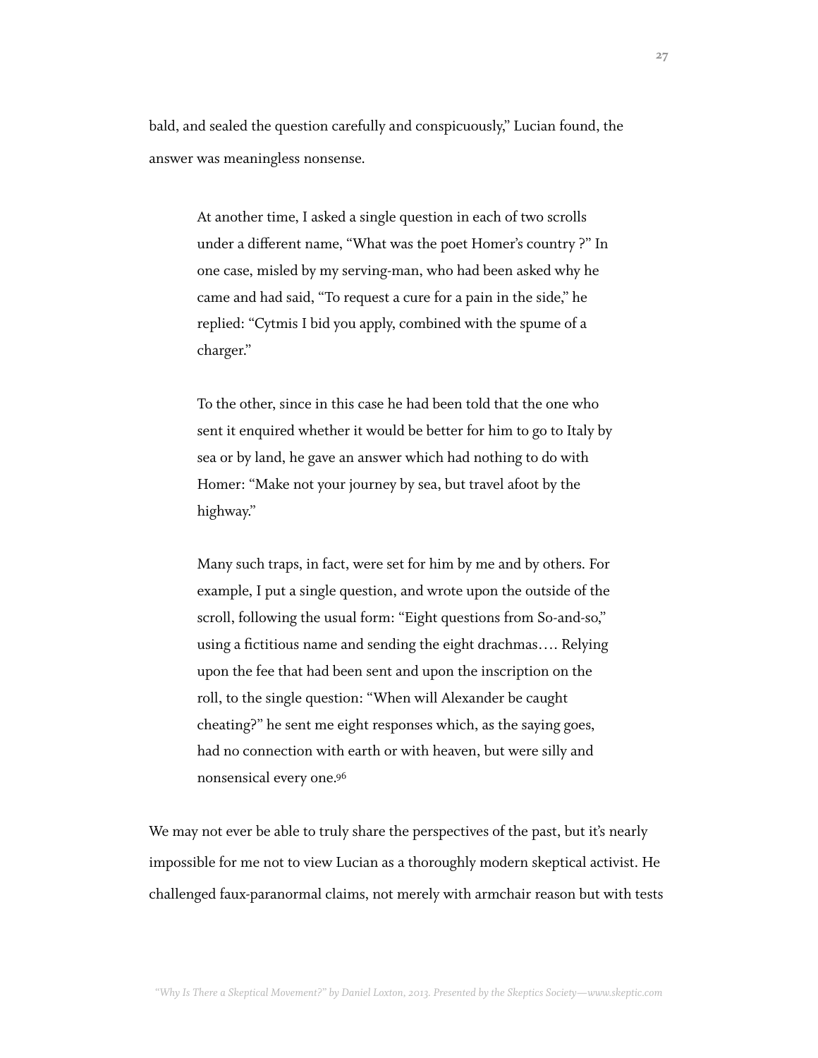bald, and sealed the question carefully and conspicuously," Lucian found, the answer was meaningless nonsense.

> At another time, I asked a single question in each of two scrolls under a different name, "What was the poet Homer's country ?" In one case, misled by my serving-man, who had been asked why he came and had said, "To request a cure for a pain in the side," he replied: "Cytmis I bid you apply, combined with the spume of a charger."
>
> To the other, since in this case he had been told that the one who sent it enquired whether it would be better for him to go to Italy by sea or by land, he gave an answer which had nothing to do with Homer: "Make not your journey by sea, but travel afoot by the highway."
>
> Many such traps, in fact, were set for him by me and by others. For example, I put a single question, and wrote upon the outside of the scroll, following the usual form: "Eight questions from So-and-so," using a fictitious name and sending the eight drachmas…. Relying upon the fee that had been sent and upon the inscription on the roll, to the single question: "When will Alexander be caught cheating?" he sent me eight responses which, as the saying goes, had no connection with earth or with heaven, but were silly and nonsensical every one.[96]

We may not ever be able to truly share the perspectives of the past, but it's nearly impossible for me not to view Lucian as a thoroughly modern skeptical activist. He challenged faux-paranormal claims, not merely with armchair reason but with tests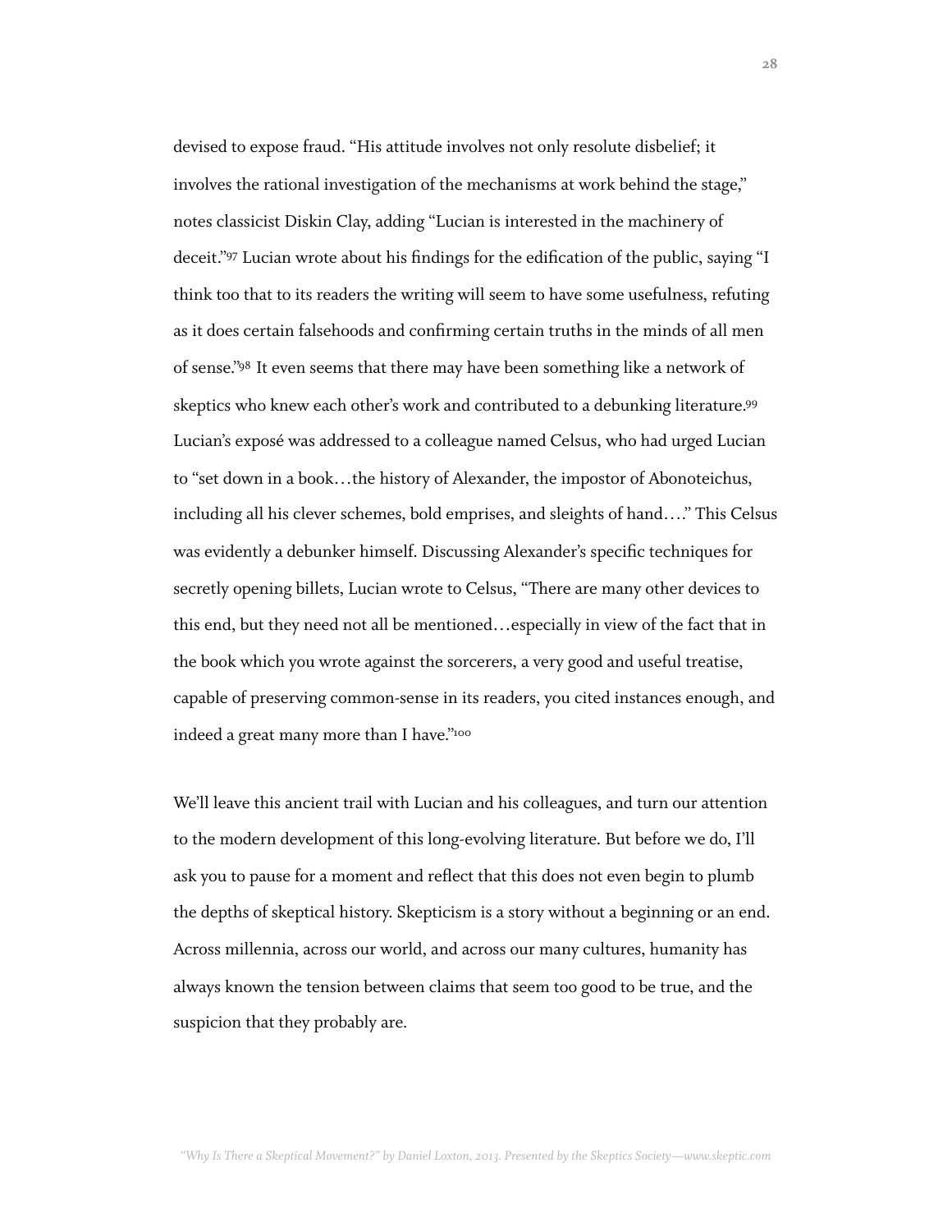devised to expose fraud. "His attitude involves not only resolute disbelief; it involves the rational investigation of the mechanisms at work behind the stage," notes classicist Diskin Clay, adding "Lucian is interested in the machinery of deceit."[97] Lucian wrote about his findings for the edification of the public, saying "I think too that to its readers the writing will seem to have some usefulness, refuting as it does certain falsehoods and confirming certain truths in the minds of all men of sense."[98] It even seems that there may have been something like a network of skeptics who knew each other's work and contributed to a debunking literature.[99] Lucian's exposé was addressed to a colleague named Celsus, who had urged Lucian to "set down in a book…the history of Alexander, the impostor of Abonoteichus, including all his clever schemes, bold emprises, and sleights of hand…." This Celsus was evidently a debunker himself. Discussing Alexander's specific techniques for secretly opening billets, Lucian wrote to Celsus, "There are many other devices to this end, but they need not all be mentioned…especially in view of the fact that in the book which you wrote against the sorcerers, a very good and useful treatise, capable of preserving common-sense in its readers, you cited instances enough, and indeed a great many more than I have."[100]

We'll leave this ancient trail with Lucian and his colleagues, and turn our attention to the modern development of this long-evolving literature. But before we do, I'll ask you to pause for a moment and reflect that this does not even begin to plumb the depths of skeptical history. Skepticism is a story without a beginning or an end. Across millennia, across our world, and across our many cultures, humanity has always known the tension between claims that seem too good to be true, and the suspicion that they probably are.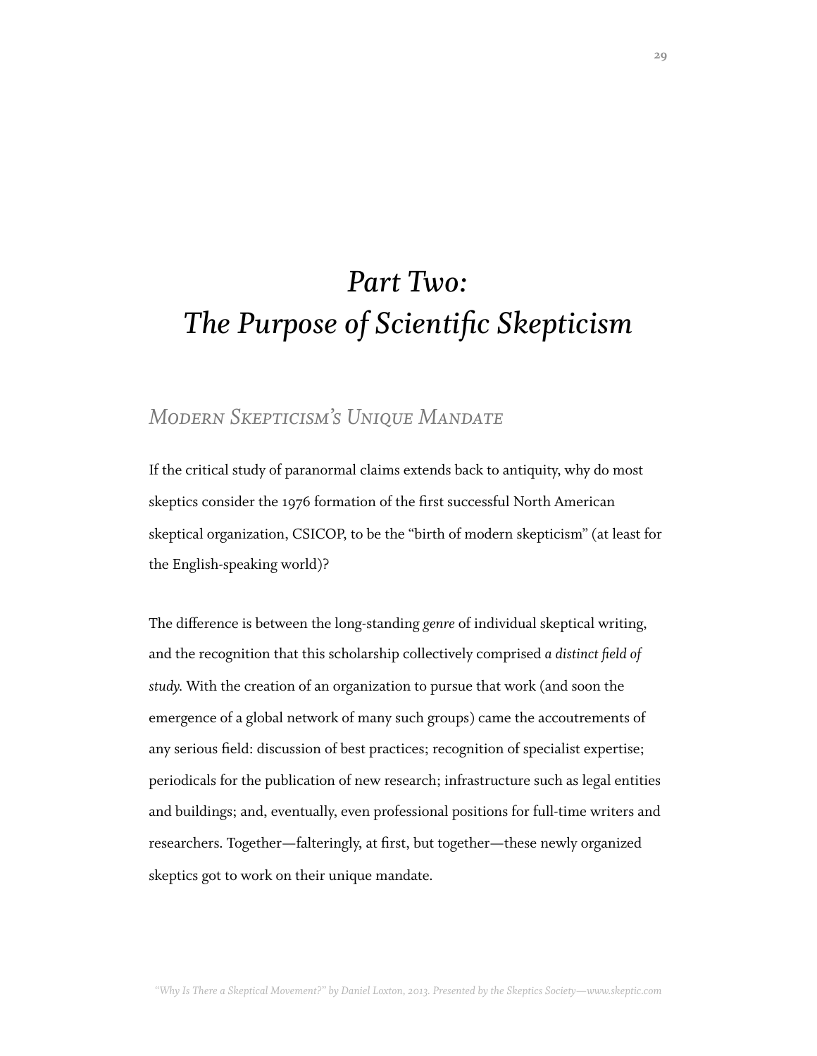# *Part Two: The Purpose of Scientific Skepticism*

## *Modern Skepticism's Unique Mandate*

If the critical study of paranormal claims extends back to antiquity, why do most skeptics consider the 1976 formation of the first successful North American skeptical organization, CSICOP, to be the "birth of modern skepticism" (at least for the English-speaking world)?

The difference is between the long-standing *genre* of individual skeptical writing, and the recognition that this scholarship collectively comprised *a distinct field of study*. With the creation of an organization to pursue that work (and soon the emergence of a global network of many such groups) came the accoutrements of any serious field: discussion of best practices; recognition of specialist expertise; periodicals for the publication of new research; infrastructure such as legal entities and buildings; and, eventually, even professional positions for full-time writers and researchers. Together—falteringly, at first, but together—these newly organized skeptics got to work on their unique mandate.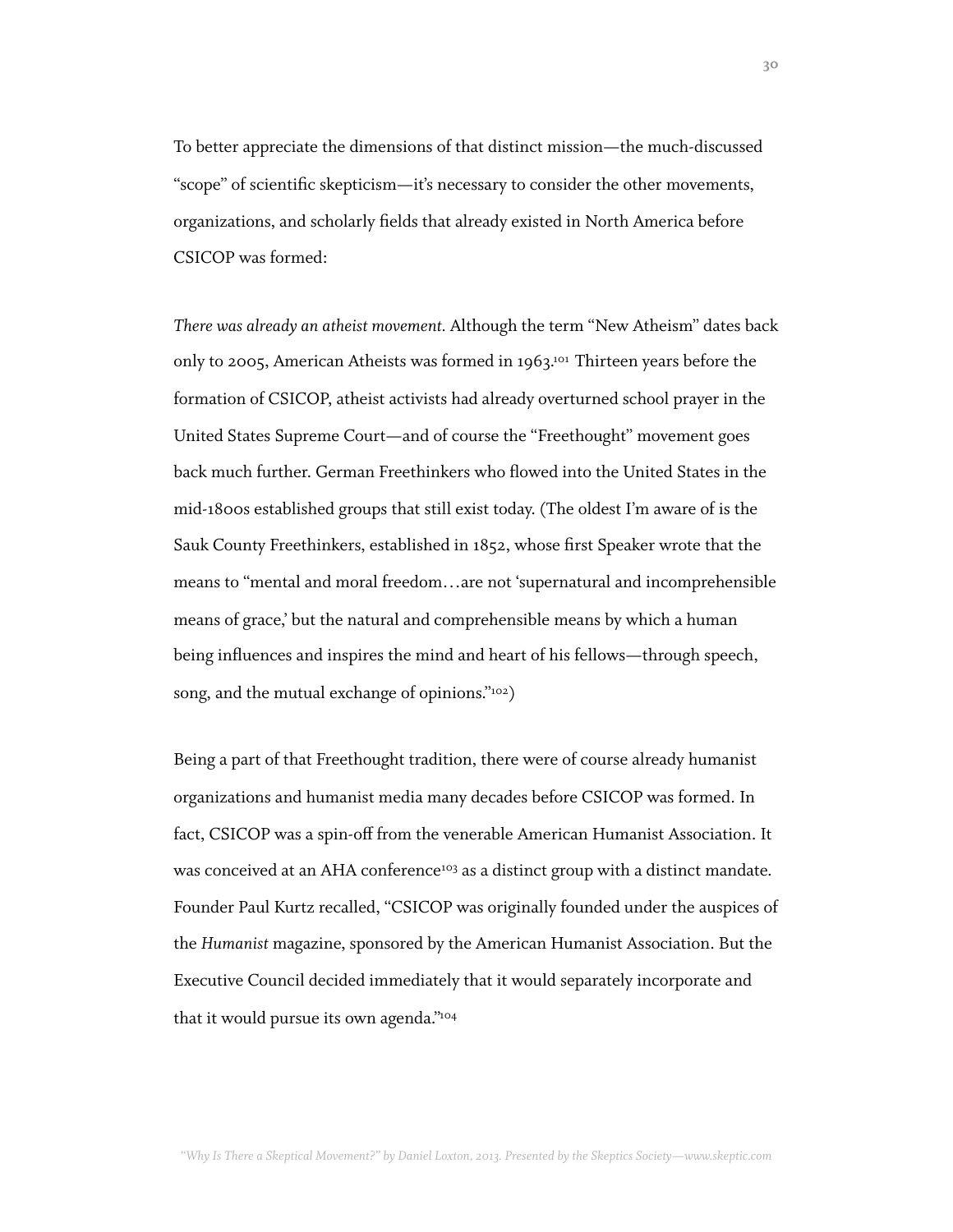To better appreciate the dimensions of that distinct mission—the much-discussed "scope" of scientific skepticism—it's necessary to consider the other movements, organizations, and scholarly fields that already existed in North America before CSICOP was formed:

*There was already an atheist movement.* Although the term "New Atheism" dates back only to 2005, American Atheists was formed in 1963.[101] Thirteen years before the formation of CSICOP, atheist activists had already overturned school prayer in the United States Supreme Court—and of course the "Freethought" movement goes back much further. German Freethinkers who flowed into the United States in the mid-1800s established groups that still exist today. (The oldest I'm aware of is the Sauk County Freethinkers, established in 1852, whose first Speaker wrote that the means to "mental and moral freedom…are not 'supernatural and incomprehensible means of grace,' but the natural and comprehensible means by which a human being influences and inspires the mind and heart of his fellows—through speech, song, and the mutual exchange of opinions."[102])

Being a part of that Freethought tradition, there were of course already humanist organizations and humanist media many decades before CSICOP was formed. In fact, CSICOP was a spin-off from the venerable American Humanist Association. It was conceived at an AHA conference[103] as a distinct group with a distinct mandate. Founder Paul Kurtz recalled, "CSICOP was originally founded under the auspices of the *Humanist* magazine, sponsored by the American Humanist Association. But the Executive Council decided immediately that it would separately incorporate and that it would pursue its own agenda."[104]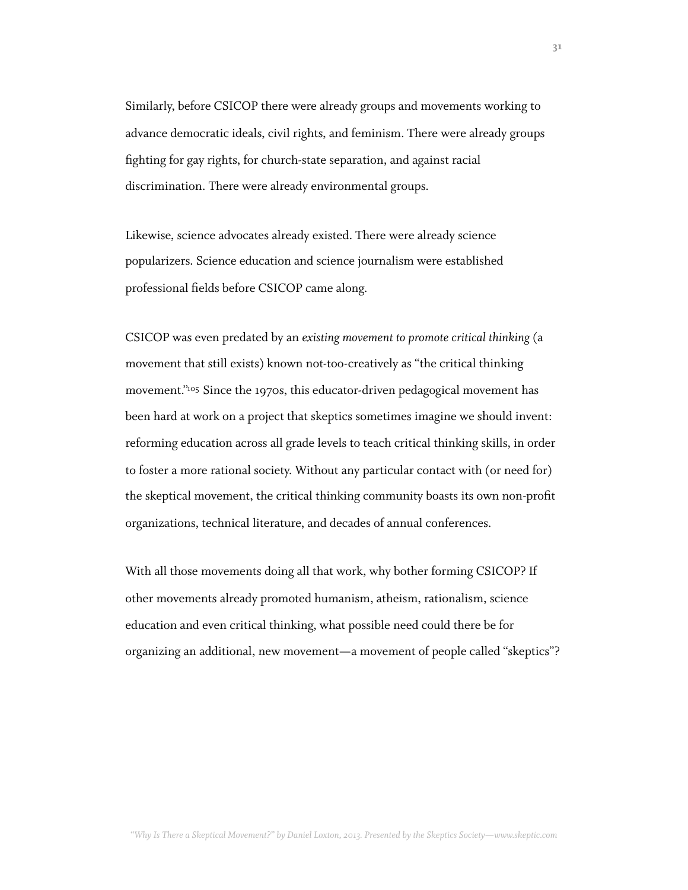Similarly, before CSICOP there were already groups and movements working to advance democratic ideals, civil rights, and feminism. There were already groups fighting for gay rights, for church-state separation, and against racial discrimination. There were already environmental groups.

Likewise, science advocates already existed. There were already science popularizers. Science education and science journalism were established professional fields before CSICOP came along.

CSICOP was even predated by an *existing movement to promote critical thinking* (a movement that still exists) known not-too-creatively as "the critical thinking movement."[105] Since the 1970s, this educator-driven pedagogical movement has been hard at work on a project that skeptics sometimes imagine we should invent: reforming education across all grade levels to teach critical thinking skills, in order to foster a more rational society. Without any particular contact with (or need for) the skeptical movement, the critical thinking community boasts its own non-profit organizations, technical literature, and decades of annual conferences.

With all those movements doing all that work, why bother forming CSICOP? If other movements already promoted humanism, atheism, rationalism, science education and even critical thinking, what possible need could there be for organizing an additional, new movement—a movement of people called "skeptics"?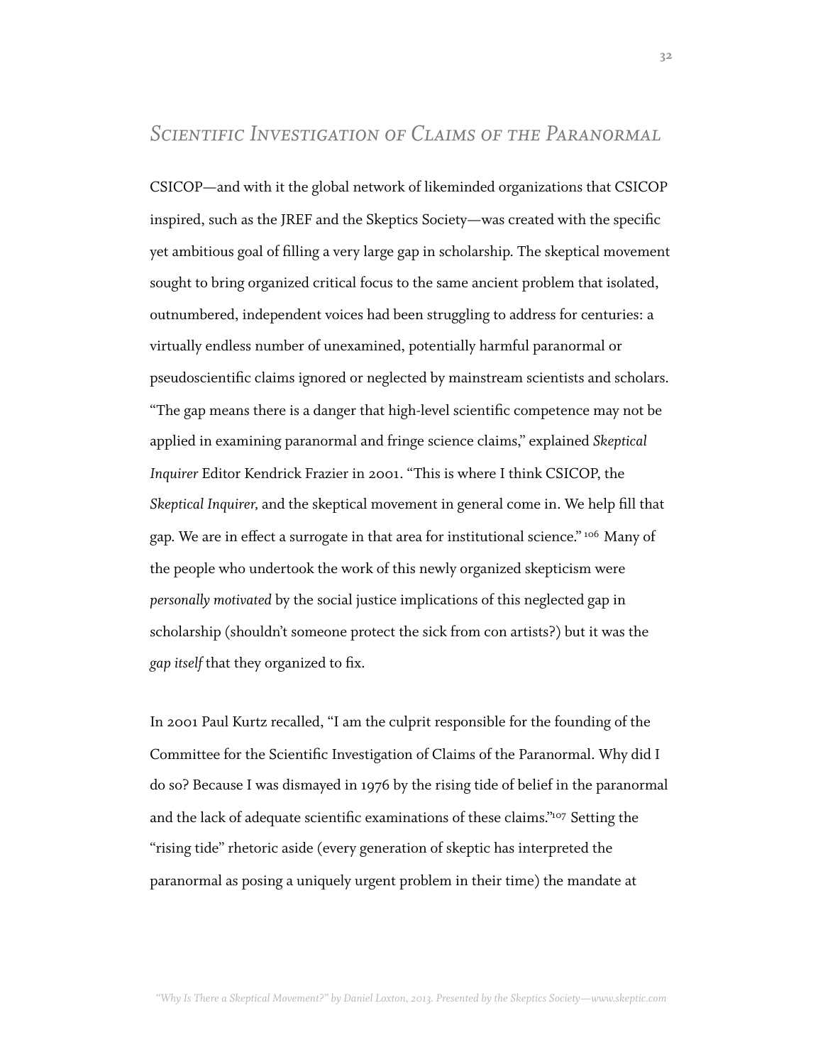## *Scientific Investigation of Claims of the Paranormal*

CSICOP—and with it the global network of likeminded organizations that CSICOP inspired, such as the JREF and the Skeptics Society—was created with the specific yet ambitious goal of filling a very large gap in scholarship. The skeptical movement sought to bring organized critical focus to the same ancient problem that isolated, outnumbered, independent voices had been struggling to address for centuries: a virtually endless number of unexamined, potentially harmful paranormal or pseudoscientific claims ignored or neglected by mainstream scientists and scholars. "The gap means there is a danger that high-level scientific competence may not be applied in examining paranormal and fringe science claims," explained *Skeptical Inquirer* Editor Kendrick Frazier in 2001. "This is where I think CSICOP, the *Skeptical Inquirer,* and the skeptical movement in general come in. We help fill that gap. We are in effect a surrogate in that area for institutional science."[106] Many of the people who undertook the work of this newly organized skepticism were *personally motivated* by the social justice implications of this neglected gap in scholarship (shouldn't someone protect the sick from con artists?) but it was the *gap itself* that they organized to fix.

In 2001 Paul Kurtz recalled, "I am the culprit responsible for the founding of the Committee for the Scientific Investigation of Claims of the Paranormal. Why did I do so? Because I was dismayed in 1976 by the rising tide of belief in the paranormal and the lack of adequate scientific examinations of these claims."[107] Setting the "rising tide" rhetoric aside (every generation of skeptic has interpreted the paranormal as posing a uniquely urgent problem in their time) the mandate at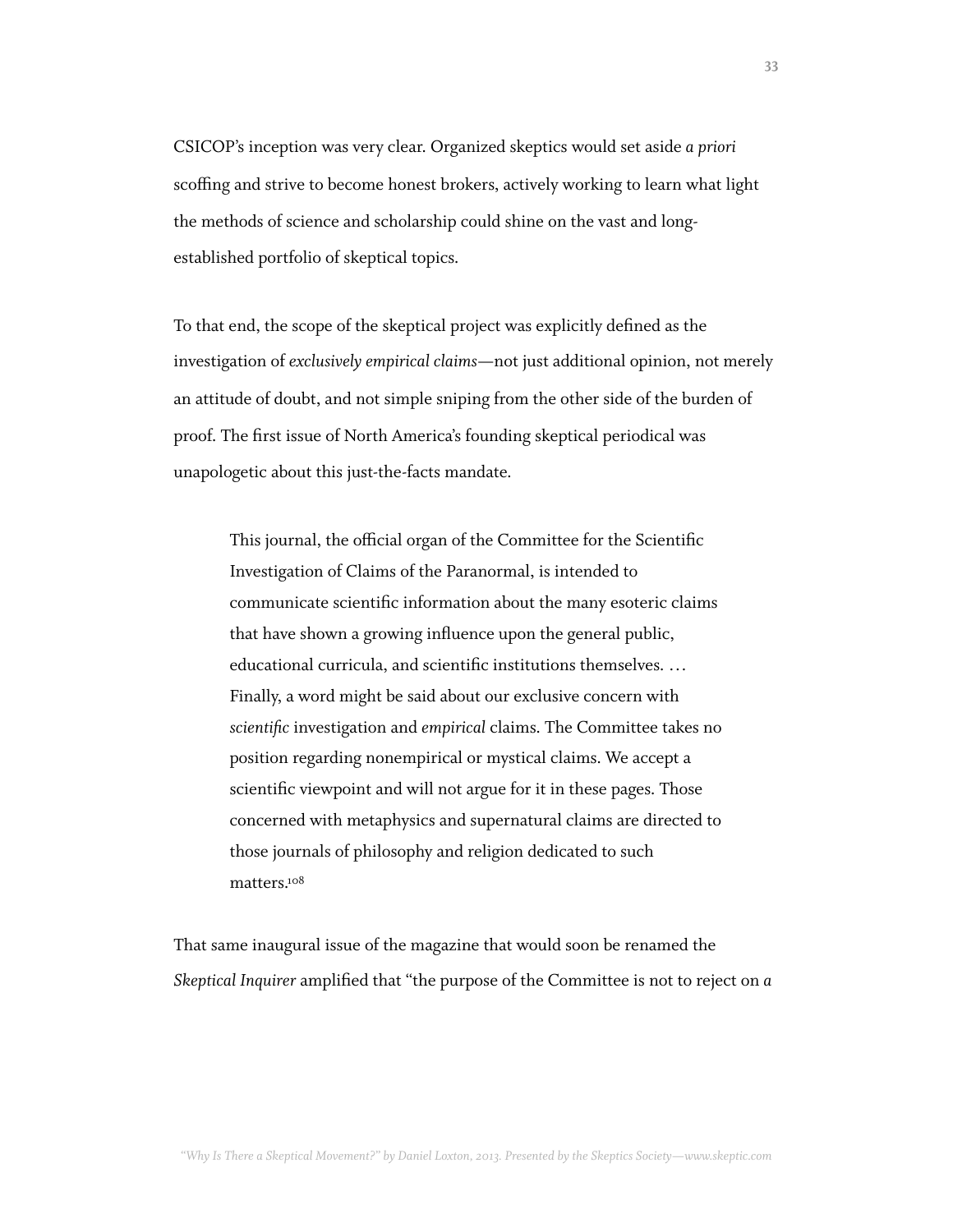CSICOP's inception was very clear. Organized skeptics would set aside *a priori* scoffing and strive to become honest brokers, actively working to learn what light the methods of science and scholarship could shine on the vast and long-established portfolio of skeptical topics.

To that end, the scope of the skeptical project was explicitly defined as the investigation of *exclusively empirical claims*—not just additional opinion, not merely an attitude of doubt, and not simple sniping from the other side of the burden of proof. The first issue of North America's founding skeptical periodical was unapologetic about this just-the-facts mandate.

> This journal, the official organ of the Committee for the Scientific Investigation of Claims of the Paranormal, is intended to communicate scientific information about the many esoteric claims that have shown a growing influence upon the general public, educational curricula, and scientific institutions themselves. … Finally, a word might be said about our exclusive concern with *scientific* investigation and *empirical* claims. The Committee takes no position regarding nonempirical or mystical claims. We accept a scientific viewpoint and will not argue for it in these pages. Those concerned with metaphysics and supernatural claims are directed to those journals of philosophy and religion dedicated to such matters.[108]

That same inaugural issue of the magazine that would soon be renamed the *Skeptical Inquirer* amplified that "the purpose of the Committee is not to reject on *a*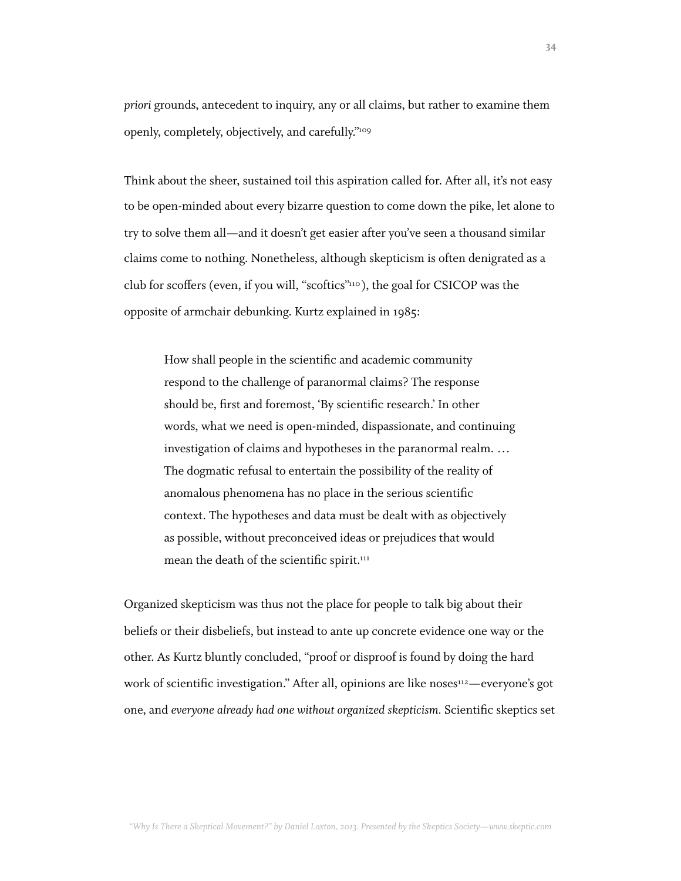*priori* grounds, antecedent to inquiry, any or all claims, but rather to examine them openly, completely, objectively, and carefully."[109]

Think about the sheer, sustained toil this aspiration called for. After all, it's not easy to be open-minded about every bizarre question to come down the pike, let alone to try to solve them all—and it doesn't get easier after you've seen a thousand similar claims come to nothing. Nonetheless, although skepticism is often denigrated as a club for scoffers (even, if you will, "scoftics"[110]), the goal for CSICOP was the opposite of armchair debunking. Kurtz explained in 1985:

> How shall people in the scientific and academic community respond to the challenge of paranormal claims? The response should be, first and foremost, 'By scientific research.' In other words, what we need is open-minded, dispassionate, and continuing investigation of claims and hypotheses in the paranormal realm. … The dogmatic refusal to entertain the possibility of the reality of anomalous phenomena has no place in the serious scientific context. The hypotheses and data must be dealt with as objectively as possible, without preconceived ideas or prejudices that would mean the death of the scientific spirit.[111]

Organized skepticism was thus not the place for people to talk big about their beliefs or their disbeliefs, but instead to ante up concrete evidence one way or the other. As Kurtz bluntly concluded, "proof or disproof is found by doing the hard work of scientific investigation." After all, opinions are like noses[112]—everyone's got one, and *everyone already had one without organized skepticism.* Scientific skeptics set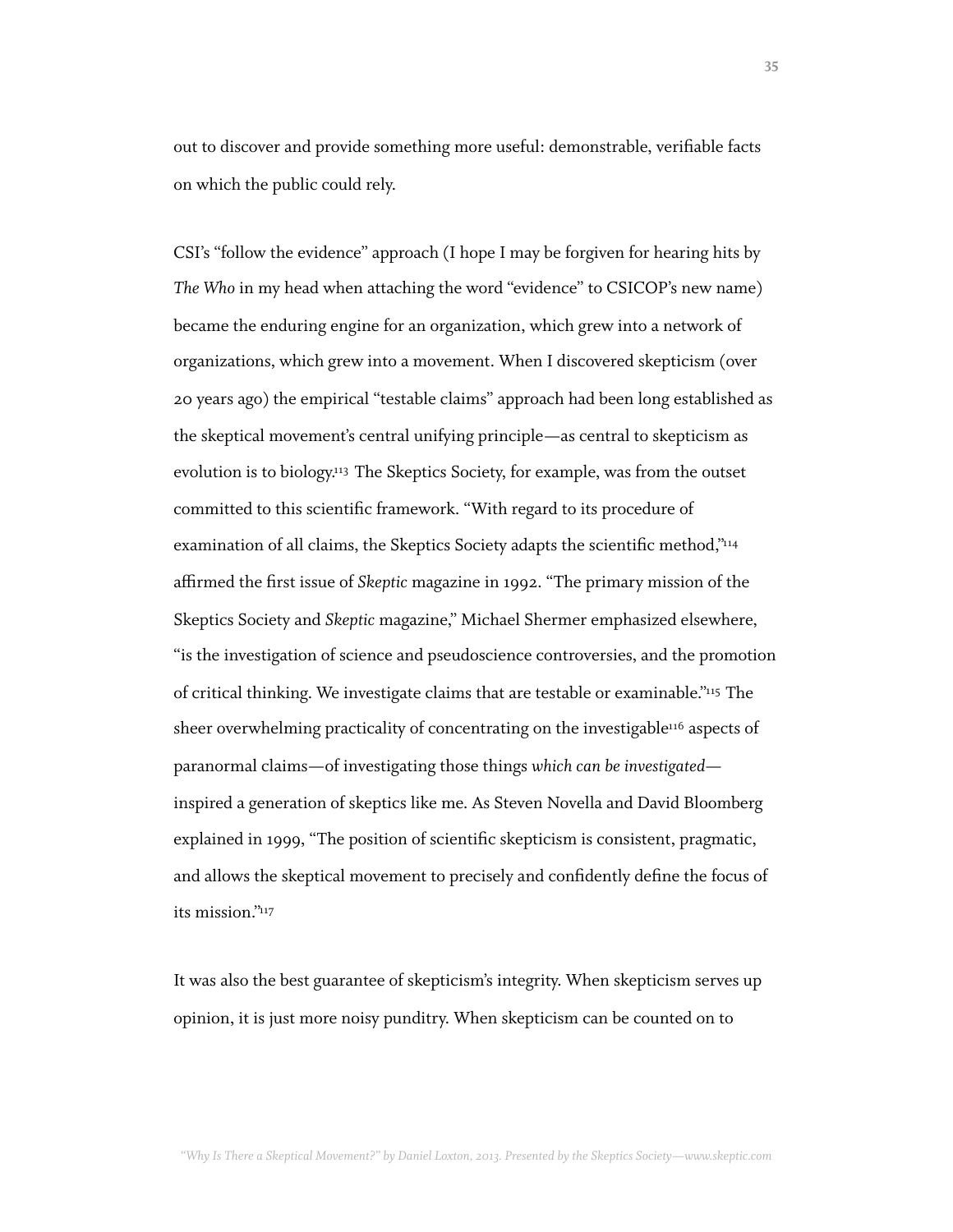out to discover and provide something more useful: demonstrable, verifiable facts on which the public could rely.

CSI's "follow the evidence" approach (I hope I may be forgiven for hearing hits by *The Who* in my head when attaching the word "evidence" to CSICOP's new name) became the enduring engine for an organization, which grew into a network of organizations, which grew into a movement. When I discovered skepticism (over 20 years ago) the empirical "testable claims" approach had been long established as the skeptical movement's central unifying principle—as central to skepticism as evolution is to biology.[113] The Skeptics Society, for example, was from the outset committed to this scientific framework. "With regard to its procedure of examination of all claims, the Skeptics Society adapts the scientific method,"[114] affirmed the first issue of *Skeptic* magazine in 1992. "The primary mission of the Skeptics Society and *Skeptic* magazine," Michael Shermer emphasized elsewhere, "is the investigation of science and pseudoscience controversies, and the promotion of critical thinking. We investigate claims that are testable or examinable."[115] The sheer overwhelming practicality of concentrating on the investigable[116] aspects of paranormal claims—of investigating those things *which can be investigated*—inspired a generation of skeptics like me. As Steven Novella and David Bloomberg explained in 1999, "The position of scientific skepticism is consistent, pragmatic, and allows the skeptical movement to precisely and confidently define the focus of its mission."[117]

It was also the best guarantee of skepticism's integrity. When skepticism serves up opinion, it is just more noisy punditry. When skepticism can be counted on to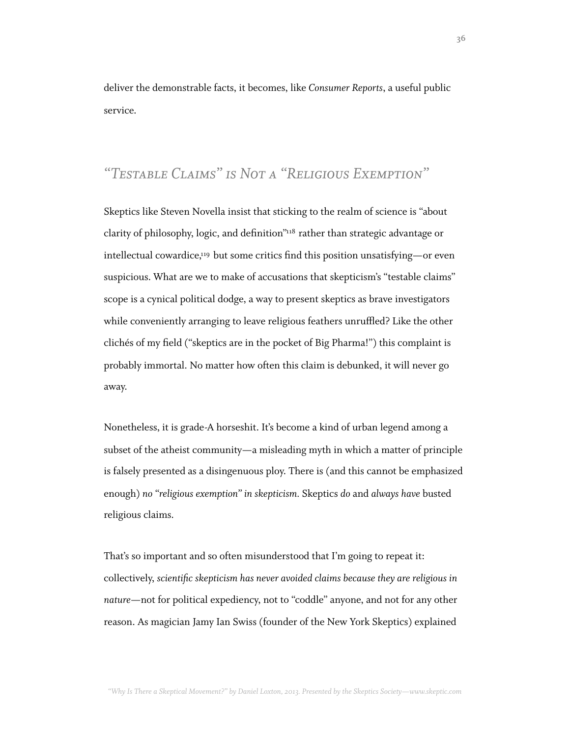deliver the demonstrable facts, it becomes, like *Consumer Reports*, a useful public service.

## "Testable Claims" is Not a "Religious Exemption"

Skeptics like Steven Novella insist that sticking to the realm of science is "about clarity of philosophy, logic, and definition"[118] rather than strategic advantage or intellectual cowardice,[119] but some critics find this position unsatisfying—or even suspicious. What are we to make of accusations that skepticism's "testable claims" scope is a cynical political dodge, a way to present skeptics as brave investigators while conveniently arranging to leave religious feathers unruffled? Like the other clichés of my field ("skeptics are in the pocket of Big Pharma!") this complaint is probably immortal. No matter how often this claim is debunked, it will never go away.

Nonetheless, it is grade-A horseshit. It's become a kind of urban legend among a subset of the atheist community—a misleading myth in which a matter of principle is falsely presented as a disingenuous ploy. There is (and this cannot be emphasized enough) *no "religious exemption" in skepticism.* Skeptics *do* and *always have* busted religious claims.

That's so important and so often misunderstood that I'm going to repeat it: collectively, *scientific skepticism has never avoided claims because they are religious in nature*—not for political expediency, not to "coddle" anyone, and not for any other reason. As magician Jamy Ian Swiss (founder of the New York Skeptics) explained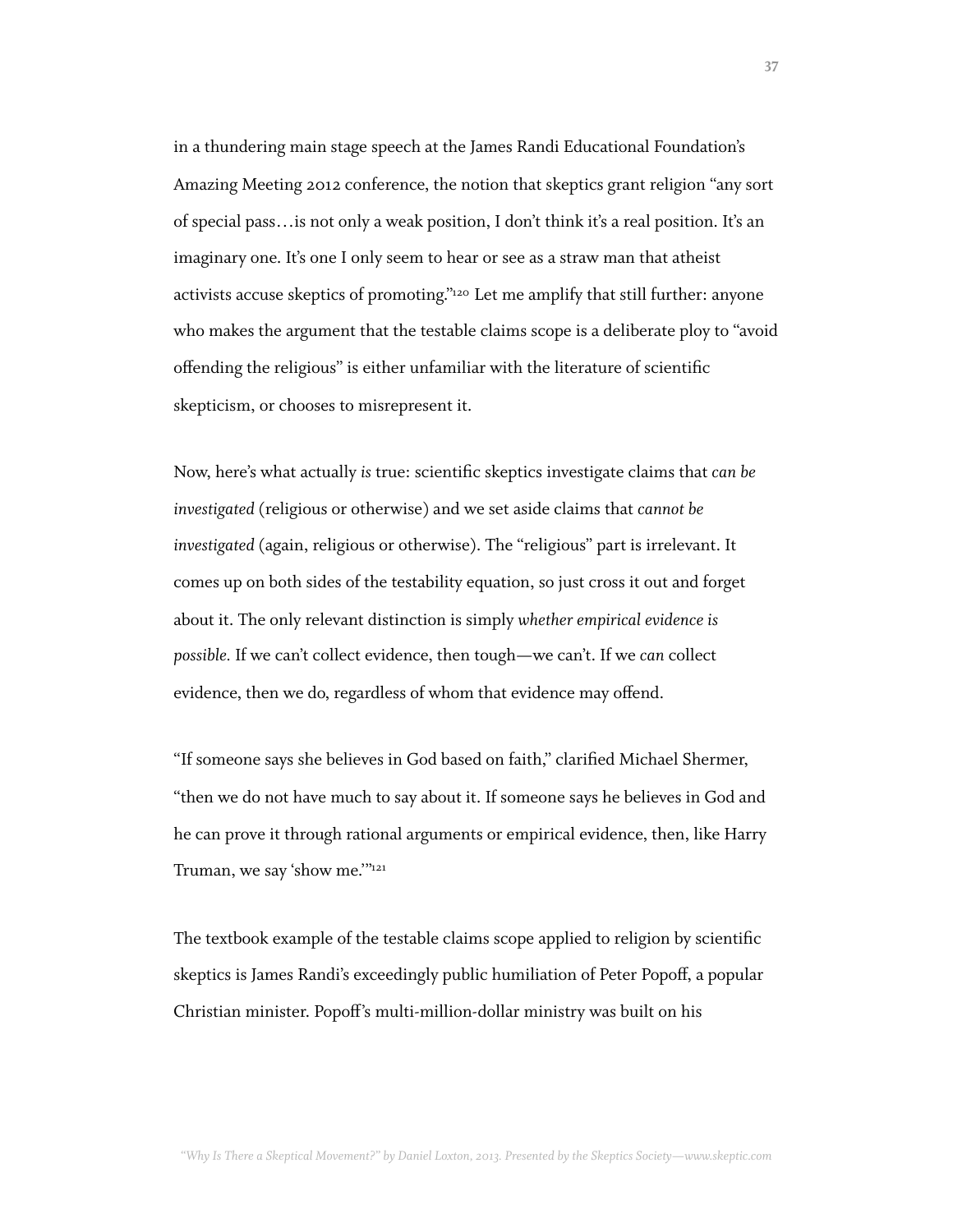in a thundering main stage speech at the James Randi Educational Foundation's Amazing Meeting 2012 conference, the notion that skeptics grant religion "any sort of special pass…is not only a weak position, I don't think it's a real position. It's an imaginary one. It's one I only seem to hear or see as a straw man that atheist activists accuse skeptics of promoting."[120] Let me amplify that still further: anyone who makes the argument that the testable claims scope is a deliberate ploy to "avoid offending the religious" is either unfamiliar with the literature of scientific skepticism, or chooses to misrepresent it.

Now, here's what actually *is* true: scientific skeptics investigate claims that *can be investigated* (religious or otherwise) and we set aside claims that *cannot be investigated* (again, religious or otherwise). The "religious" part is irrelevant. It comes up on both sides of the testability equation, so just cross it out and forget about it. The only relevant distinction is simply *whether empirical evidence is possible.* If we can't collect evidence, then tough—we can't. If we *can* collect evidence, then we do, regardless of whom that evidence may offend.

"If someone says she believes in God based on faith," clarified Michael Shermer, "then we do not have much to say about it. If someone says he believes in God and he can prove it through rational arguments or empirical evidence, then, like Harry Truman, we say 'show me.'"[121]

The textbook example of the testable claims scope applied to religion by scientific skeptics is James Randi's exceedingly public humiliation of Peter Popoff, a popular Christian minister. Popoff's multi-million-dollar ministry was built on his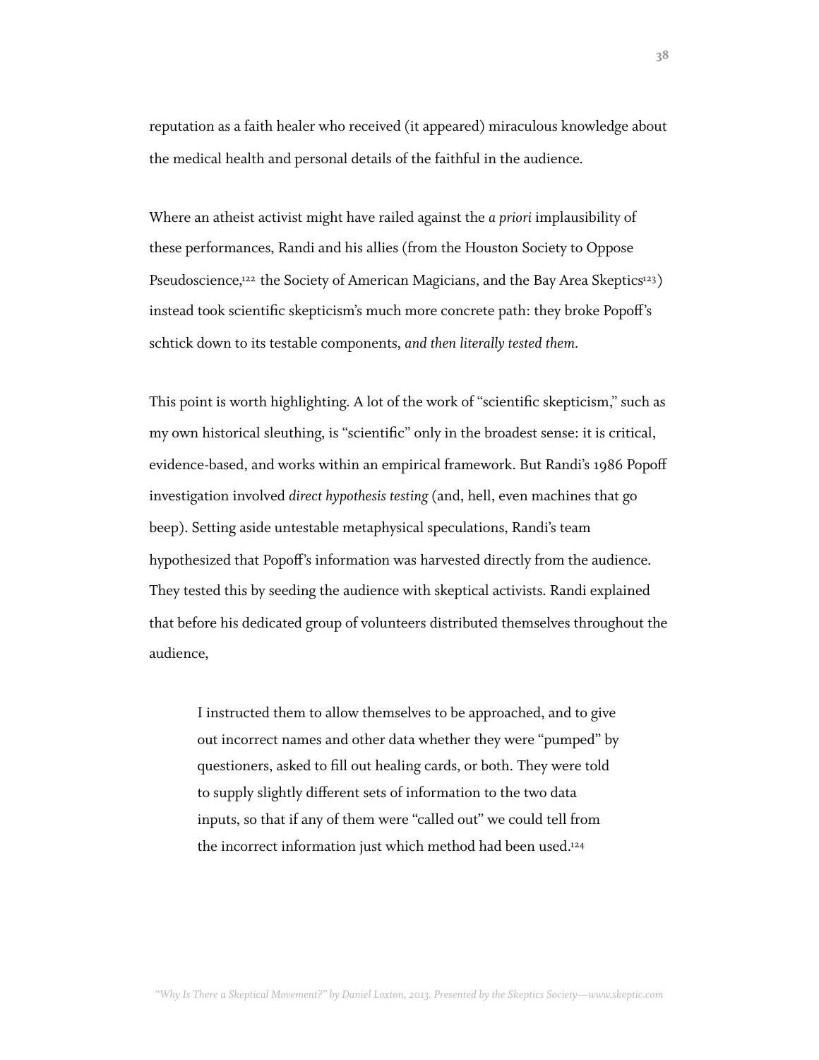reputation as a faith healer who received (it appeared) miraculous knowledge about the medical health and personal details of the faithful in the audience.

Where an atheist activist might have railed against the *a priori* implausibility of these performances, Randi and his allies (from the Houston Society to Oppose Pseudoscience,[122] the Society of American Magicians, and the Bay Area Skeptics[123]) instead took scientific skepticism's much more concrete path: they broke Popoff's schtick down to its testable components, *and then literally tested them.*

This point is worth highlighting. A lot of the work of "scientific skepticism," such as my own historical sleuthing, is "scientific" only in the broadest sense: it is critical, evidence-based, and works within an empirical framework. But Randi's 1986 Popoff investigation involved *direct hypothesis testing* (and, hell, even machines that go beep). Setting aside untestable metaphysical speculations, Randi's team hypothesized that Popoff's information was harvested directly from the audience. They tested this by seeding the audience with skeptical activists. Randi explained that before his dedicated group of volunteers distributed themselves throughout the audience,

> I instructed them to allow themselves to be approached, and to give out incorrect names and other data whether they were "pumped" by questioners, asked to fill out healing cards, or both. They were told to supply slightly different sets of information to the two data inputs, so that if any of them were "called out" we could tell from the incorrect information just which method had been used.[124]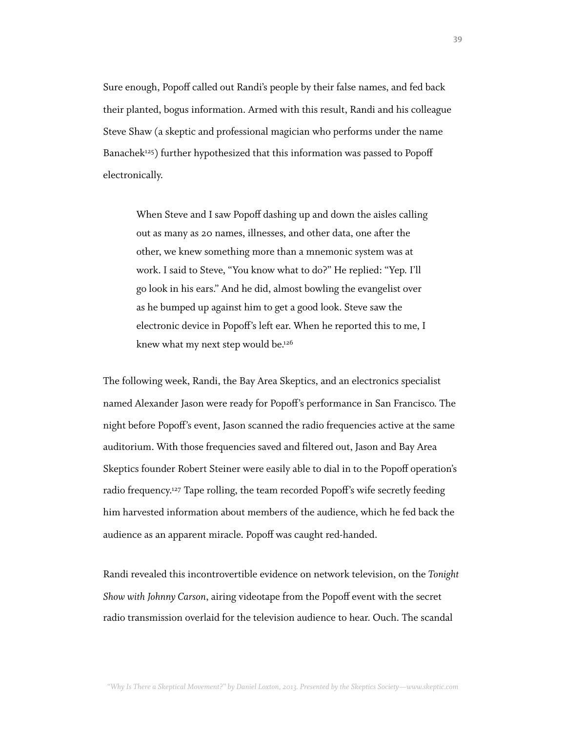Sure enough, Popoff called out Randi's people by their false names, and fed back their planted, bogus information. Armed with this result, Randi and his colleague Steve Shaw (a skeptic and professional magician who performs under the name Banachek[125]) further hypothesized that this information was passed to Popoff electronically.

> When Steve and I saw Popoff dashing up and down the aisles calling out as many as 20 names, illnesses, and other data, one after the other, we knew something more than a mnemonic system was at work. I said to Steve, "You know what to do?" He replied: "Yep. I'll go look in his ears." And he did, almost bowling the evangelist over as he bumped up against him to get a good look. Steve saw the electronic device in Popoff's left ear. When he reported this to me, I knew what my next step would be.[126]

The following week, Randi, the Bay Area Skeptics, and an electronics specialist named Alexander Jason were ready for Popoff's performance in San Francisco. The night before Popoff's event, Jason scanned the radio frequencies active at the same auditorium. With those frequencies saved and filtered out, Jason and Bay Area Skeptics founder Robert Steiner were easily able to dial in to the Popoff operation's radio frequency.[127] Tape rolling, the team recorded Popoff's wife secretly feeding him harvested information about members of the audience, which he fed back the audience as an apparent miracle. Popoff was caught red-handed.

Randi revealed this incontrovertible evidence on network television, on the *Tonight Show with Johnny Carson*, airing videotape from the Popoff event with the secret radio transmission overlaid for the television audience to hear. Ouch. The scandal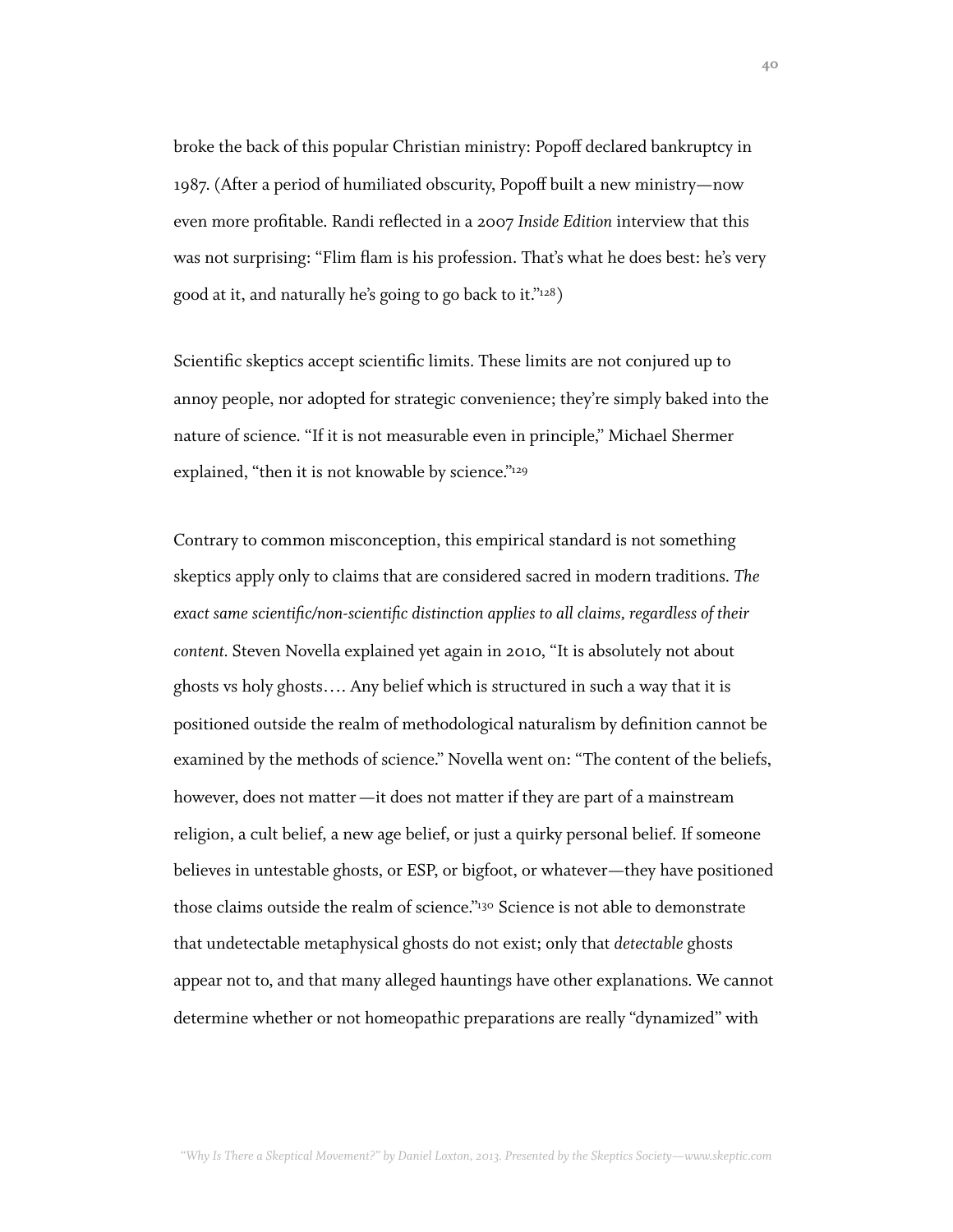broke the back of this popular Christian ministry: Popoff declared bankruptcy in 1987. (After a period of humiliated obscurity, Popoff built a new ministry—now even more profitable. Randi reflected in a 2007 *Inside Edition* interview that this was not surprising: "Flim flam is his profession. That's what he does best: he's very good at it, and naturally he's going to go back to it."[128])

Scientific skeptics accept scientific limits. These limits are not conjured up to annoy people, nor adopted for strategic convenience; they're simply baked into the nature of science. "If it is not measurable even in principle," Michael Shermer explained, "then it is not knowable by science."[129]

Contrary to common misconception, this empirical standard is not something skeptics apply only to claims that are considered sacred in modern traditions. *The exact same scientific/non-scientific distinction applies to all claims, regardless of their content.* Steven Novella explained yet again in 2010, "It is absolutely not about ghosts vs holy ghosts…. Any belief which is structured in such a way that it is positioned outside the realm of methodological naturalism by definition cannot be examined by the methods of science." Novella went on: "The content of the beliefs, however, does not matter —it does not matter if they are part of a mainstream religion, a cult belief, a new age belief, or just a quirky personal belief. If someone believes in untestable ghosts, or ESP, or bigfoot, or whatever—they have positioned those claims outside the realm of science."[130] Science is not able to demonstrate that undetectable metaphysical ghosts do not exist; only that *detectable* ghosts appear not to, and that many alleged hauntings have other explanations. We cannot determine whether or not homeopathic preparations are really "dynamized" with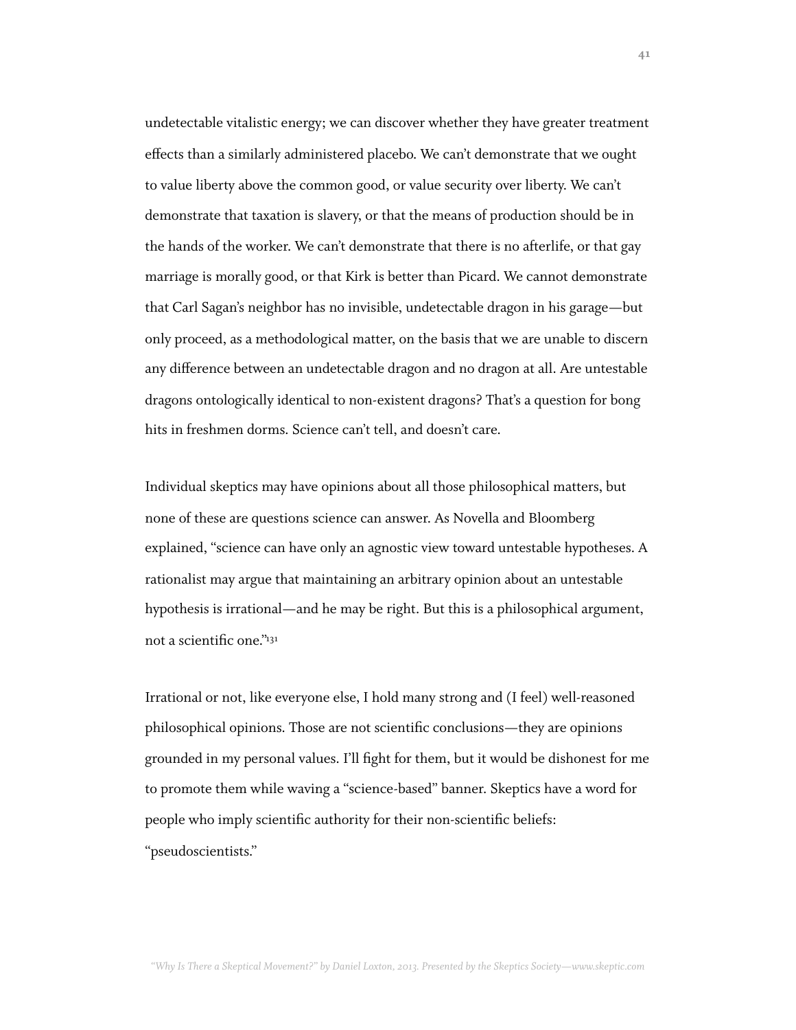undetectable vitalistic energy; we can discover whether they have greater treatment effects than a similarly administered placebo. We can't demonstrate that we ought to value liberty above the common good, or value security over liberty. We can't demonstrate that taxation is slavery, or that the means of production should be in the hands of the worker. We can't demonstrate that there is no afterlife, or that gay marriage is morally good, or that Kirk is better than Picard. We cannot demonstrate that Carl Sagan's neighbor has no invisible, undetectable dragon in his garage—but only proceed, as a methodological matter, on the basis that we are unable to discern any difference between an undetectable dragon and no dragon at all. Are untestable dragons ontologically identical to non-existent dragons? That's a question for bong hits in freshmen dorms. Science can't tell, and doesn't care.

Individual skeptics may have opinions about all those philosophical matters, but none of these are questions science can answer. As Novella and Bloomberg explained, "science can have only an agnostic view toward untestable hypotheses. A rationalist may argue that maintaining an arbitrary opinion about an untestable hypothesis is irrational—and he may be right. But this is a philosophical argument, not a scientific one."[131]

Irrational or not, like everyone else, I hold many strong and (I feel) well-reasoned philosophical opinions. Those are not scientific conclusions—they are opinions grounded in my personal values. I'll fight for them, but it would be dishonest for me to promote them while waving a "science-based" banner. Skeptics have a word for people who imply scientific authority for their non-scientific beliefs: "pseudoscientists."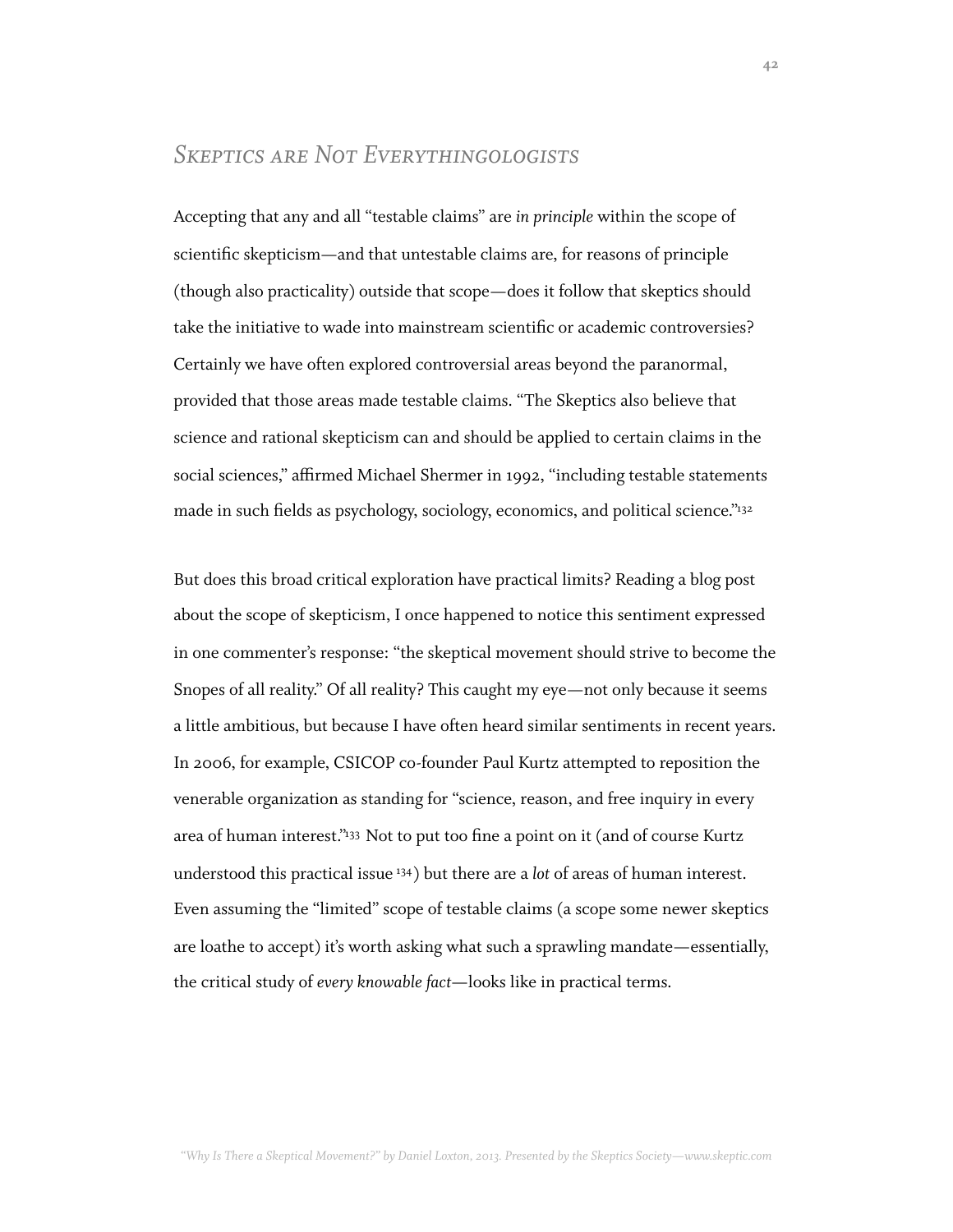## *Skeptics are Not Everythingologists*

Accepting that any and all "testable claims" are *in principle* within the scope of scientific skepticism—and that untestable claims are, for reasons of principle (though also practicality) outside that scope—does it follow that skeptics should take the initiative to wade into mainstream scientific or academic controversies? Certainly we have often explored controversial areas beyond the paranormal, provided that those areas made testable claims. "The Skeptics also believe that science and rational skepticism can and should be applied to certain claims in the social sciences," affirmed Michael Shermer in 1992, "including testable statements made in such fields as psychology, sociology, economics, and political science."[132]

But does this broad critical exploration have practical limits? Reading a blog post about the scope of skepticism, I once happened to notice this sentiment expressed in one commenter's response: "the skeptical movement should strive to become the Snopes of all reality." Of all reality? This caught my eye—not only because it seems a little ambitious, but because I have often heard similar sentiments in recent years. In 2006, for example, CSICOP co-founder Paul Kurtz attempted to reposition the venerable organization as standing for "science, reason, and free inquiry in every area of human interest."[133] Not to put too fine a point on it (and of course Kurtz understood this practical issue[134]) but there are a *lot* of areas of human interest. Even assuming the "limited" scope of testable claims (a scope some newer skeptics are loathe to accept) it's worth asking what such a sprawling mandate—essentially, the critical study of *every knowable fact*—looks like in practical terms.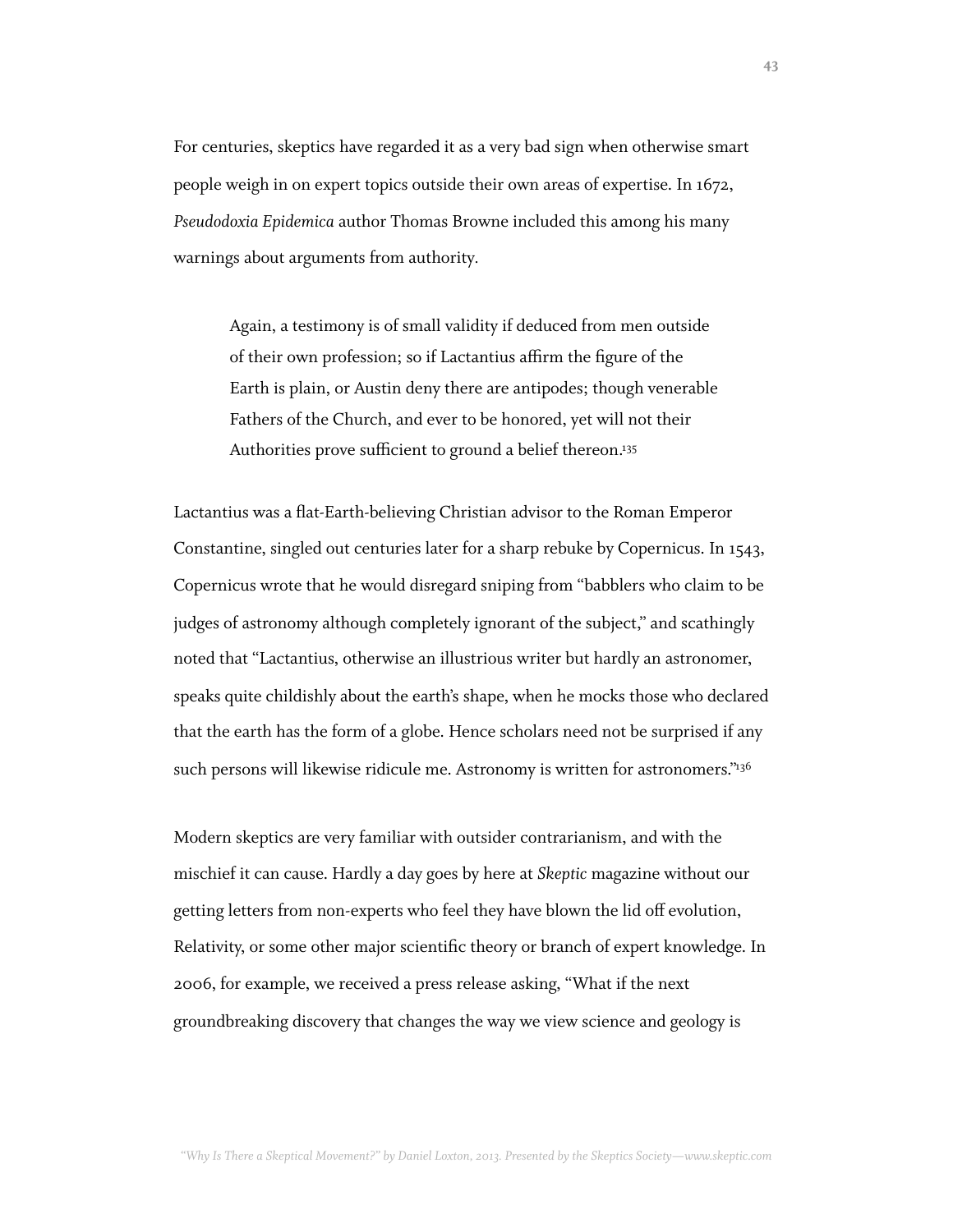For centuries, skeptics have regarded it as a very bad sign when otherwise smart people weigh in on expert topics outside their own areas of expertise. In 1672, *Pseudodoxia Epidemica* author Thomas Browne included this among his many warnings about arguments from authority.

> Again, a testimony is of small validity if deduced from men outside of their own profession; so if Lactantius affirm the figure of the Earth is plain, or Austin deny there are antipodes; though venerable Fathers of the Church, and ever to be honored, yet will not their Authorities prove sufficient to ground a belief thereon.[135]

Lactantius was a flat-Earth-believing Christian advisor to the Roman Emperor Constantine, singled out centuries later for a sharp rebuke by Copernicus. In 1543, Copernicus wrote that he would disregard sniping from "babblers who claim to be judges of astronomy although completely ignorant of the subject," and scathingly noted that "Lactantius, otherwise an illustrious writer but hardly an astronomer, speaks quite childishly about the earth's shape, when he mocks those who declared that the earth has the form of a globe. Hence scholars need not be surprised if any such persons will likewise ridicule me. Astronomy is written for astronomers."[136]

Modern skeptics are very familiar with outsider contrarianism, and with the mischief it can cause. Hardly a day goes by here at *Skeptic* magazine without our getting letters from non-experts who feel they have blown the lid off evolution, Relativity, or some other major scientific theory or branch of expert knowledge. In 2006, for example, we received a press release asking, "What if the next groundbreaking discovery that changes the way we view science and geology is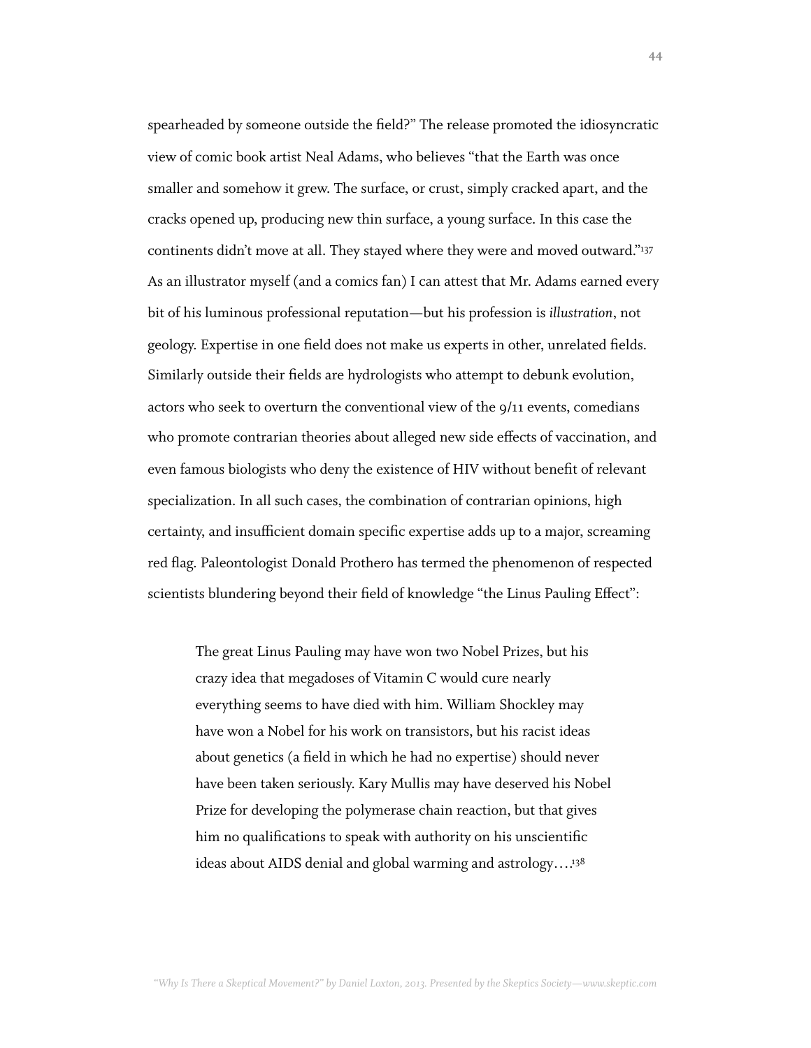spearheaded by someone outside the field?" The release promoted the idiosyncratic view of comic book artist Neal Adams, who believes "that the Earth was once smaller and somehow it grew. The surface, or crust, simply cracked apart, and the cracks opened up, producing new thin surface, a young surface. In this case the continents didn't move at all. They stayed where they were and moved outward."[137] As an illustrator myself (and a comics fan) I can attest that Mr. Adams earned every bit of his luminous professional reputation—but his profession is *illustration*, not geology. Expertise in one field does not make us experts in other, unrelated fields. Similarly outside their fields are hydrologists who attempt to debunk evolution, actors who seek to overturn the conventional view of the 9/11 events, comedians who promote contrarian theories about alleged new side effects of vaccination, and even famous biologists who deny the existence of HIV without benefit of relevant specialization. In all such cases, the combination of contrarian opinions, high certainty, and insufficient domain specific expertise adds up to a major, screaming red flag. Paleontologist Donald Prothero has termed the phenomenon of respected scientists blundering beyond their field of knowledge "the Linus Pauling Effect":

> The great Linus Pauling may have won two Nobel Prizes, but his crazy idea that megadoses of Vitamin C would cure nearly everything seems to have died with him. William Shockley may have won a Nobel for his work on transistors, but his racist ideas about genetics (a field in which he had no expertise) should never have been taken seriously. Kary Mullis may have deserved his Nobel Prize for developing the polymerase chain reaction, but that gives him no qualifications to speak with authority on his unscientific ideas about AIDS denial and global warming and astrology….[138]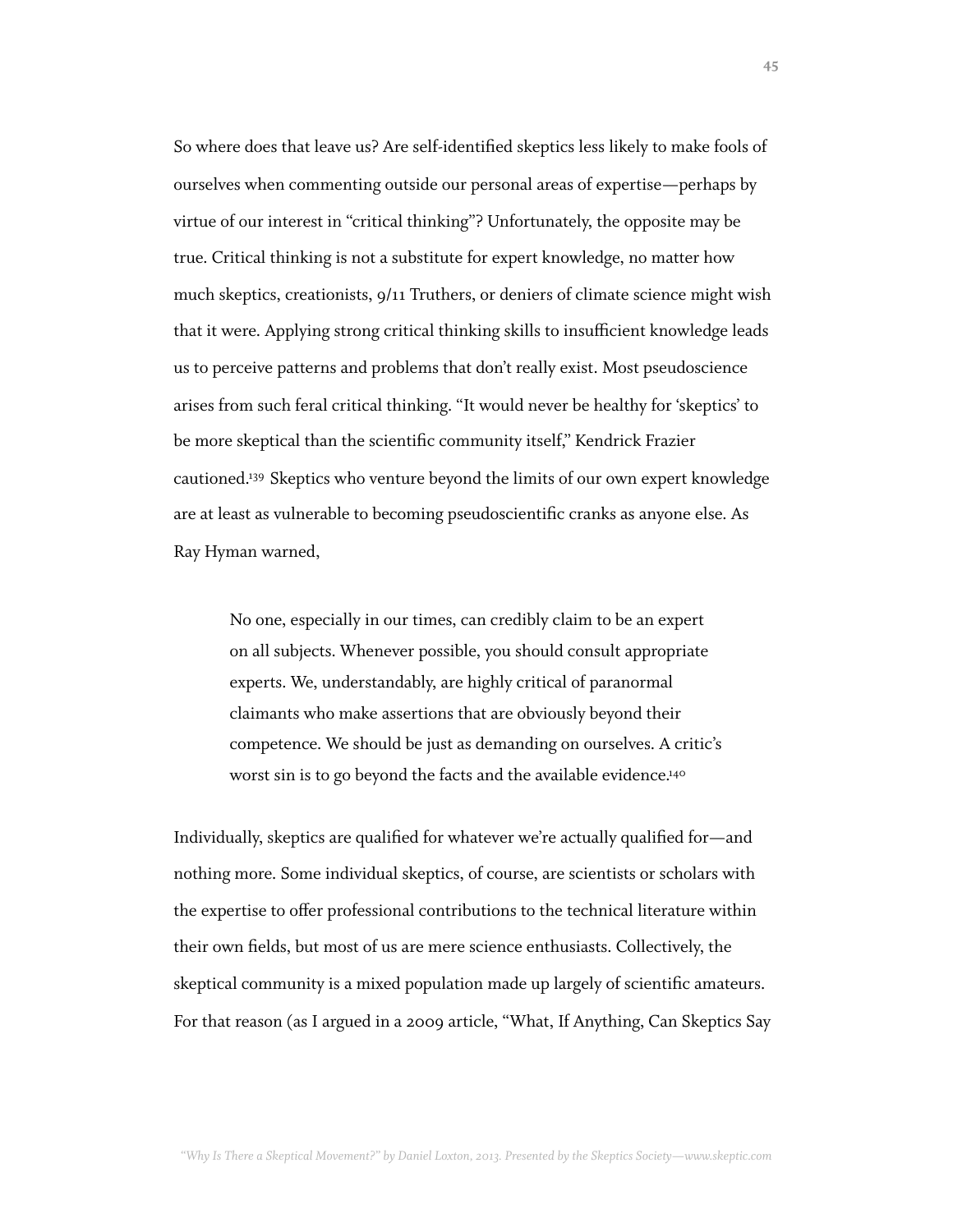So where does that leave us? Are self-identified skeptics less likely to make fools of ourselves when commenting outside our personal areas of expertise—perhaps by virtue of our interest in "critical thinking"? Unfortunately, the opposite may be true. Critical thinking is not a substitute for expert knowledge, no matter how much skeptics, creationists, 9/11 Truthers, or deniers of climate science might wish that it were. Applying strong critical thinking skills to insufficient knowledge leads us to perceive patterns and problems that don't really exist. Most pseudoscience arises from such feral critical thinking. "It would never be healthy for 'skeptics' to be more skeptical than the scientific community itself," Kendrick Frazier cautioned.[139] Skeptics who venture beyond the limits of our own expert knowledge are at least as vulnerable to becoming pseudoscientific cranks as anyone else. As Ray Hyman warned,

> No one, especially in our times, can credibly claim to be an expert on all subjects. Whenever possible, you should consult appropriate experts. We, understandably, are highly critical of paranormal claimants who make assertions that are obviously beyond their competence. We should be just as demanding on ourselves. A critic's worst sin is to go beyond the facts and the available evidence.[140]

Individually, skeptics are qualified for whatever we're actually qualified for—and nothing more. Some individual skeptics, of course, are scientists or scholars with the expertise to offer professional contributions to the technical literature within their own fields, but most of us are mere science enthusiasts. Collectively, the skeptical community is a mixed population made up largely of scientific amateurs. For that reason (as I argued in a 2009 article, "What, If Anything, Can Skeptics Say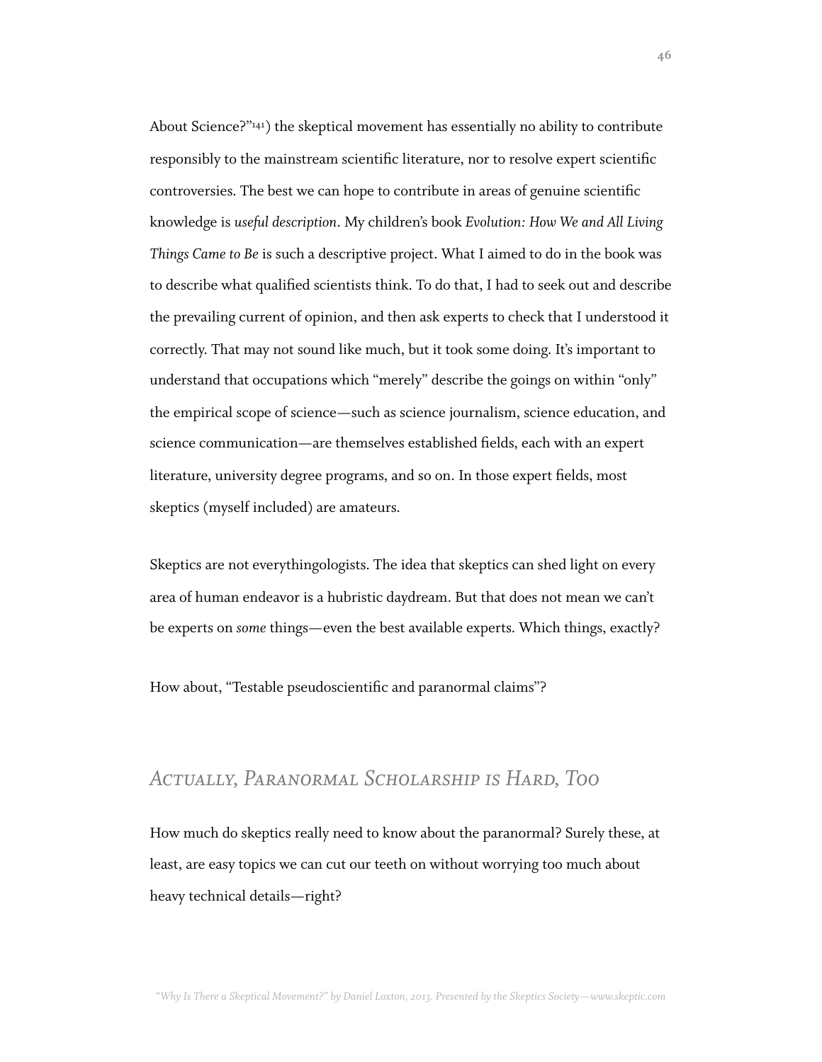About Science?"[141]) the skeptical movement has essentially no ability to contribute responsibly to the mainstream scientific literature, nor to resolve expert scientific controversies. The best we can hope to contribute in areas of genuine scientific knowledge is *useful description*. My children's book *Evolution: How We and All Living Things Came to Be* is such a descriptive project. What I aimed to do in the book was to describe what qualified scientists think. To do that, I had to seek out and describe the prevailing current of opinion, and then ask experts to check that I understood it correctly. That may not sound like much, but it took some doing. It's important to understand that occupations which "merely" describe the goings on within "only" the empirical scope of science—such as science journalism, science education, and science communication—are themselves established fields, each with an expert literature, university degree programs, and so on. In those expert fields, most skeptics (myself included) are amateurs.

Skeptics are not everythingologists. The idea that skeptics can shed light on every area of human endeavor is a hubristic daydream. But that does not mean we can't be experts on *some* things—even the best available experts. Which things, exactly?

How about, "Testable pseudoscientific and paranormal claims"?

## *Actually, Paranormal Scholarship is Hard, Too*

How much do skeptics really need to know about the paranormal? Surely these, at least, are easy topics we can cut our teeth on without worrying too much about heavy technical details—right?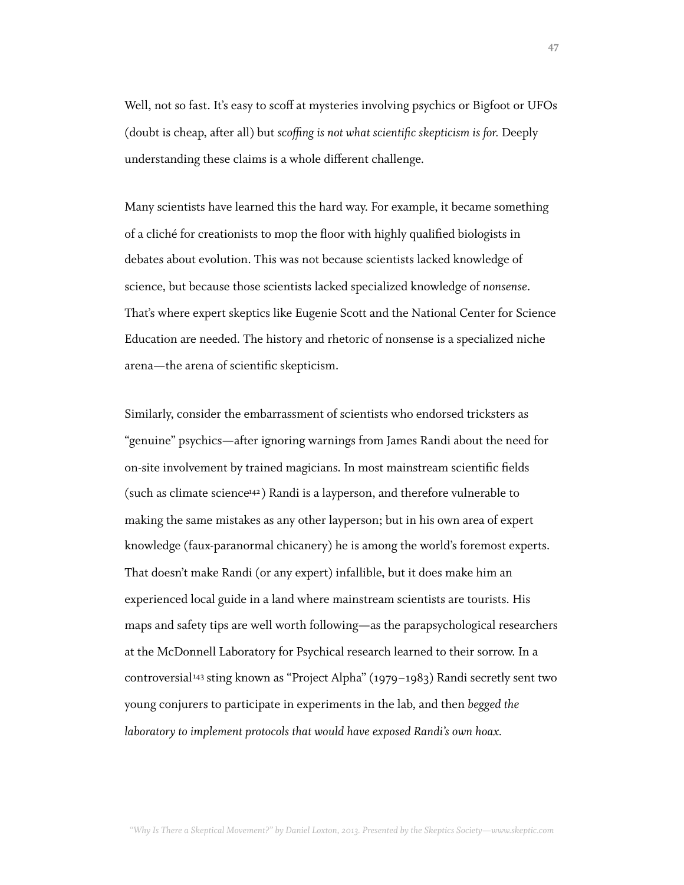Well, not so fast. It's easy to scoff at mysteries involving psychics or Bigfoot or UFOs (doubt is cheap, after all) but *scoffing is not what scientific skepticism is for.* Deeply understanding these claims is a whole different challenge.

Many scientists have learned this the hard way. For example, it became something of a cliché for creationists to mop the floor with highly qualified biologists in debates about evolution. This was not because scientists lacked knowledge of science, but because those scientists lacked specialized knowledge of *nonsense*. That's where expert skeptics like Eugenie Scott and the National Center for Science Education are needed. The history and rhetoric of nonsense is a specialized niche arena—the arena of scientific skepticism.

Similarly, consider the embarrassment of scientists who endorsed tricksters as "genuine" psychics—after ignoring warnings from James Randi about the need for on-site involvement by trained magicians. In most mainstream scientific fields (such as climate science[142]) Randi is a layperson, and therefore vulnerable to making the same mistakes as any other layperson; but in his own area of expert knowledge (faux-paranormal chicanery) he is among the world's foremost experts. That doesn't make Randi (or any expert) infallible, but it does make him an experienced local guide in a land where mainstream scientists are tourists. His maps and safety tips are well worth following—as the parapsychological researchers at the McDonnell Laboratory for Psychical research learned to their sorrow. In a controversial[143] sting known as "Project Alpha" (1979–1983) Randi secretly sent two young conjurers to participate in experiments in the lab, and then *begged the laboratory to implement protocols that would have exposed Randi's own hoax.*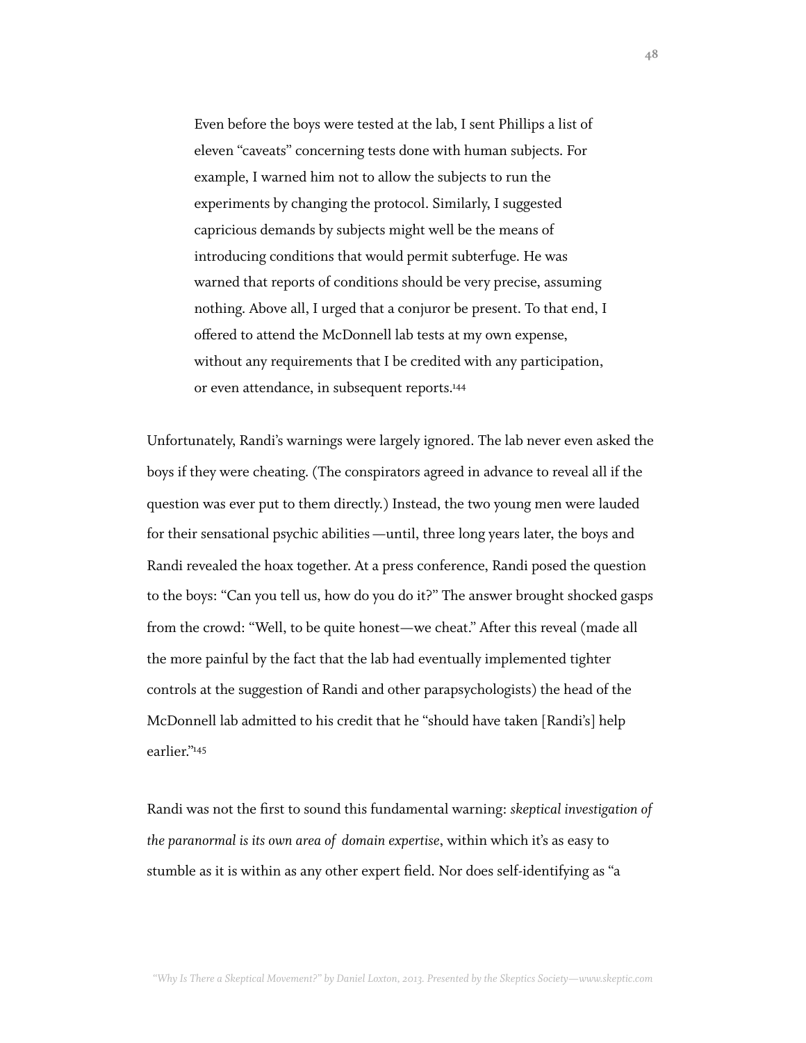> Even before the boys were tested at the lab, I sent Phillips a list of eleven "caveats" concerning tests done with human subjects. For example, I warned him not to allow the subjects to run the experiments by changing the protocol. Similarly, I suggested capricious demands by subjects might well be the means of introducing conditions that would permit subterfuge. He was warned that reports of conditions should be very precise, assuming nothing. Above all, I urged that a conjuror be present. To that end, I offered to attend the McDonnell lab tests at my own expense, without any requirements that I be credited with any participation, or even attendance, in subsequent reports.[144]

Unfortunately, Randi's warnings were largely ignored. The lab never even asked the boys if they were cheating. (The conspirators agreed in advance to reveal all if the question was ever put to them directly.) Instead, the two young men were lauded for their sensational psychic abilities—until, three long years later, the boys and Randi revealed the hoax together. At a press conference, Randi posed the question to the boys: "Can you tell us, how do you do it?" The answer brought shocked gasps from the crowd: "Well, to be quite honest—we cheat." After this reveal (made all the more painful by the fact that the lab had eventually implemented tighter controls at the suggestion of Randi and other parapsychologists) the head of the McDonnell lab admitted to his credit that he "should have taken [Randi's] help earlier."[145]

Randi was not the first to sound this fundamental warning: *skeptical investigation of the paranormal is its own area of domain expertise*, within which it's as easy to stumble as it is within as any other expert field. Nor does self-identifying as "a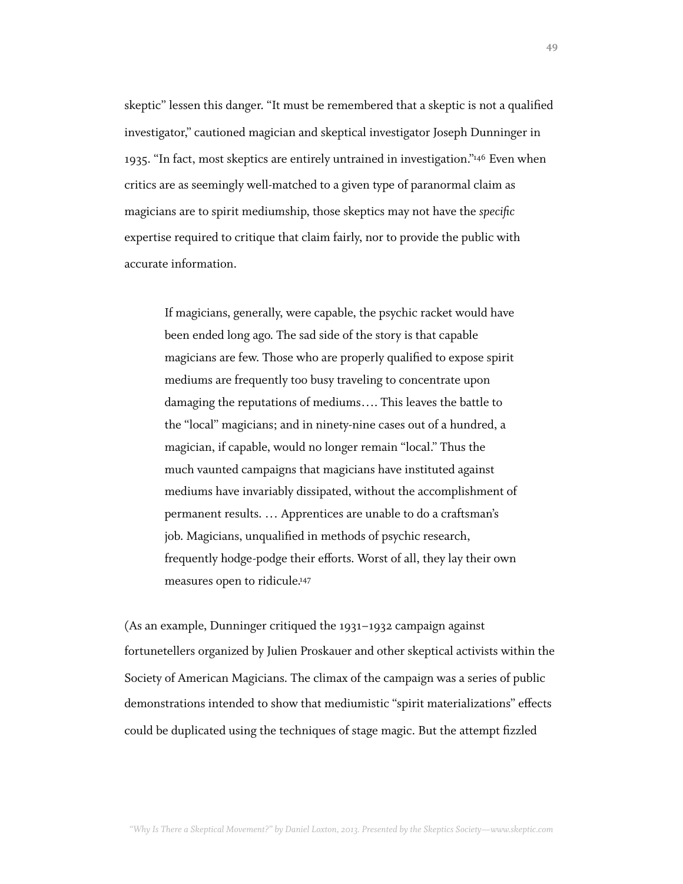skeptic" lessen this danger. "It must be remembered that a skeptic is not a qualified investigator," cautioned magician and skeptical investigator Joseph Dunninger in 1935. "In fact, most skeptics are entirely untrained in investigation."[146] Even when critics are as seemingly well-matched to a given type of paranormal claim as magicians are to spirit mediumship, those skeptics may not have the *specific* expertise required to critique that claim fairly, nor to provide the public with accurate information.

> If magicians, generally, were capable, the psychic racket would have been ended long ago. The sad side of the story is that capable magicians are few. Those who are properly qualified to expose spirit mediums are frequently too busy traveling to concentrate upon damaging the reputations of mediums.... This leaves the battle to the "local" magicians; and in ninety-nine cases out of a hundred, a magician, if capable, would no longer remain "local." Thus the much vaunted campaigns that magicians have instituted against mediums have invariably dissipated, without the accomplishment of permanent results. ... Apprentices are unable to do a craftsman's job. Magicians, unqualified in methods of psychic research, frequently hodge-podge their efforts. Worst of all, they lay their own measures open to ridicule.[147]

(As an example, Dunninger critiqued the 1931–1932 campaign against fortunetellers organized by Julien Proskauer and other skeptical activists within the Society of American Magicians. The climax of the campaign was a series of public demonstrations intended to show that mediumistic "spirit materializations" effects could be duplicated using the techniques of stage magic. But the attempt fizzled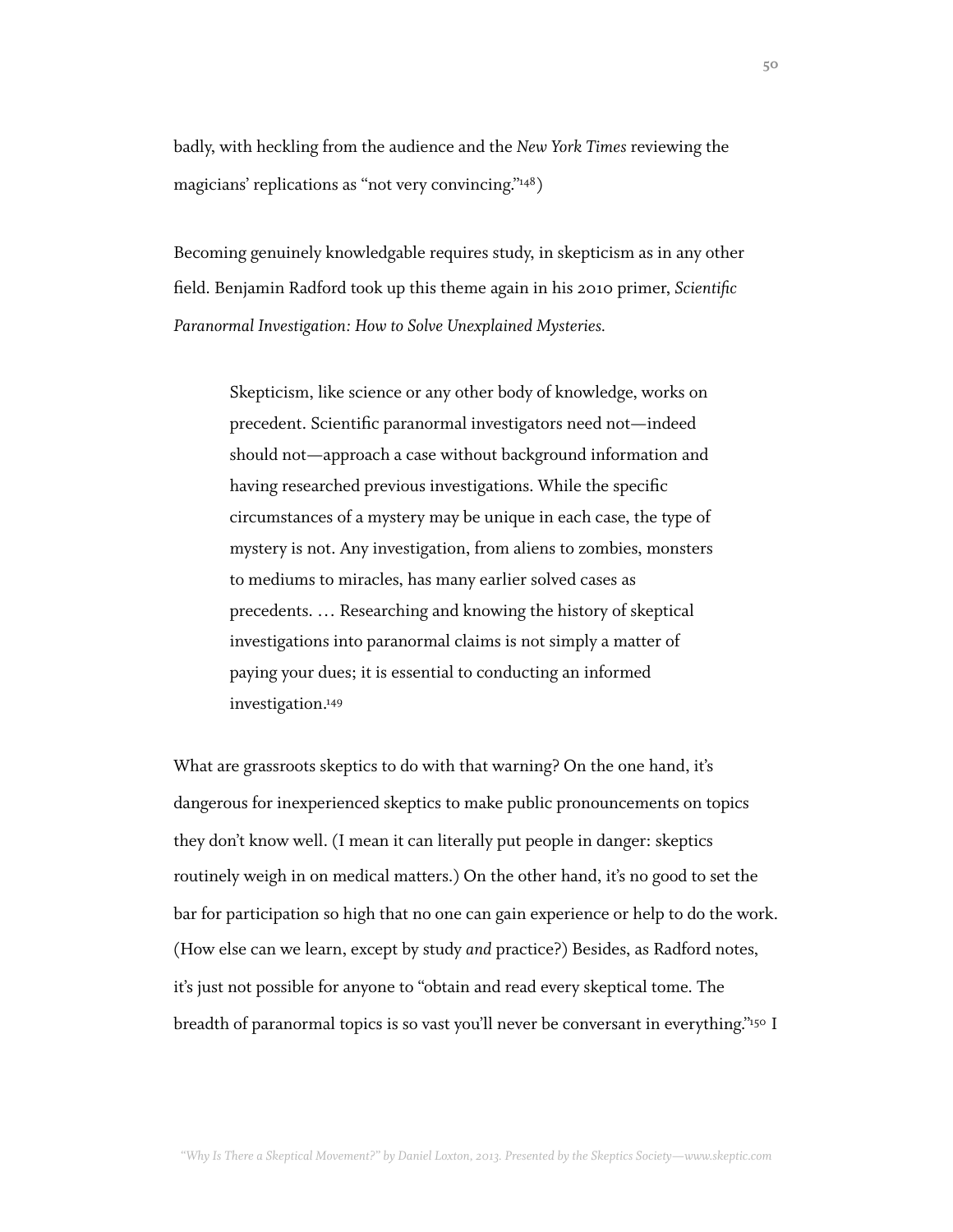badly, with heckling from the audience and the *New York Times* reviewing the magicians' replications as "not very convincing."[148])

Becoming genuinely knowledgable requires study, in skepticism as in any other field. Benjamin Radford took up this theme again in his 2010 primer, *Scientific Paranormal Investigation: How to Solve Unexplained Mysteries.*

> Skepticism, like science or any other body of knowledge, works on precedent. Scientific paranormal investigators need not—indeed should not—approach a case without background information and having researched previous investigations. While the specific circumstances of a mystery may be unique in each case, the type of mystery is not. Any investigation, from aliens to zombies, monsters to mediums to miracles, has many earlier solved cases as precedents. … Researching and knowing the history of skeptical investigations into paranormal claims is not simply a matter of paying your dues; it is essential to conducting an informed investigation.[149]

What are grassroots skeptics to do with that warning? On the one hand, it's dangerous for inexperienced skeptics to make public pronouncements on topics they don't know well. (I mean it can literally put people in danger: skeptics routinely weigh in on medical matters.) On the other hand, it's no good to set the bar for participation so high that no one can gain experience or help to do the work. (How else can we learn, except by study *and* practice?) Besides, as Radford notes, it's just not possible for anyone to "obtain and read every skeptical tome. The breadth of paranormal topics is so vast you'll never be conversant in everything."[150] I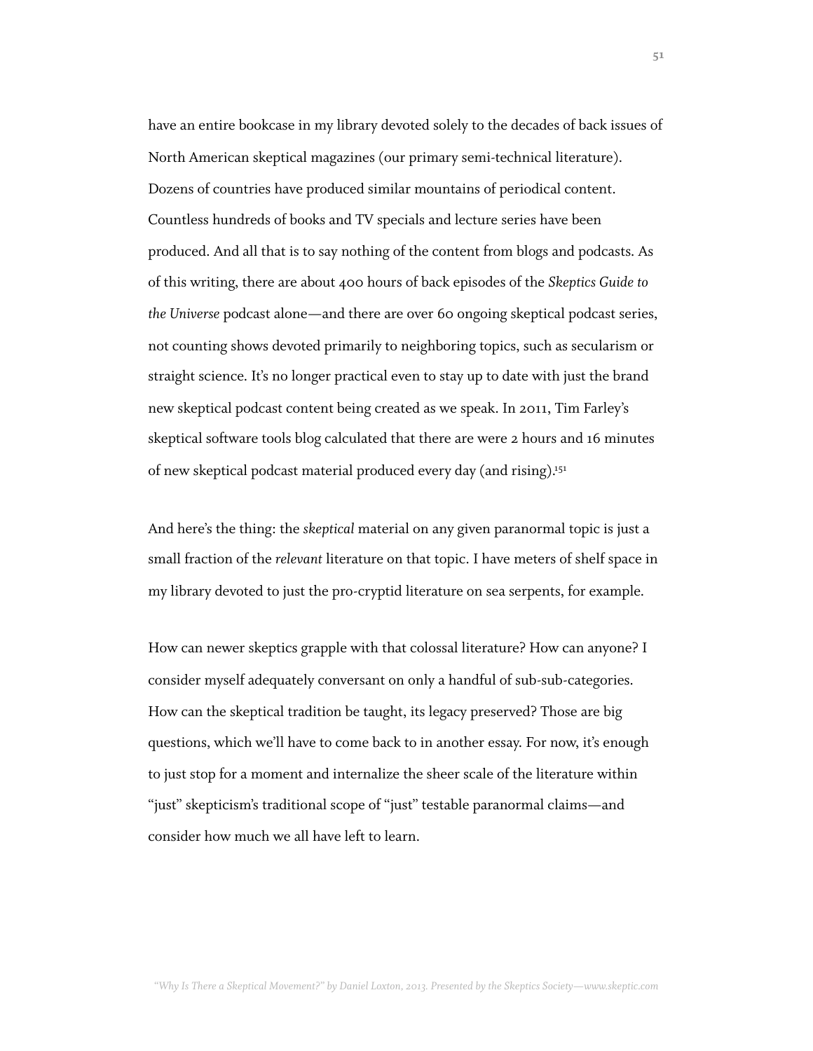have an entire bookcase in my library devoted solely to the decades of back issues of North American skeptical magazines (our primary semi-technical literature). Dozens of countries have produced similar mountains of periodical content. Countless hundreds of books and TV specials and lecture series have been produced. And all that is to say nothing of the content from blogs and podcasts. As of this writing, there are about 400 hours of back episodes of the *Skeptics Guide to the Universe* podcast alone—and there are over 60 ongoing skeptical podcast series, not counting shows devoted primarily to neighboring topics, such as secularism or straight science. It's no longer practical even to stay up to date with just the brand new skeptical podcast content being created as we speak. In 2011, Tim Farley's skeptical software tools blog calculated that there are were 2 hours and 16 minutes of new skeptical podcast material produced every day (and rising).[151]

And here's the thing: the *skeptical* material on any given paranormal topic is just a small fraction of the *relevant* literature on that topic. I have meters of shelf space in my library devoted to just the pro-cryptid literature on sea serpents, for example.

How can newer skeptics grapple with that colossal literature? How can anyone? I consider myself adequately conversant on only a handful of sub-sub-categories. How can the skeptical tradition be taught, its legacy preserved? Those are big questions, which we'll have to come back to in another essay. For now, it's enough to just stop for a moment and internalize the sheer scale of the literature within "just" skepticism's traditional scope of "just" testable paranormal claims—and consider how much we all have left to learn.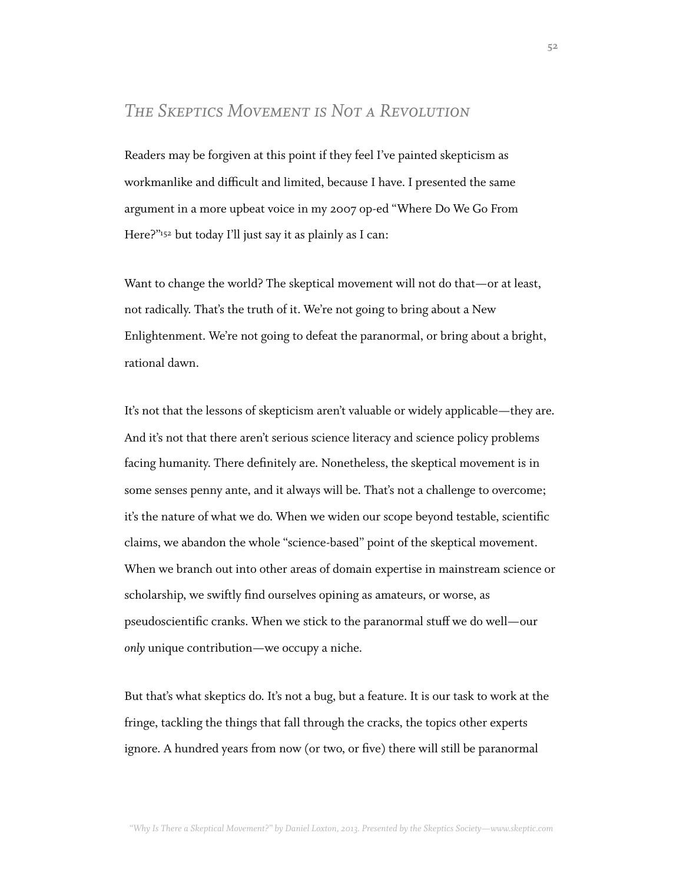## *The Skeptics Movement is Not a Revolution*

Readers may be forgiven at this point if they feel I've painted skepticism as workmanlike and difficult and limited, because I have. I presented the same argument in a more upbeat voice in my 2007 op-ed "Where Do We Go From Here?"[152] but today I'll just say it as plainly as I can:

Want to change the world? The skeptical movement will not do that—or at least, not radically. That's the truth of it. We're not going to bring about a New Enlightenment. We're not going to defeat the paranormal, or bring about a bright, rational dawn.

It's not that the lessons of skepticism aren't valuable or widely applicable—they are. And it's not that there aren't serious science literacy and science policy problems facing humanity. There definitely are. Nonetheless, the skeptical movement is in some senses penny ante, and it always will be. That's not a challenge to overcome; it's the nature of what we do. When we widen our scope beyond testable, scientific claims, we abandon the whole "science-based" point of the skeptical movement. When we branch out into other areas of domain expertise in mainstream science or scholarship, we swiftly find ourselves opining as amateurs, or worse, as pseudoscientific cranks. When we stick to the paranormal stuff we do well—our *only* unique contribution—we occupy a niche.

But that's what skeptics do. It's not a bug, but a feature. It is our task to work at the fringe, tackling the things that fall through the cracks, the topics other experts ignore. A hundred years from now (or two, or five) there will still be paranormal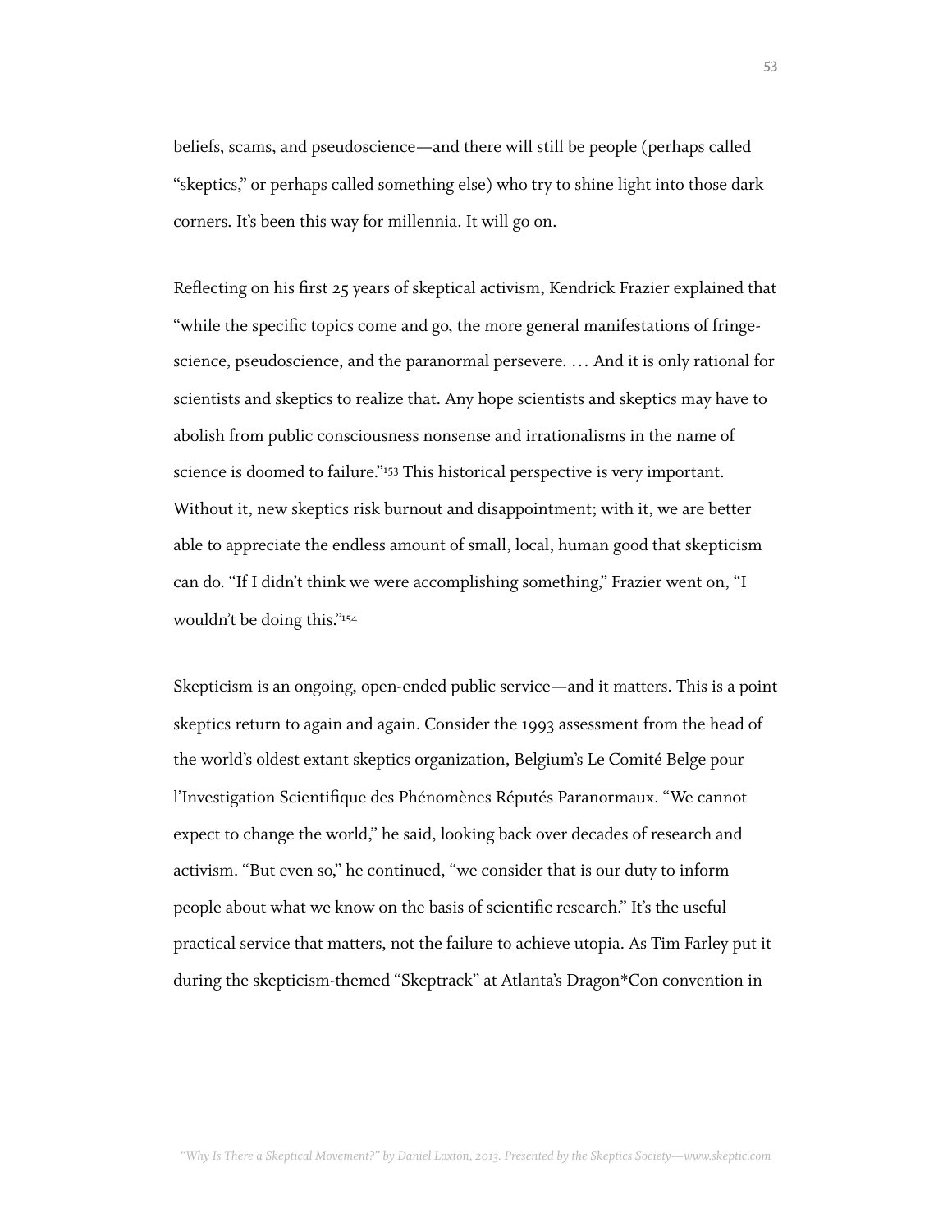beliefs, scams, and pseudoscience—and there will still be people (perhaps called "skeptics," or perhaps called something else) who try to shine light into those dark corners. It's been this way for millennia. It will go on.

Reflecting on his first 25 years of skeptical activism, Kendrick Frazier explained that "while the specific topics come and go, the more general manifestations of fringe-science, pseudoscience, and the paranormal persevere. … And it is only rational for scientists and skeptics to realize that. Any hope scientists and skeptics may have to abolish from public consciousness nonsense and irrationalisms in the name of science is doomed to failure."[153] This historical perspective is very important. Without it, new skeptics risk burnout and disappointment; with it, we are better able to appreciate the endless amount of small, local, human good that skepticism can do. "If I didn't think we were accomplishing something," Frazier went on, "I wouldn't be doing this."[154]

Skepticism is an ongoing, open-ended public service—and it matters. This is a point skeptics return to again and again. Consider the 1993 assessment from the head of the world's oldest extant skeptics organization, Belgium's Le Comité Belge pour l'Investigation Scientifique des Phénomènes Réputés Paranormaux. "We cannot expect to change the world," he said, looking back over decades of research and activism. "But even so," he continued, "we consider that is our duty to inform people about what we know on the basis of scientific research." It's the useful practical service that matters, not the failure to achieve utopia. As Tim Farley put it during the skepticism-themed "Skeptrack" at Atlanta's Dragon*Con convention in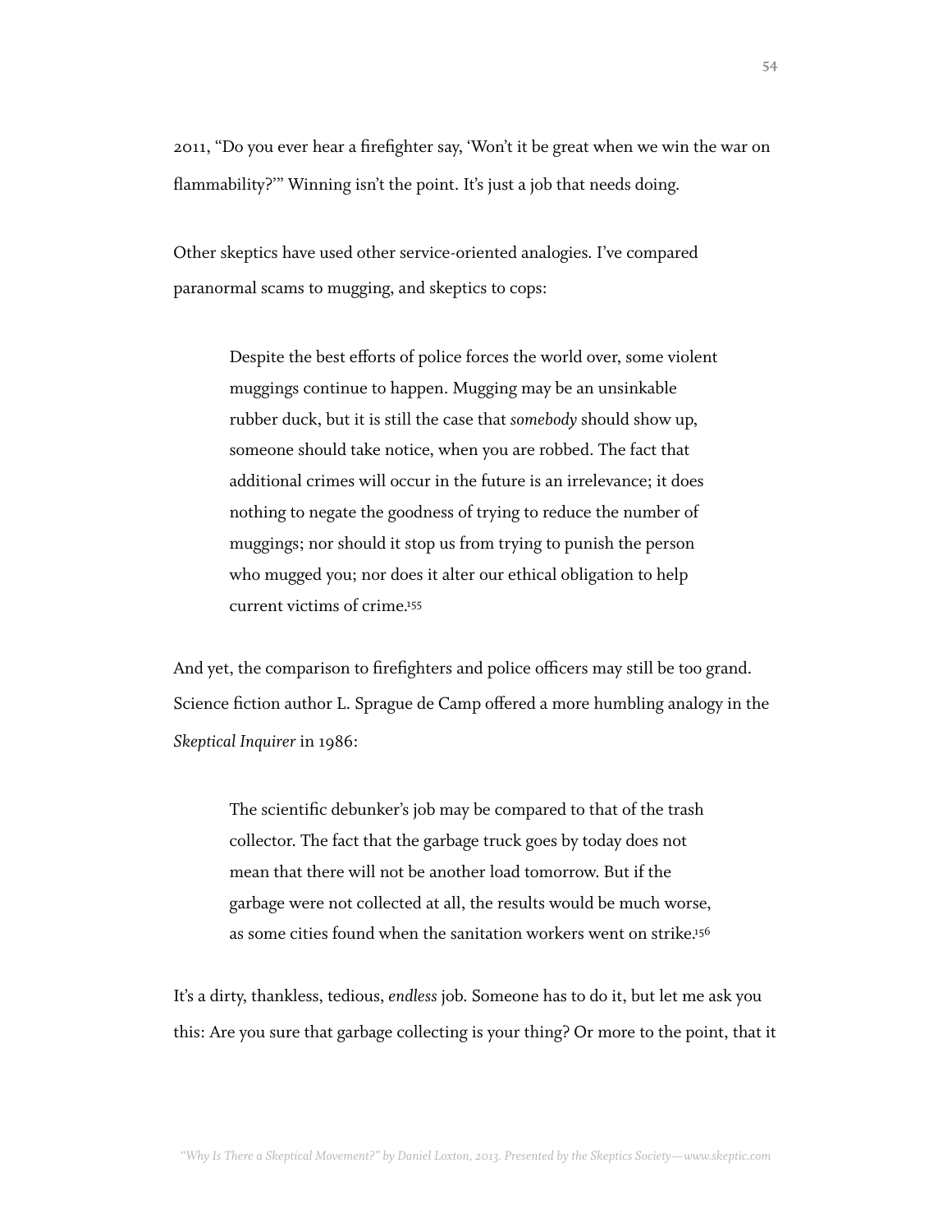2011, "Do you ever hear a firefighter say, 'Won't it be great when we win the war on flammability?'" Winning isn't the point. It's just a job that needs doing.

Other skeptics have used other service-oriented analogies. I've compared paranormal scams to mugging, and skeptics to cops:

> Despite the best efforts of police forces the world over, some violent muggings continue to happen. Mugging may be an unsinkable rubber duck, but it is still the case that *somebody* should show up, someone should take notice, when you are robbed. The fact that additional crimes will occur in the future is an irrelevance; it does nothing to negate the goodness of trying to reduce the number of muggings; nor should it stop us from trying to punish the person who mugged you; nor does it alter our ethical obligation to help current victims of crime.[155]

And yet, the comparison to firefighters and police officers may still be too grand. Science fiction author L. Sprague de Camp offered a more humbling analogy in the *Skeptical Inquirer* in 1986:

> The scientific debunker's job may be compared to that of the trash collector. The fact that the garbage truck goes by today does not mean that there will not be another load tomorrow. But if the garbage were not collected at all, the results would be much worse, as some cities found when the sanitation workers went on strike.[156]

It's a dirty, thankless, tedious, *endless* job. Someone has to do it, but let me ask you this: Are you sure that garbage collecting is your thing? Or more to the point, that it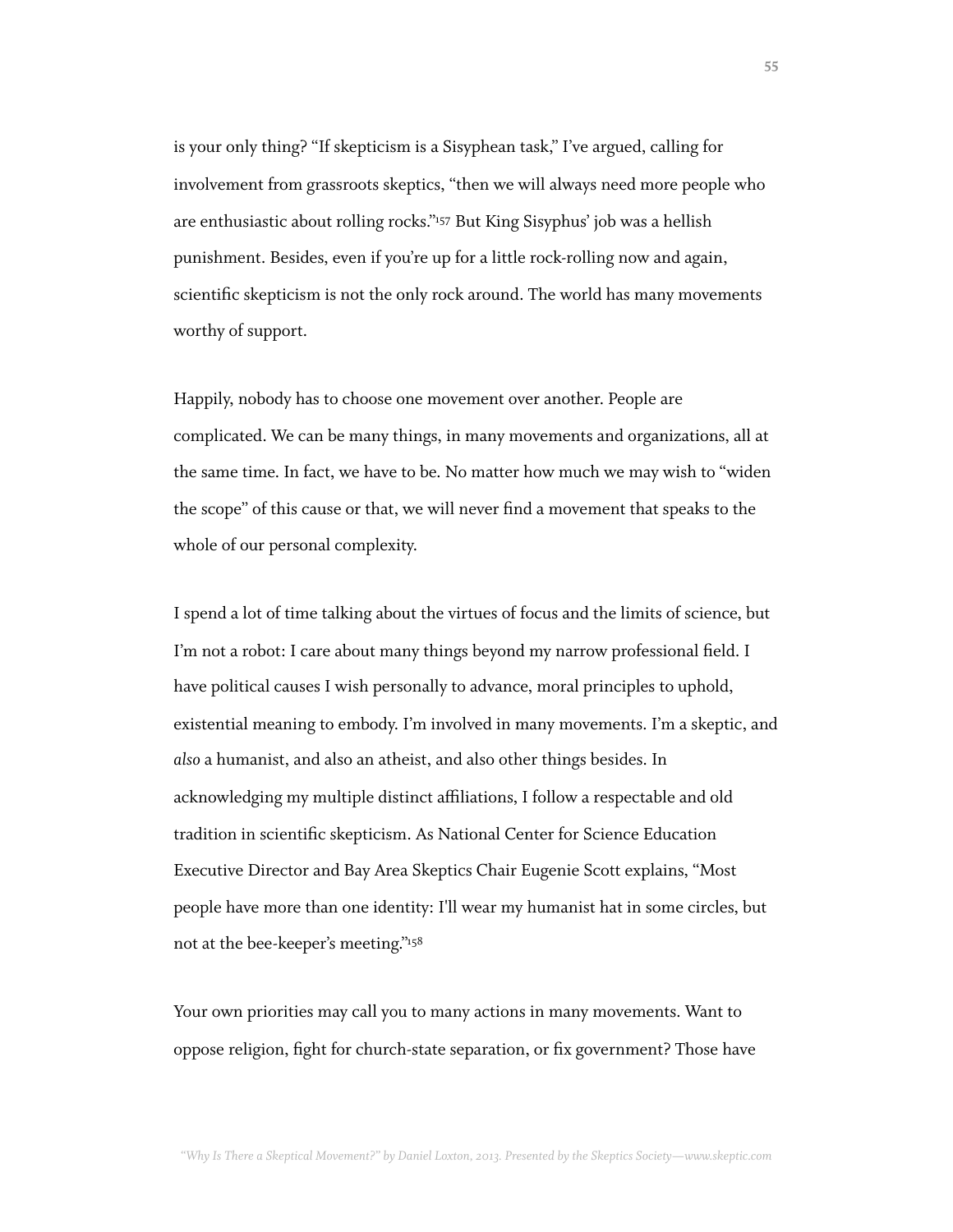is your only thing? "If skepticism is a Sisyphean task," I've argued, calling for involvement from grassroots skeptics, "then we will always need more people who are enthusiastic about rolling rocks."[157] But King Sisyphus' job was a hellish punishment. Besides, even if you're up for a little rock-rolling now and again, scientific skepticism is not the only rock around. The world has many movements worthy of support.

Happily, nobody has to choose one movement over another. People are complicated. We can be many things, in many movements and organizations, all at the same time. In fact, we have to be. No matter how much we may wish to "widen the scope" of this cause or that, we will never find a movement that speaks to the whole of our personal complexity.

I spend a lot of time talking about the virtues of focus and the limits of science, but I'm not a robot: I care about many things beyond my narrow professional field. I have political causes I wish personally to advance, moral principles to uphold, existential meaning to embody. I'm involved in many movements. I'm a skeptic, and *also* a humanist, and also an atheist, and also other things besides. In acknowledging my multiple distinct affiliations, I follow a respectable and old tradition in scientific skepticism. As National Center for Science Education Executive Director and Bay Area Skeptics Chair Eugenie Scott explains, "Most people have more than one identity: I'll wear my humanist hat in some circles, but not at the bee-keeper's meeting."[158]

Your own priorities may call you to many actions in many movements. Want to oppose religion, fight for church-state separation, or fix government? Those have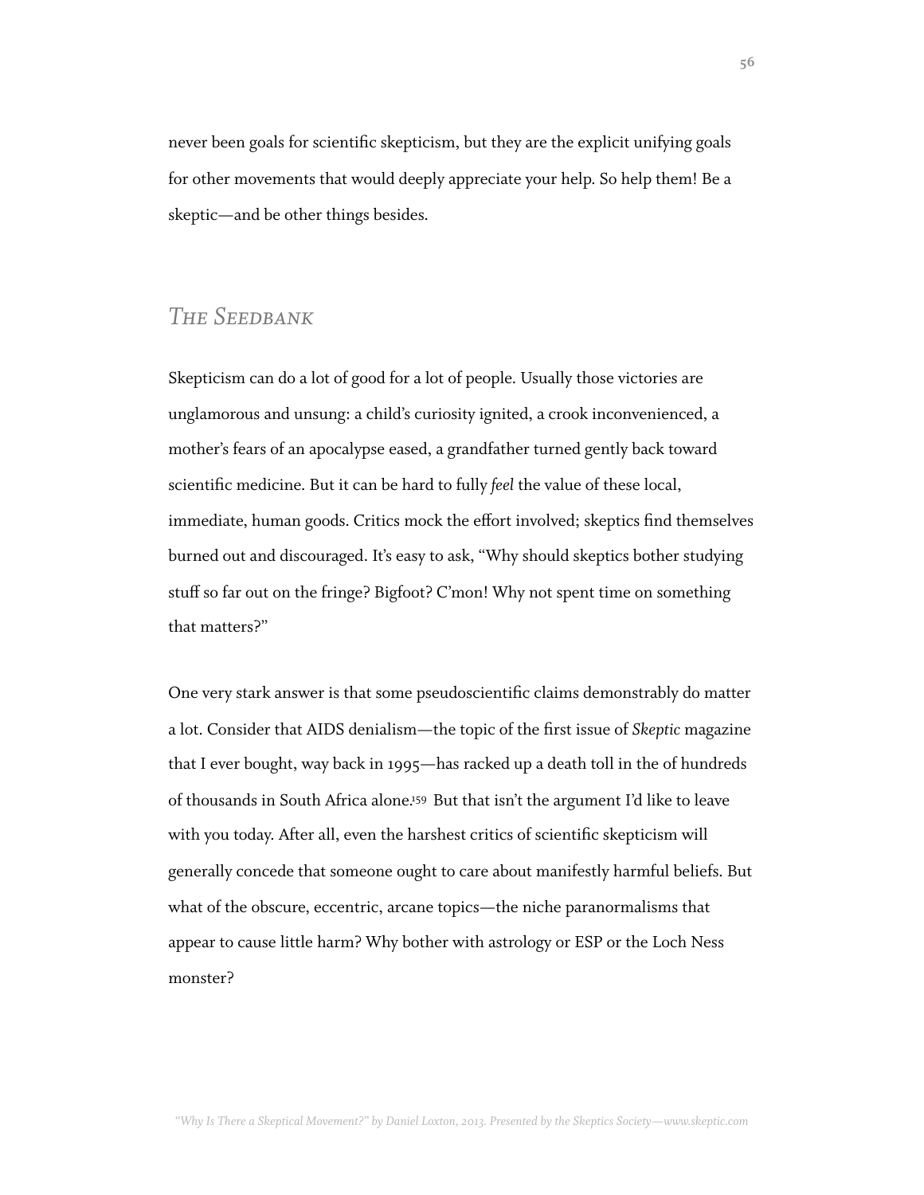never been goals for scientific skepticism, but they are the explicit unifying goals for other movements that would deeply appreciate your help. So help them! Be a skeptic—and be other things besides.

## *The Seedbank*

Skepticism can do a lot of good for a lot of people. Usually those victories are unglamorous and unsung: a child's curiosity ignited, a crook inconvenienced, a mother's fears of an apocalypse eased, a grandfather turned gently back toward scientific medicine. But it can be hard to fully *feel* the value of these local, immediate, human goods. Critics mock the effort involved; skeptics find themselves burned out and discouraged. It's easy to ask, "Why should skeptics bother studying stuff so far out on the fringe? Bigfoot? C'mon! Why not spent time on something that matters?"

One very stark answer is that some pseudoscientific claims demonstrably do matter a lot. Consider that AIDS denialism—the topic of the first issue of *Skeptic* magazine that I ever bought, way back in 1995—has racked up a death toll in the of hundreds of thousands in South Africa alone.[159] But that isn't the argument I'd like to leave with you today. After all, even the harshest critics of scientific skepticism will generally concede that someone ought to care about manifestly harmful beliefs. But what of the obscure, eccentric, arcane topics—the niche paranormalisms that appear to cause little harm? Why bother with astrology or ESP or the Loch Ness monster?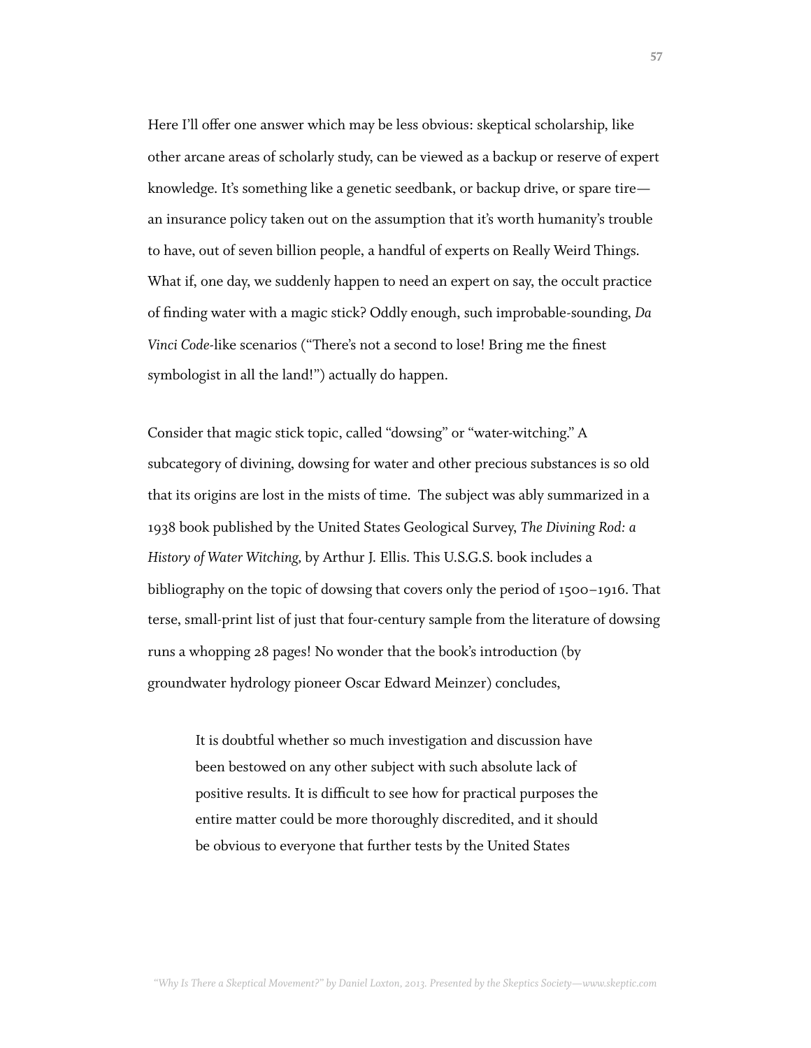Here I'll offer one answer which may be less obvious: skeptical scholarship, like other arcane areas of scholarly study, can be viewed as a backup or reserve of expert knowledge. It's something like a genetic seedbank, or backup drive, or spare tire—an insurance policy taken out on the assumption that it's worth humanity's trouble to have, out of seven billion people, a handful of experts on Really Weird Things. What if, one day, we suddenly happen to need an expert on say, the occult practice of finding water with a magic stick? Oddly enough, such improbable-sounding, *Da Vinci Code*-like scenarios ("There's not a second to lose! Bring me the finest symbologist in all the land!") actually do happen.

Consider that magic stick topic, called "dowsing" or "water-witching." A subcategory of divining, dowsing for water and other precious substances is so old that its origins are lost in the mists of time. The subject was ably summarized in a 1938 book published by the United States Geological Survey, *The Divining Rod: a History of Water Witching*, by Arthur J. Ellis. This U.S.G.S. book includes a bibliography on the topic of dowsing that covers only the period of 1500–1916. That terse, small-print list of just that four-century sample from the literature of dowsing runs a whopping 28 pages! No wonder that the book's introduction (by groundwater hydrology pioneer Oscar Edward Meinzer) concludes,

> It is doubtful whether so much investigation and discussion have been bestowed on any other subject with such absolute lack of positive results. It is difficult to see how for practical purposes the entire matter could be more thoroughly discredited, and it should be obvious to everyone that further tests by the United States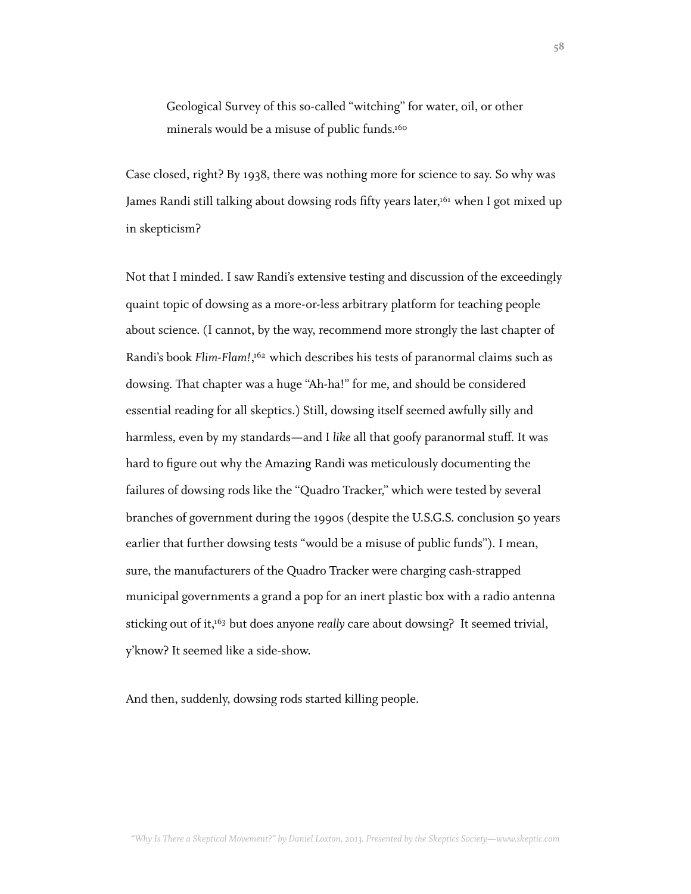> Geological Survey of this so-called "witching" for water, oil, or other minerals would be a misuse of public funds.[160]

Case closed, right? By 1938, there was nothing more for science to say. So why was James Randi still talking about dowsing rods fifty years later,[161] when I got mixed up in skepticism?

Not that I minded. I saw Randi's extensive testing and discussion of the exceedingly quaint topic of dowsing as a more-or-less arbitrary platform for teaching people about science. (I cannot, by the way, recommend more strongly the last chapter of Randi's book *Flim-Flam!*,[162] which describes his tests of paranormal claims such as dowsing. That chapter was a huge "Ah-ha!" for me, and should be considered essential reading for all skeptics.) Still, dowsing itself seemed awfully silly and harmless, even by my standards—and I *like* all that goofy paranormal stuff. It was hard to figure out why the Amazing Randi was meticulously documenting the failures of dowsing rods like the "Quadro Tracker," which were tested by several branches of government during the 1990s (despite the U.S.G.S. conclusion 50 years earlier that further dowsing tests "would be a misuse of public funds"). I mean, sure, the manufacturers of the Quadro Tracker were charging cash-strapped municipal governments a grand a pop for an inert plastic box with a radio antenna sticking out of it,[163] but does anyone *really* care about dowsing? It seemed trivial, y'know? It seemed like a side-show.

And then, suddenly, dowsing rods started killing people.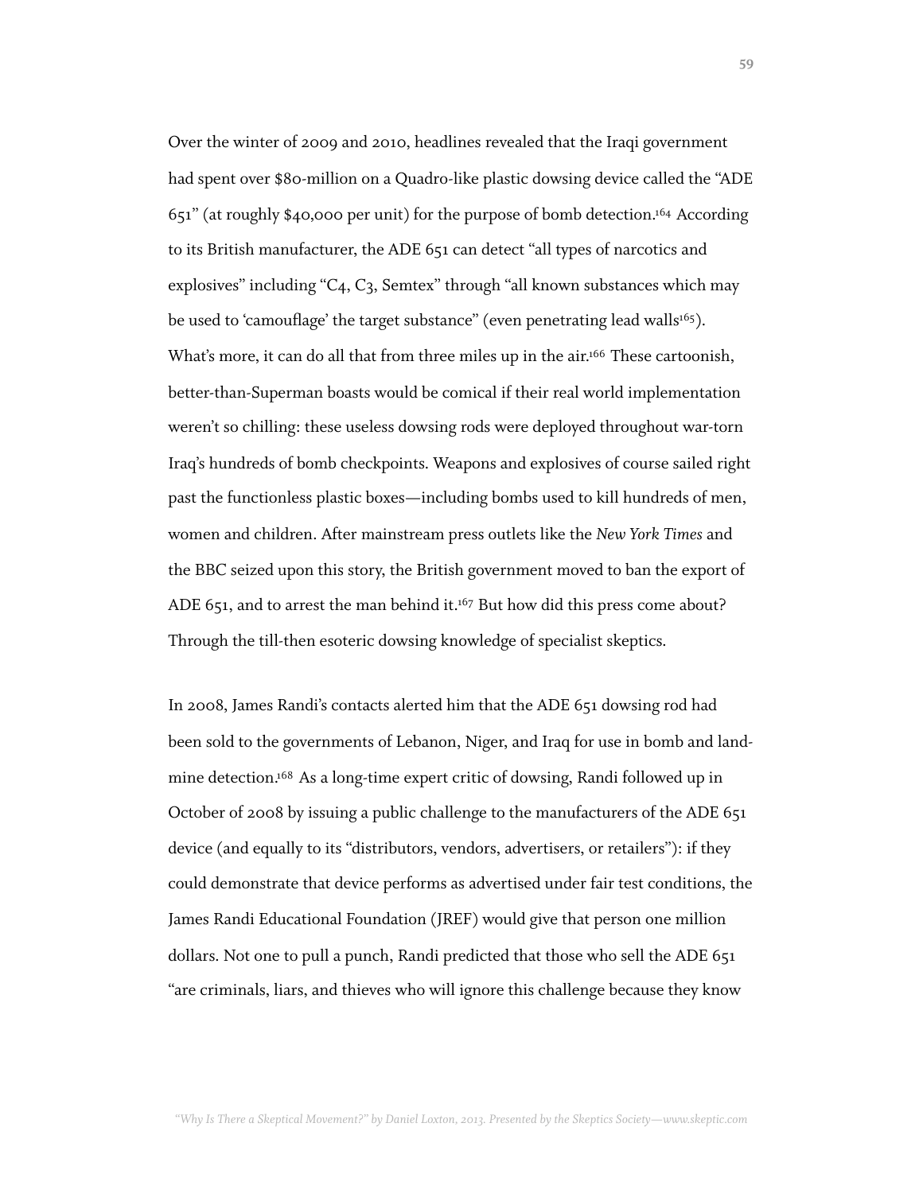Over the winter of 2009 and 2010, headlines revealed that the Iraqi government had spent over $80-million on a Quadro-like plastic dowsing device called the "ADE 651" (at roughly $40,000 per unit) for the purpose of bomb detection.[164] According to its British manufacturer, the ADE 651 can detect "all types of narcotics and explosives" including "C4, C3, Semtex" through "all known substances which may be used to 'camouflage' the target substance" (even penetrating lead walls[165]). What's more, it can do all that from three miles up in the air.[166] These cartoonish, better-than-Superman boasts would be comical if their real world implementation weren't so chilling: these useless dowsing rods were deployed throughout war-torn Iraq's hundreds of bomb checkpoints. Weapons and explosives of course sailed right past the functionless plastic boxes—including bombs used to kill hundreds of men, women and children. After mainstream press outlets like the *New York Times* and the BBC seized upon this story, the British government moved to ban the export of ADE 651, and to arrest the man behind it.[167] But how did this press come about? Through the till-then esoteric dowsing knowledge of specialist skeptics.

In 2008, James Randi's contacts alerted him that the ADE 651 dowsing rod had been sold to the governments of Lebanon, Niger, and Iraq for use in bomb and land-mine detection.[168] As a long-time expert critic of dowsing, Randi followed up in October of 2008 by issuing a public challenge to the manufacturers of the ADE 651 device (and equally to its "distributors, vendors, advertisers, or retailers"): if they could demonstrate that device performs as advertised under fair test conditions, the James Randi Educational Foundation (JREF) would give that person one million dollars. Not one to pull a punch, Randi predicted that those who sell the ADE 651 "are criminals, liars, and thieves who will ignore this challenge because they know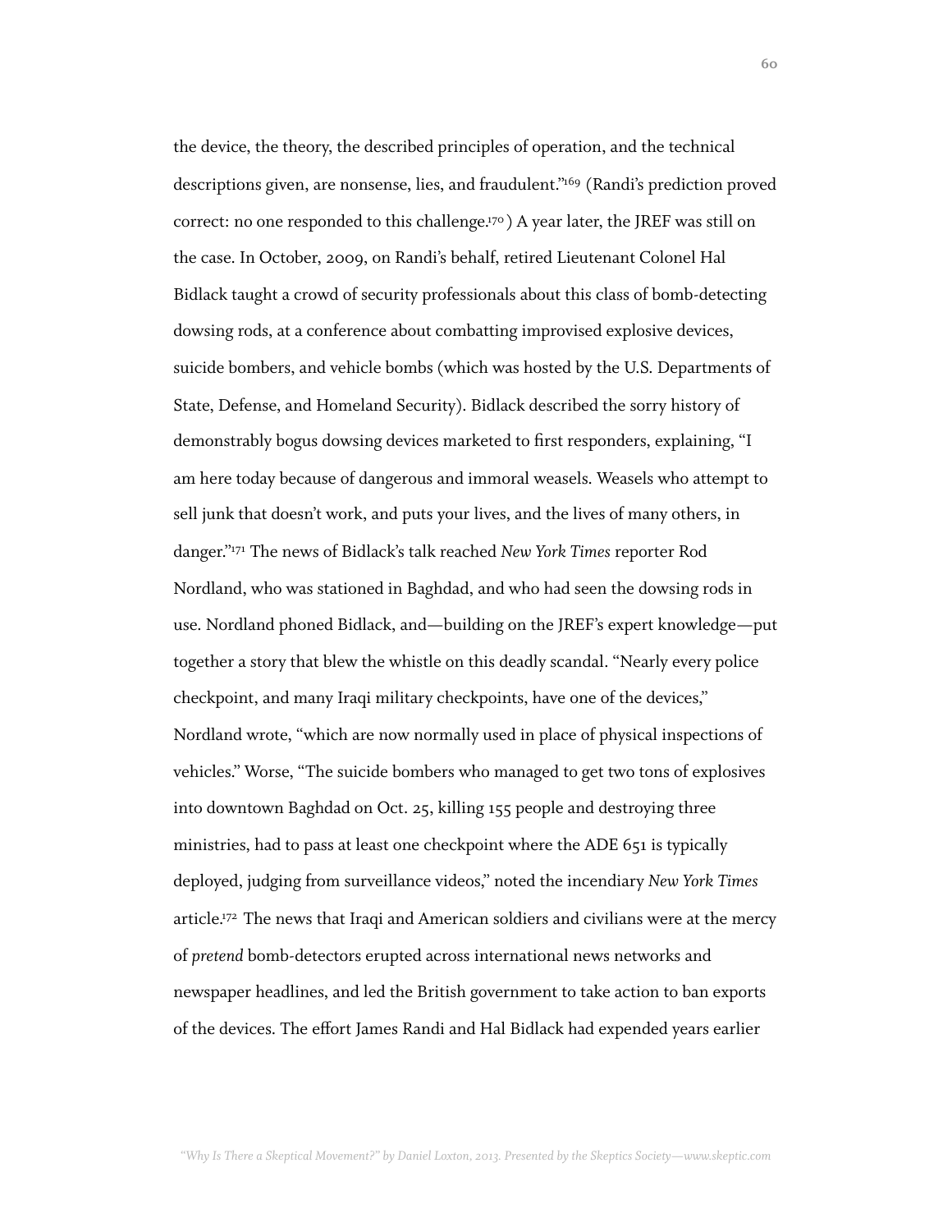the device, the theory, the described principles of operation, and the technical descriptions given, are nonsense, lies, and fraudulent."[169] (Randi's prediction proved correct: no one responded to this challenge.[170]) A year later, the JREF was still on the case. In October, 2009, on Randi's behalf, retired Lieutenant Colonel Hal Bidlack taught a crowd of security professionals about this class of bomb-detecting dowsing rods, at a conference about combatting improvised explosive devices, suicide bombers, and vehicle bombs (which was hosted by the U.S. Departments of State, Defense, and Homeland Security). Bidlack described the sorry history of demonstrably bogus dowsing devices marketed to first responders, explaining, "I am here today because of dangerous and immoral weasels. Weasels who attempt to sell junk that doesn't work, and puts your lives, and the lives of many others, in danger."[171] The news of Bidlack's talk reached *New York Times* reporter Rod Nordland, who was stationed in Baghdad, and who had seen the dowsing rods in use. Nordland phoned Bidlack, and—building on the JREF's expert knowledge—put together a story that blew the whistle on this deadly scandal. "Nearly every police checkpoint, and many Iraqi military checkpoints, have one of the devices," Nordland wrote, "which are now normally used in place of physical inspections of vehicles." Worse, "The suicide bombers who managed to get two tons of explosives into downtown Baghdad on Oct. 25, killing 155 people and destroying three ministries, had to pass at least one checkpoint where the ADE 651 is typically deployed, judging from surveillance videos," noted the incendiary *New York Times* article.[172] The news that Iraqi and American soldiers and civilians were at the mercy of *pretend* bomb-detectors erupted across international news networks and newspaper headlines, and led the British government to take action to ban exports of the devices. The effort James Randi and Hal Bidlack had expended years earlier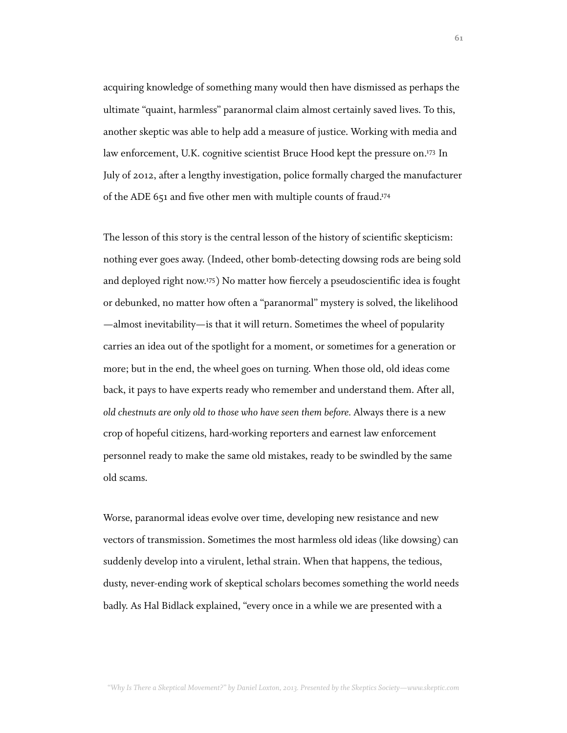acquiring knowledge of something many would then have dismissed as perhaps the ultimate "quaint, harmless" paranormal claim almost certainly saved lives. To this, another skeptic was able to help add a measure of justice. Working with media and law enforcement, U.K. cognitive scientist Bruce Hood kept the pressure on.[173] In July of 2012, after a lengthy investigation, police formally charged the manufacturer of the ADE 651 and five other men with multiple counts of fraud.[174]

The lesson of this story is the central lesson of the history of scientific skepticism: nothing ever goes away. (Indeed, other bomb-detecting dowsing rods are being sold and deployed right now.[175]) No matter how fiercely a pseudoscientific idea is fought or debunked, no matter how often a "paranormal" mystery is solved, the likelihood —almost inevitability—is that it will return. Sometimes the wheel of popularity carries an idea out of the spotlight for a moment, or sometimes for a generation or more; but in the end, the wheel goes on turning. When those old, old ideas come back, it pays to have experts ready who remember and understand them. After all, *old chestnuts are only old to those who have seen them before.* Always there is a new crop of hopeful citizens, hard-working reporters and earnest law enforcement personnel ready to make the same old mistakes, ready to be swindled by the same old scams.

Worse, paranormal ideas evolve over time, developing new resistance and new vectors of transmission. Sometimes the most harmless old ideas (like dowsing) can suddenly develop into a virulent, lethal strain. When that happens, the tedious, dusty, never-ending work of skeptical scholars becomes something the world needs badly. As Hal Bidlack explained, "every once in a while we are presented with a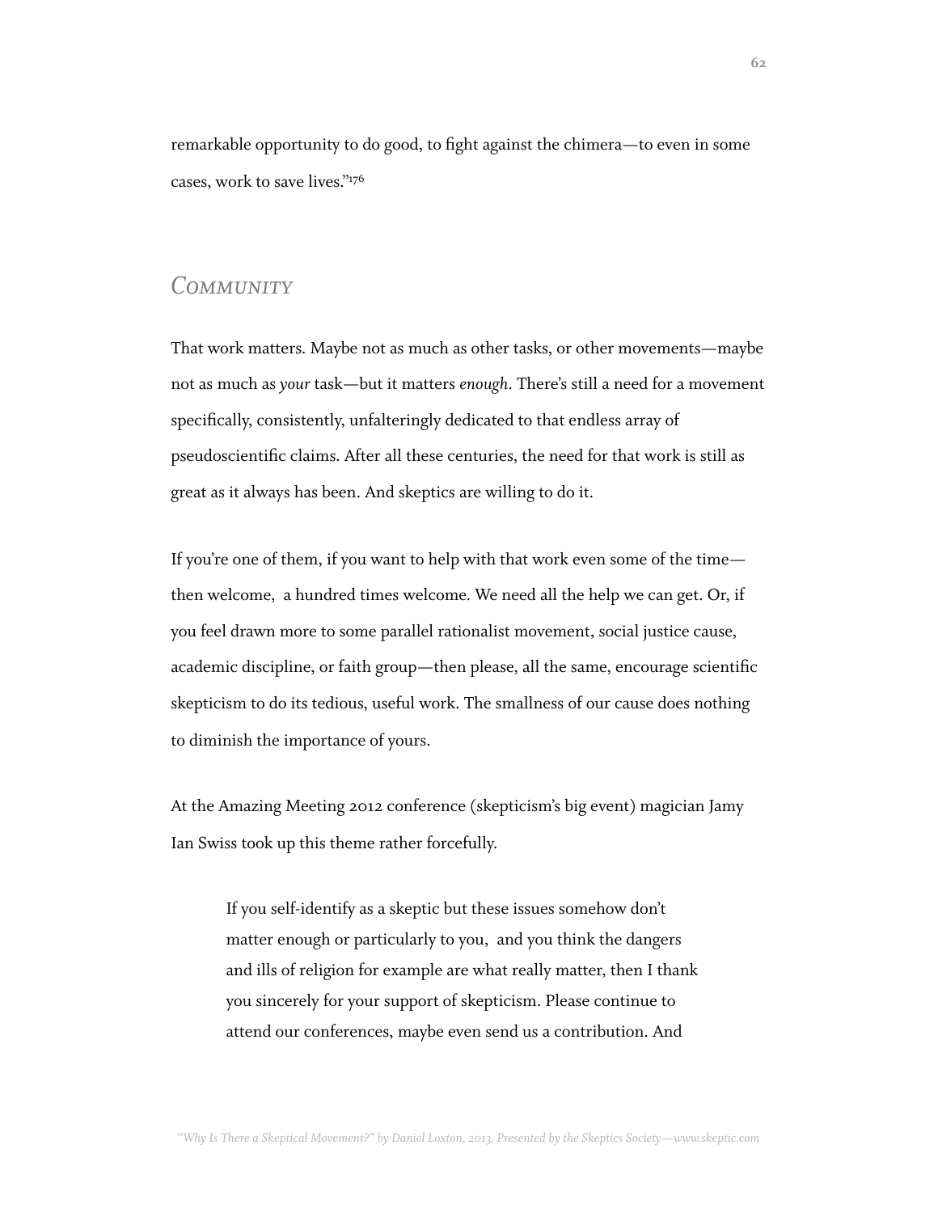remarkable opportunity to do good, to fight against the chimera—to even in some cases, work to save lives."[176]

## *Community*

That work matters. Maybe not as much as other tasks, or other movements—maybe not as much as *your* task—but it matters *enough*. There's still a need for a movement specifically, consistently, unfalteringly dedicated to that endless array of pseudoscientific claims. After all these centuries, the need for that work is still as great as it always has been. And skeptics are willing to do it.

If you're one of them, if you want to help with that work even some of the time—then welcome, a hundred times welcome. We need all the help we can get. Or, if you feel drawn more to some parallel rationalist movement, social justice cause, academic discipline, or faith group—then please, all the same, encourage scientific skepticism to do its tedious, useful work. The smallness of our cause does nothing to diminish the importance of yours.

At the Amazing Meeting 2012 conference (skepticism's big event) magician Jamy Ian Swiss took up this theme rather forcefully.

> If you self-identify as a skeptic but these issues somehow don't matter enough or particularly to you, and you think the dangers and ills of religion for example are what really matter, then I thank you sincerely for your support of skepticism. Please continue to attend our conferences, maybe even send us a contribution. And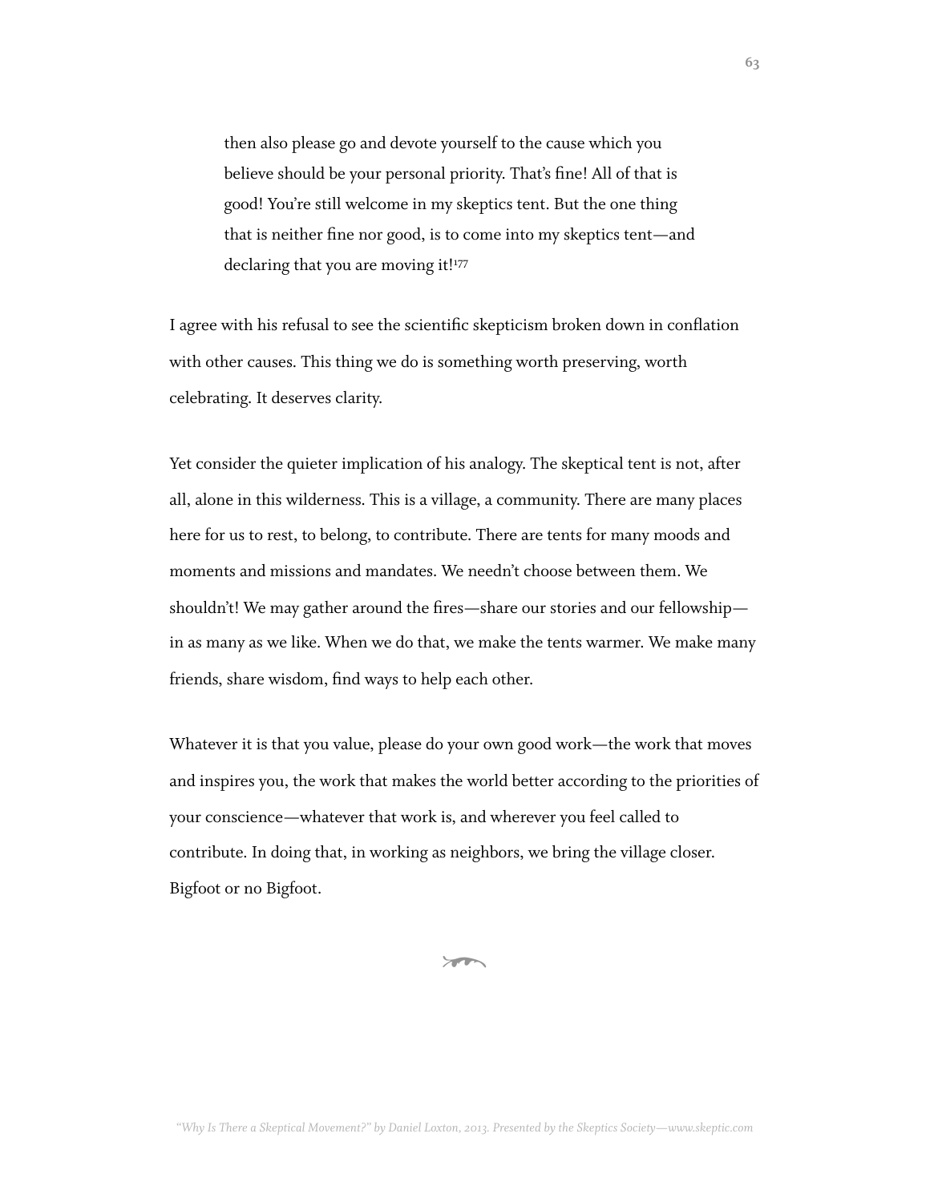> then also please go and devote yourself to the cause which you believe should be your personal priority. That's fine! All of that is good! You're still welcome in my skeptics tent. But the one thing that is neither fine nor good, is to come into my skeptics tent—and declaring that you are moving it![177]

I agree with his refusal to see the scientific skepticism broken down in conflation with other causes. This thing we do is something worth preserving, worth celebrating. It deserves clarity.

Yet consider the quieter implication of his analogy. The skeptical tent is not, after all, alone in this wilderness. This is a village, a community. There are many places here for us to rest, to belong, to contribute. There are tents for many moods and moments and missions and mandates. We needn't choose between them. We shouldn't! We may gather around the fires—share our stories and our fellowship—in as many as we like. When we do that, we make the tents warmer. We make many friends, share wisdom, find ways to help each other.

Whatever it is that you value, please do your own good work—the work that moves and inspires you, the work that makes the world better according to the priorities of your conscience—whatever that work is, and wherever you feel called to contribute. In doing that, in working as neighbors, we bring the village closer. Bigfoot or no Bigfoot.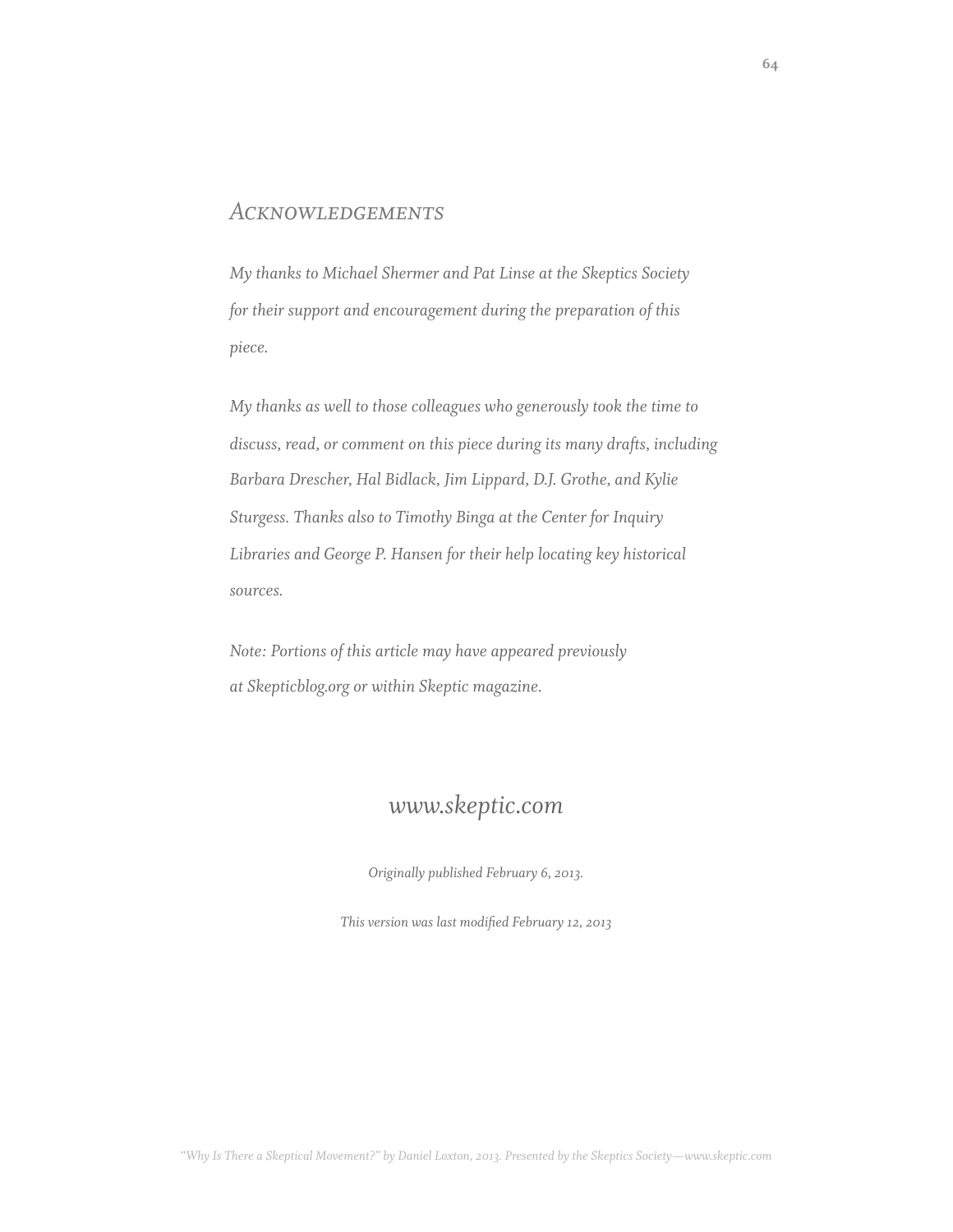## *Acknowledgements*

*My thanks to Michael Shermer and Pat Linse at the Skeptics Society for their support and encouragement during the preparation of this piece.*

*My thanks as well to those colleagues who generously took the time to discuss, read, or comment on this piece during its many drafts, including Barbara Drescher, Hal Bidlack, Jim Lippard, D.J. Grothe, and Kylie Sturgess. Thanks also to Timothy Binga at the Center for Inquiry Libraries and George P. Hansen for their help locating key historical sources.*

*Note: Portions of this article may have appeared previously at Skepticblog.org or within Skeptic magazine.*

*www.skeptic.com*

*Originally published February 6, 2013.*

*This version was last modified February 12, 2013*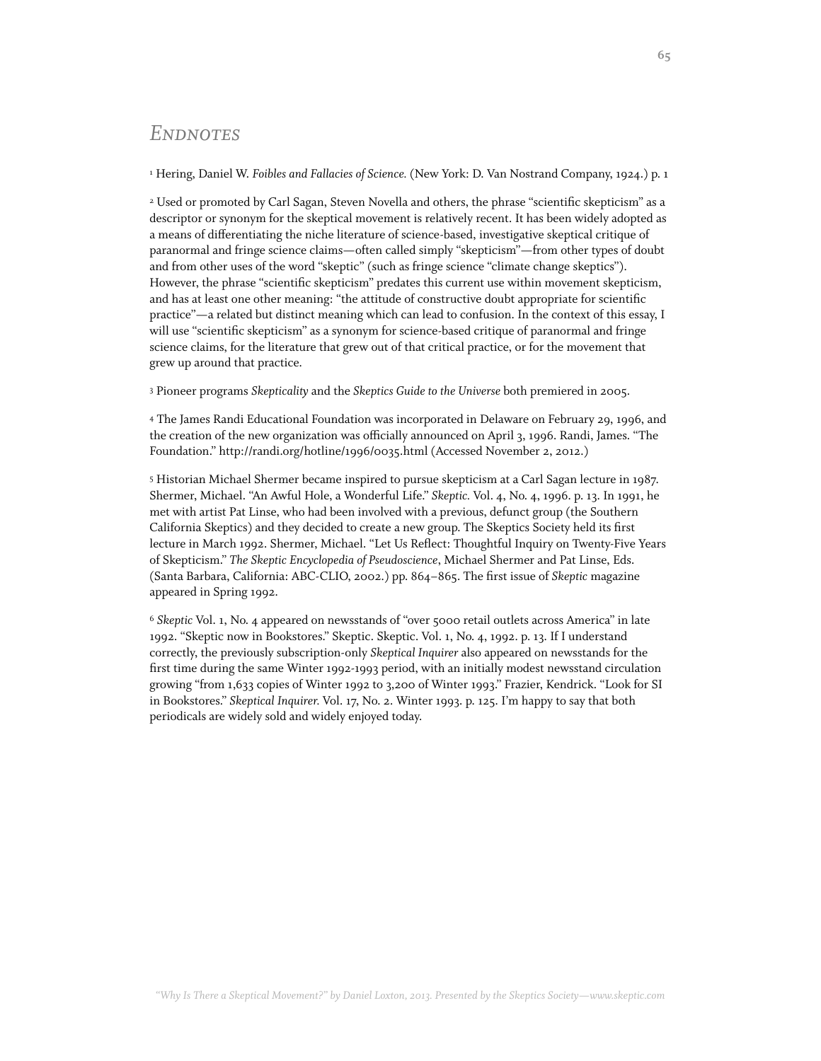## *Endnotes*

[1] Hering, Daniel W. *Foibles and Fallacies of Science.* (New York: D. Van Nostrand Company, 1924.) p. 1

[2] Used or promoted by Carl Sagan, Steven Novella and others, the phrase "scientific skepticism" as a descriptor or synonym for the skeptical movement is relatively recent. It has been widely adopted as a means of differentiating the niche literature of science-based, investigative skeptical critique of paranormal and fringe science claims—often called simply "skepticism"—from other types of doubt and from other uses of the word "skeptic" (such as fringe science "climate change skeptics"). However, the phrase "scientific skepticism" predates this current use within movement skepticism, and has at least one other meaning: "the attitude of constructive doubt appropriate for scientific practice"—a related but distinct meaning which can lead to confusion. In the context of this essay, I will use "scientific skepticism" as a synonym for science-based critique of paranormal and fringe science claims, for the literature that grew out of that critical practice, or for the movement that grew up around that practice.

[3] Pioneer programs *Skepticality* and the *Skeptics Guide to the Universe* both premiered in 2005.

[4] The James Randi Educational Foundation was incorporated in Delaware on February 29, 1996, and the creation of the new organization was officially announced on April 3, 1996. Randi, James. "The Foundation." http://randi.org/hotline/1996/0035.html (Accessed November 2, 2012.)

[5] Historian Michael Shermer became inspired to pursue skepticism at a Carl Sagan lecture in 1987. Shermer, Michael. "An Awful Hole, a Wonderful Life." *Skeptic.* Vol. 4, No. 4, 1996. p. 13. In 1991, he met with artist Pat Linse, who had been involved with a previous, defunct group (the Southern California Skeptics) and they decided to create a new group. The Skeptics Society held its first lecture in March 1992. Shermer, Michael. "Let Us Reflect: Thoughtful Inquiry on Twenty-Five Years of Skepticism." *The Skeptic Encyclopedia of Pseudoscience*, Michael Shermer and Pat Linse, Eds. (Santa Barbara, California: ABC-CLIO, 2002.) pp. 864–865. The first issue of *Skeptic* magazine appeared in Spring 1992.

[6] *Skeptic* Vol. 1, No. 4 appeared on newsstands of "over 5000 retail outlets across America" in late 1992. "Skeptic now in Bookstores." Skeptic. Skeptic. Vol. 1, No. 4, 1992. p. 13. If I understand correctly, the previously subscription-only *Skeptical Inquirer* also appeared on newsstands for the first time during the same Winter 1992-1993 period, with an initially modest newsstand circulation growing "from 1,633 copies of Winter 1992 to 3,200 of Winter 1993." Frazier, Kendrick. "Look for SI in Bookstores." *Skeptical Inquirer.* Vol. 17, No. 2. Winter 1993. p. 125. I'm happy to say that both periodicals are widely sold and widely enjoyed today.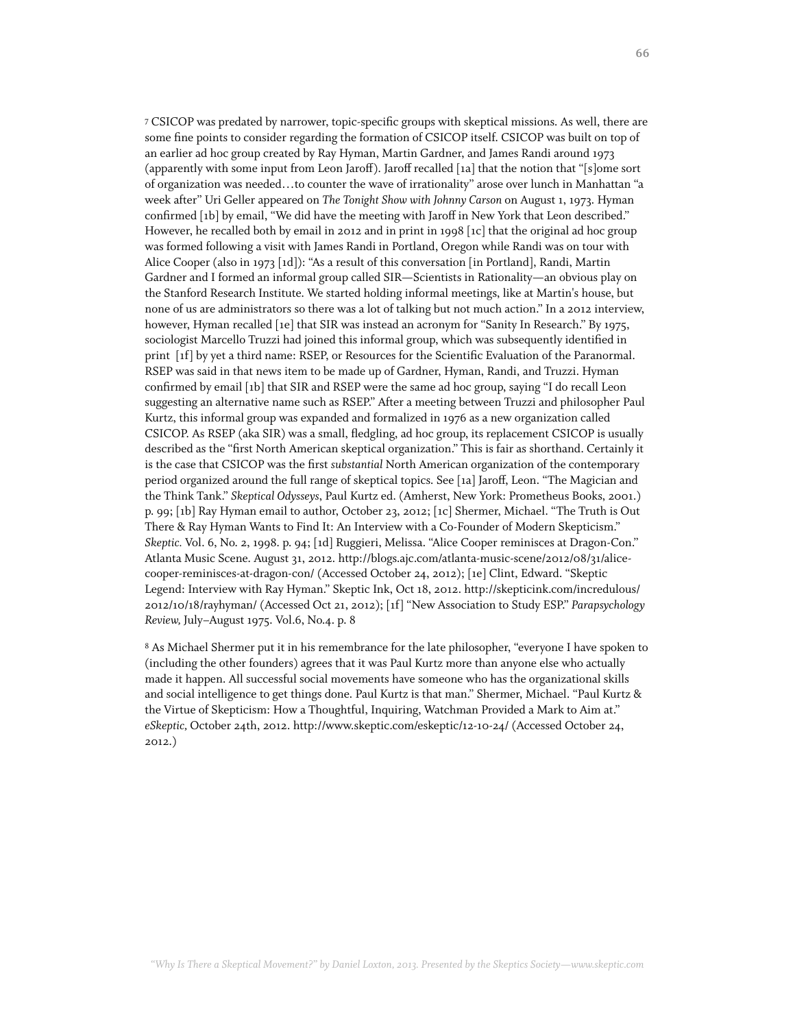[7] CSICOP was predated by narrower, topic-specific groups with skeptical missions. As well, there are some fine points to consider regarding the formation of CSICOP itself. CSICOP was built on top of an earlier ad hoc group created by Ray Hyman, Martin Gardner, and James Randi around 1973 (apparently with some input from Leon Jaroff). Jaroff recalled [1a] that the notion that "[s]ome sort of organization was needed…to counter the wave of irrationality" arose over lunch in Manhattan "a week after" Uri Geller appeared on *The Tonight Show with Johnny Carson* on August 1, 1973. Hyman confirmed [1b] by email, "We did have the meeting with Jaroff in New York that Leon described." However, he recalled both by email in 2012 and in print in 1998 [1c] that the original ad hoc group was formed following a visit with James Randi in Portland, Oregon while Randi was on tour with Alice Cooper (also in 1973 [1d]): "As a result of this conversation [in Portland], Randi, Martin Gardner and I formed an informal group called SIR—Scientists in Rationality—an obvious play on the Stanford Research Institute. We started holding informal meetings, like at Martin's house, but none of us are administrators so there was a lot of talking but not much action." In a 2012 interview, however, Hyman recalled [1e] that SIR was instead an acronym for "Sanity In Research." By 1975, sociologist Marcello Truzzi had joined this informal group, which was subsequently identified in print [1f] by yet a third name: RSEP, or Resources for the Scientific Evaluation of the Paranormal. RSEP was said in that news item to be made up of Gardner, Hyman, Randi, and Truzzi. Hyman confirmed by email [1b] that SIR and RSEP were the same ad hoc group, saying "I do recall Leon suggesting an alternative name such as RSEP." After a meeting between Truzzi and philosopher Paul Kurtz, this informal group was expanded and formalized in 1976 as a new organization called CSICOP. As RSEP (aka SIR) was a small, fledgling, ad hoc group, its replacement CSICOP is usually described as the "first North American skeptical organization." This is fair as shorthand. Certainly it is the case that CSICOP was the first *substantial* North American organization of the contemporary period organized around the full range of skeptical topics. See [1a] Jaroff, Leon. "The Magician and the Think Tank." *Skeptical Odysseys*, Paul Kurtz ed. (Amherst, New York: Prometheus Books, 2001.) p. 99; [1b] Ray Hyman email to author, October 23, 2012; [1c] Shermer, Michael. "The Truth is Out There & Ray Hyman Wants to Find It: An Interview with a Co-Founder of Modern Skepticism." *Skeptic.* Vol. 6, No. 2, 1998. p. 94; [1d] Ruggieri, Melissa. "Alice Cooper reminisces at Dragon-Con." Atlanta Music Scene. August 31, 2012. http://blogs.ajc.com/atlanta-music-scene/2012/08/31/alice-cooper-reminisces-at-dragon-con/ (Accessed October 24, 2012); [1e] Clint, Edward. "Skeptic Legend: Interview with Ray Hyman." Skeptic Ink, Oct 18, 2012. http://skepticink.com/incredulous/2012/10/18/rayhyman/ (Accessed Oct 21, 2012); [1f] "New Association to Study ESP." *Parapsychology Review,* July–August 1975. Vol.6, No.4. p. 8

[8] As Michael Shermer put it in his remembrance for the late philosopher, "everyone I have spoken to (including the other founders) agrees that it was Paul Kurtz more than anyone else who actually made it happen. All successful social movements have someone who has the organizational skills and social intelligence to get things done. Paul Kurtz is that man." Shermer, Michael. "Paul Kurtz & the Virtue of Skepticism: How a Thoughtful, Inquiring, Watchman Provided a Mark to Aim at." *eSkeptic,* October 24th, 2012. http://www.skeptic.com/eskeptic/12-10-24/ (Accessed October 24, 2012.)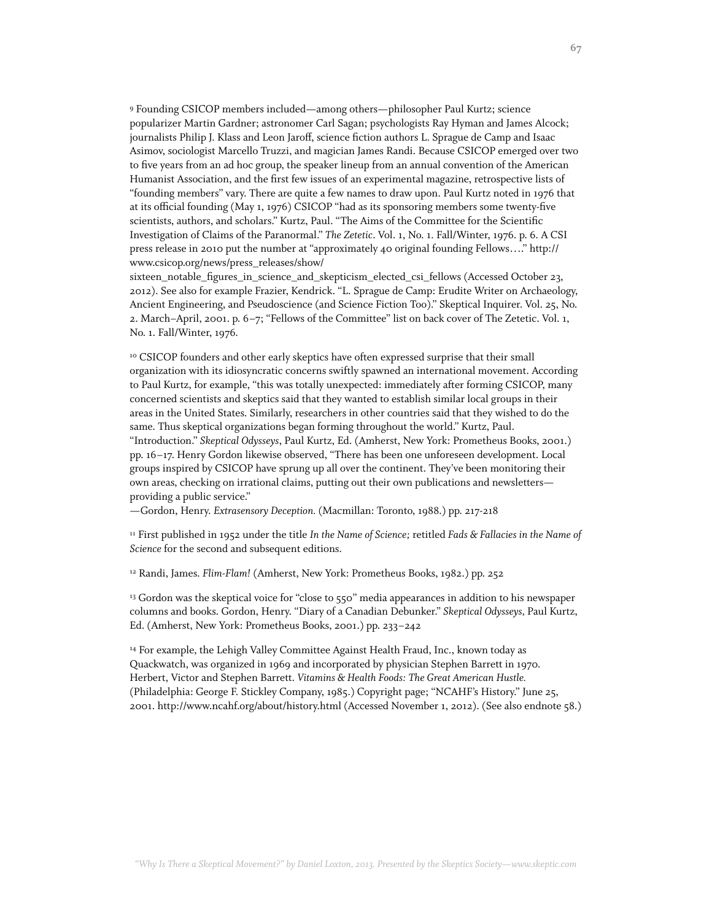[9] Founding CSICOP members included—among others—philosopher Paul Kurtz; science popularizer Martin Gardner; astronomer Carl Sagan; psychologists Ray Hyman and James Alcock; journalists Philip J. Klass and Leon Jaroff, science fiction authors L. Sprague de Camp and Isaac Asimov, sociologist Marcello Truzzi, and magician James Randi. Because CSICOP emerged over two to five years from an ad hoc group, the speaker lineup from an annual convention of the American Humanist Association, and the first few issues of an experimental magazine, retrospective lists of "founding members" vary. There are quite a few names to draw upon. Paul Kurtz noted in 1976 that at its official founding (May 1, 1976) CSICOP "had as its sponsoring members some twenty-five scientists, authors, and scholars." Kurtz, Paul. "The Aims of the Committee for the Scientific Investigation of Claims of the Paranormal." *The Zetetic*. Vol. 1, No. 1. Fall/Winter, 1976. p. 6. A CSI press release in 2010 put the number at "approximately 40 original founding Fellows…." http://www.csicop.org/news/press_releases/show/sixteen_notable_figures_in_science_and_skepticism_elected_csi_fellows (Accessed October 23, 2012). See also for example Frazier, Kendrick. "L. Sprague de Camp: Erudite Writer on Archaeology, Ancient Engineering, and Pseudoscience (and Science Fiction Too)." Skeptical Inquirer. Vol. 25, No. 2. March–April, 2001. p. 6–7; "Fellows of the Committee" list on back cover of The Zetetic. Vol. 1, No. 1. Fall/Winter, 1976.

[10] CSICOP founders and other early skeptics have often expressed surprise that their small organization with its idiosyncratic concerns swiftly spawned an international movement. According to Paul Kurtz, for example, "this was totally unexpected: immediately after forming CSICOP, many concerned scientists and skeptics said that they wanted to establish similar local groups in their areas in the United States. Similarly, researchers in other countries said that they wished to do the same. Thus skeptical organizations began forming throughout the world." Kurtz, Paul. "Introduction." *Skeptical Odysseys*, Paul Kurtz, Ed. (Amherst, New York: Prometheus Books, 2001.) pp. 16–17. Henry Gordon likewise observed, "There has been one unforeseen development. Local groups inspired by CSICOP have sprung up all over the continent. They've been monitoring their own areas, checking on irrational claims, putting out their own publications and newsletters—providing a public service."
—Gordon, Henry. *Extrasensory Deception.* (Macmillan: Toronto, 1988.) pp. 217-218

[11] First published in 1952 under the title *In the Name of Science;* retitled *Fads & Fallacies in the Name of Science* for the second and subsequent editions.

[12] Randi, James. *Flim-Flam!* (Amherst, New York: Prometheus Books, 1982.) pp. 252

[13] Gordon was the skeptical voice for "close to 550" media appearances in addition to his newspaper columns and books. Gordon, Henry. "Diary of a Canadian Debunker." *Skeptical Odysseys*, Paul Kurtz, Ed. (Amherst, New York: Prometheus Books, 2001.) pp. 233–242

[14] For example, the Lehigh Valley Committee Against Health Fraud, Inc., known today as Quackwatch, was organized in 1969 and incorporated by physician Stephen Barrett in 1970. Herbert, Victor and Stephen Barrett. *Vitamins & Health Foods: The Great American Hustle.* (Philadelphia: George F. Stickley Company, 1985.) Copyright page; "NCAHF's History." June 25, 2001. http://www.ncahf.org/about/history.html (Accessed November 1, 2012). (See also endnote 58.)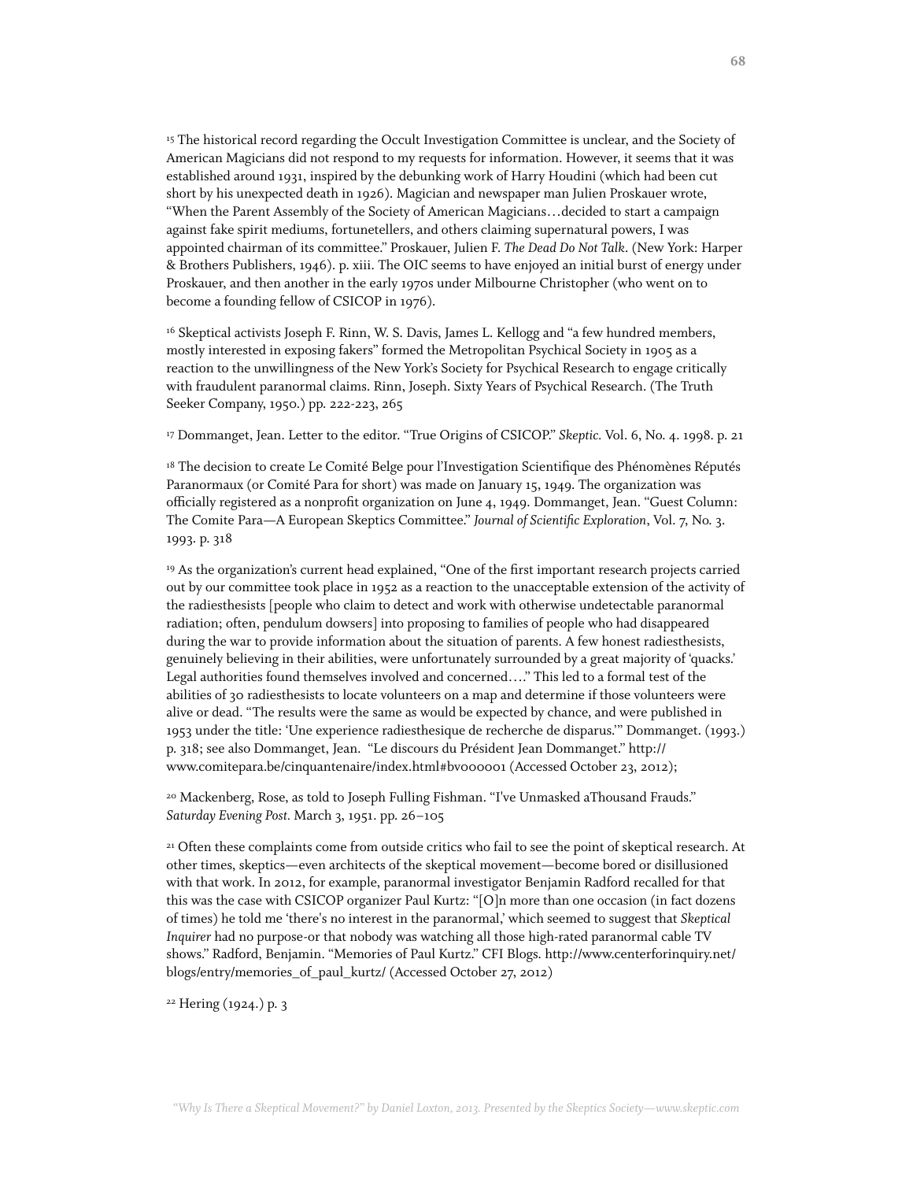[15] The historical record regarding the Occult Investigation Committee is unclear, and the Society of American Magicians did not respond to my requests for information. However, it seems that it was established around 1931, inspired by the debunking work of Harry Houdini (which had been cut short by his unexpected death in 1926). Magician and newspaper man Julien Proskauer wrote, "When the Parent Assembly of the Society of American Magicians…decided to start a campaign against fake spirit mediums, fortunetellers, and others claiming supernatural powers, I was appointed chairman of its committee." Proskauer, Julien F. *The Dead Do Not Talk*. (New York: Harper & Brothers Publishers, 1946). p. xiii. The OIC seems to have enjoyed an initial burst of energy under Proskauer, and then another in the early 1970s under Milbourne Christopher (who went on to become a founding fellow of CSICOP in 1976).

[16] Skeptical activists Joseph F. Rinn, W. S. Davis, James L. Kellogg and "a few hundred members, mostly interested in exposing fakers" formed the Metropolitan Psychical Society in 1905 as a reaction to the unwillingness of the New York's Society for Psychical Research to engage critically with fraudulent paranormal claims. Rinn, Joseph. Sixty Years of Psychical Research. (The Truth Seeker Company, 1950.) pp. 222-223, 265

[17] Dommanget, Jean. Letter to the editor. "True Origins of CSICOP." *Skeptic.* Vol. 6, No. 4. 1998. p. 21

[18] The decision to create Le Comité Belge pour l'Investigation Scientifique des Phénomènes Réputés Paranormaux (or Comité Para for short) was made on January 15, 1949. The organization was officially registered as a nonprofit organization on June 4, 1949. Dommanget, Jean. "Guest Column: The Comite Para—A European Skeptics Committee." *Journal of Scientific Exploration*, Vol. 7, No. 3. 1993. p. 318

[19] As the organization's current head explained, "One of the first important research projects carried out by our committee took place in 1952 as a reaction to the unacceptable extension of the activity of the radiesthesists [people who claim to detect and work with otherwise undetectable paranormal radiation; often, pendulum dowsers] into proposing to families of people who had disappeared during the war to provide information about the situation of parents. A few honest radiesthesists, genuinely believing in their abilities, were unfortunately surrounded by a great majority of 'quacks.' Legal authorities found themselves involved and concerned…." This led to a formal test of the abilities of 30 radiesthesists to locate volunteers on a map and determine if those volunteers were alive or dead. "The results were the same as would be expected by chance, and were published in 1953 under the title: 'Une experience radiesthesique de recherche de disparus.'" Dommanget. (1993.) p. 318; see also Dommanget, Jean. "Le discours du Président Jean Dommanget." http://www.comitepara.be/cinquantenaire/index.html#bv000001 (Accessed October 23, 2012);

[20] Mackenberg, Rose, as told to Joseph Fulling Fishman. "I've Unmasked aThousand Frauds." *Saturday Evening Post.* March 3, 1951. pp. 26–105

[21] Often these complaints come from outside critics who fail to see the point of skeptical research. At other times, skeptics—even architects of the skeptical movement—become bored or disillusioned with that work. In 2012, for example, paranormal investigator Benjamin Radford recalled for that this was the case with CSICOP organizer Paul Kurtz: "[O]n more than one occasion (in fact dozens of times) he told me 'there's no interest in the paranormal,' which seemed to suggest that *Skeptical Inquirer* had no purpose-or that nobody was watching all those high-rated paranormal cable TV shows." Radford, Benjamin. "Memories of Paul Kurtz." CFI Blogs. http://www.centerforinquiry.net/blogs/entry/memories_of_paul_kurtz/ (Accessed October 27, 2012)

[22] Hering (1924.) p. 3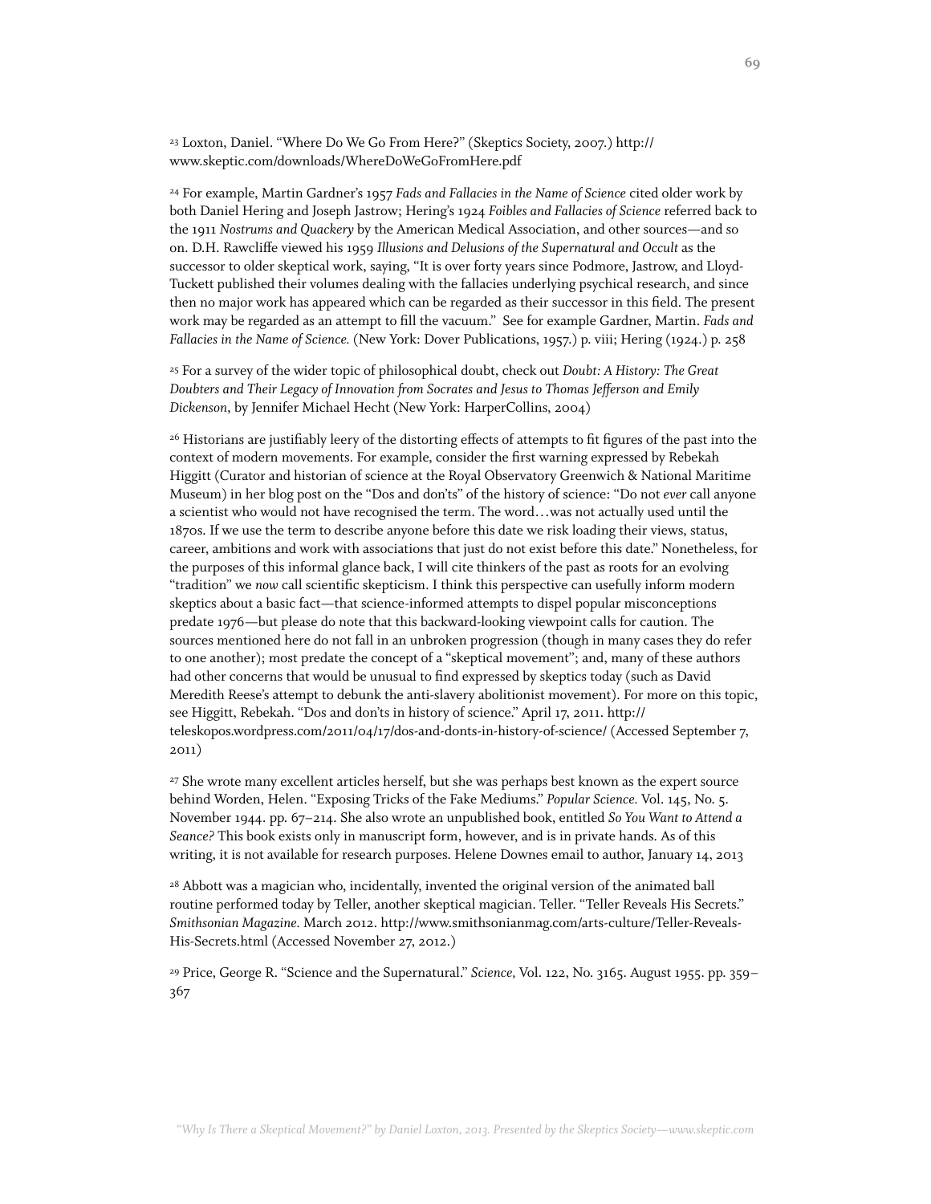[23] Loxton, Daniel. "Where Do We Go From Here?" (Skeptics Society, 2007.) http://www.skeptic.com/downloads/WhereDoWeGoFromHere.pdf

[24] For example, Martin Gardner's 1957 *Fads and Fallacies in the Name of Science* cited older work by both Daniel Hering and Joseph Jastrow; Hering's 1924 *Foibles and Fallacies of Science* referred back to the 1911 *Nostrums and Quackery* by the American Medical Association, and other sources—and so on. D.H. Rawcliffe viewed his 1959 *Illusions and Delusions of the Supernatural and Occult* as the successor to older skeptical work, saying, "It is over forty years since Podmore, Jastrow, and Lloyd-Tuckett published their volumes dealing with the fallacies underlying psychical research, and since then no major work has appeared which can be regarded as their successor in this field. The present work may be regarded as an attempt to fill the vacuum." See for example Gardner, Martin. *Fads and Fallacies in the Name of Science.* (New York: Dover Publications, 1957.) p. viii; Hering (1924.) p. 258

[25] For a survey of the wider topic of philosophical doubt, check out *Doubt: A History: The Great Doubters and Their Legacy of Innovation from Socrates and Jesus to Thomas Jefferson and Emily Dickenson*, by Jennifer Michael Hecht (New York: HarperCollins, 2004)

[26] Historians are justifiably leery of the distorting effects of attempts to fit figures of the past into the context of modern movements. For example, consider the first warning expressed by Rebekah Higgitt (Curator and historian of science at the Royal Observatory Greenwich & National Maritime Museum) in her blog post on the "Dos and don'ts" of the history of science: "Do not *ever* call anyone a scientist who would not have recognised the term. The word…was not actually used until the 1870s. If we use the term to describe anyone before this date we risk loading their views, status, career, ambitions and work with associations that just do not exist before this date." Nonetheless, for the purposes of this informal glance back, I will cite thinkers of the past as roots for an evolving "tradition" we *now* call scientific skepticism. I think this perspective can usefully inform modern skeptics about a basic fact—that science-informed attempts to dispel popular misconceptions predate 1976—but please do note that this backward-looking viewpoint calls for caution. The sources mentioned here do not fall in an unbroken progression (though in many cases they do refer to one another); most predate the concept of a "skeptical movement"; and, many of these authors had other concerns that would be unusual to find expressed by skeptics today (such as David Meredith Reese's attempt to debunk the anti-slavery abolitionist movement). For more on this topic, see Higgitt, Rebekah. "Dos and don'ts in history of science." April 17, 2011. http://teleskopos.wordpress.com/2011/04/17/dos-and-donts-in-history-of-science/ (Accessed September 7, 2011)

[27] She wrote many excellent articles herself, but she was perhaps best known as the expert source behind Worden, Helen. "Exposing Tricks of the Fake Mediums." *Popular Science.* Vol. 145, No. 5. November 1944. pp. 67–214. She also wrote an unpublished book, entitled *So You Want to Attend a Seance?* This book exists only in manuscript form, however, and is in private hands. As of this writing, it is not available for research purposes. Helene Downes email to author, January 14, 2013

[28] Abbott was a magician who, incidentally, invented the original version of the animated ball routine performed today by Teller, another skeptical magician. Teller. "Teller Reveals His Secrets." *Smithsonian Magazine.* March 2012. http://www.smithsonianmag.com/arts-culture/Teller-Reveals-His-Secrets.html (Accessed November 27, 2012.)

[29] Price, George R. "Science and the Supernatural." *Science,* Vol. 122, No. 3165. August 1955. pp. 359–367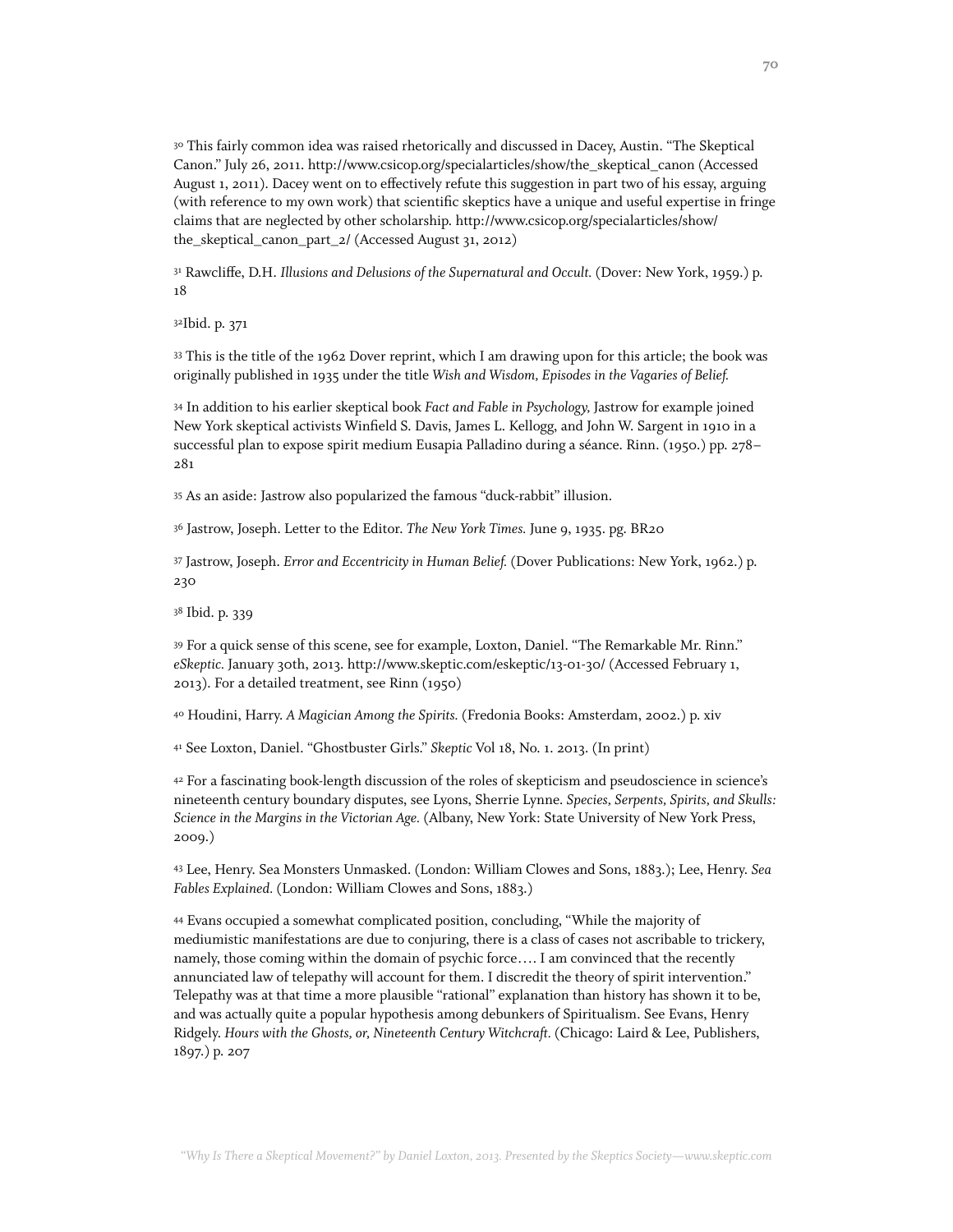[30] This fairly common idea was raised rhetorically and discussed in Dacey, Austin. "The Skeptical Canon." July 26, 2011. http://www.csicop.org/specialarticles/show/the_skeptical_canon (Accessed August 1, 2011). Dacey went on to effectively refute this suggestion in part two of his essay, arguing (with reference to my own work) that scientific skeptics have a unique and useful expertise in fringe claims that are neglected by other scholarship. http://www.csicop.org/specialarticles/show/the_skeptical_canon_part_2/ (Accessed August 31, 2012)

[31] Rawcliffe, D.H. *Illusions and Delusions of the Supernatural and Occult.* (Dover: New York, 1959.) p. 18

[32] Ibid. p. 371

[33] This is the title of the 1962 Dover reprint, which I am drawing upon for this article; the book was originally published in 1935 under the title *Wish and Wisdom, Episodes in the Vagaries of Belief.*

[34] In addition to his earlier skeptical book *Fact and Fable in Psychology,* Jastrow for example joined New York skeptical activists Winfield S. Davis, James L. Kellogg, and John W. Sargent in 1910 in a successful plan to expose spirit medium Eusapia Palladino during a séance. Rinn. (1950.) pp. 278–281

[35] As an aside: Jastrow also popularized the famous "duck-rabbit" illusion.

[36] Jastrow, Joseph. Letter to the Editor. *The New York Times.* June 9, 1935. pg. BR20

[37] Jastrow, Joseph. *Error and Eccentricity in Human Belief.* (Dover Publications: New York, 1962.) p. 230

[38] Ibid. p. 339

[39] For a quick sense of this scene, see for example, Loxton, Daniel. "The Remarkable Mr. Rinn." *eSkeptic.* January 30th, 2013. http://www.skeptic.com/eskeptic/13-01-30/ (Accessed February 1, 2013). For a detailed treatment, see Rinn (1950)

[40] Houdini, Harry. *A Magician Among the Spirits.* (Fredonia Books: Amsterdam, 2002.) p. xiv

[41] See Loxton, Daniel. "Ghostbuster Girls." *Skeptic* Vol 18, No. 1. 2013. (In print)

[42] For a fascinating book-length discussion of the roles of skepticism and pseudoscience in science's nineteenth century boundary disputes, see Lyons, Sherrie Lynne. *Species, Serpents, Spirits, and Skulls: Science in the Margins in the Victorian Age.* (Albany, New York: State University of New York Press, 2009.)

[43] Lee, Henry. Sea Monsters Unmasked. (London: William Clowes and Sons, 1883.); Lee, Henry. *Sea Fables Explained.* (London: William Clowes and Sons, 1883.)

[44] Evans occupied a somewhat complicated position, concluding, "While the majority of mediumistic manifestations are due to conjuring, there is a class of cases not ascribable to trickery, namely, those coming within the domain of psychic force…. I am convinced that the recently annunciated law of telepathy will account for them. I discredit the theory of spirit intervention." Telepathy was at that time a more plausible "rational" explanation than history has shown it to be, and was actually quite a popular hypothesis among debunkers of Spiritualism. See Evans, Henry Ridgely. *Hours with the Ghosts, or, Nineteenth Century Witchcraft.* (Chicago: Laird & Lee, Publishers, 1897.) p. 207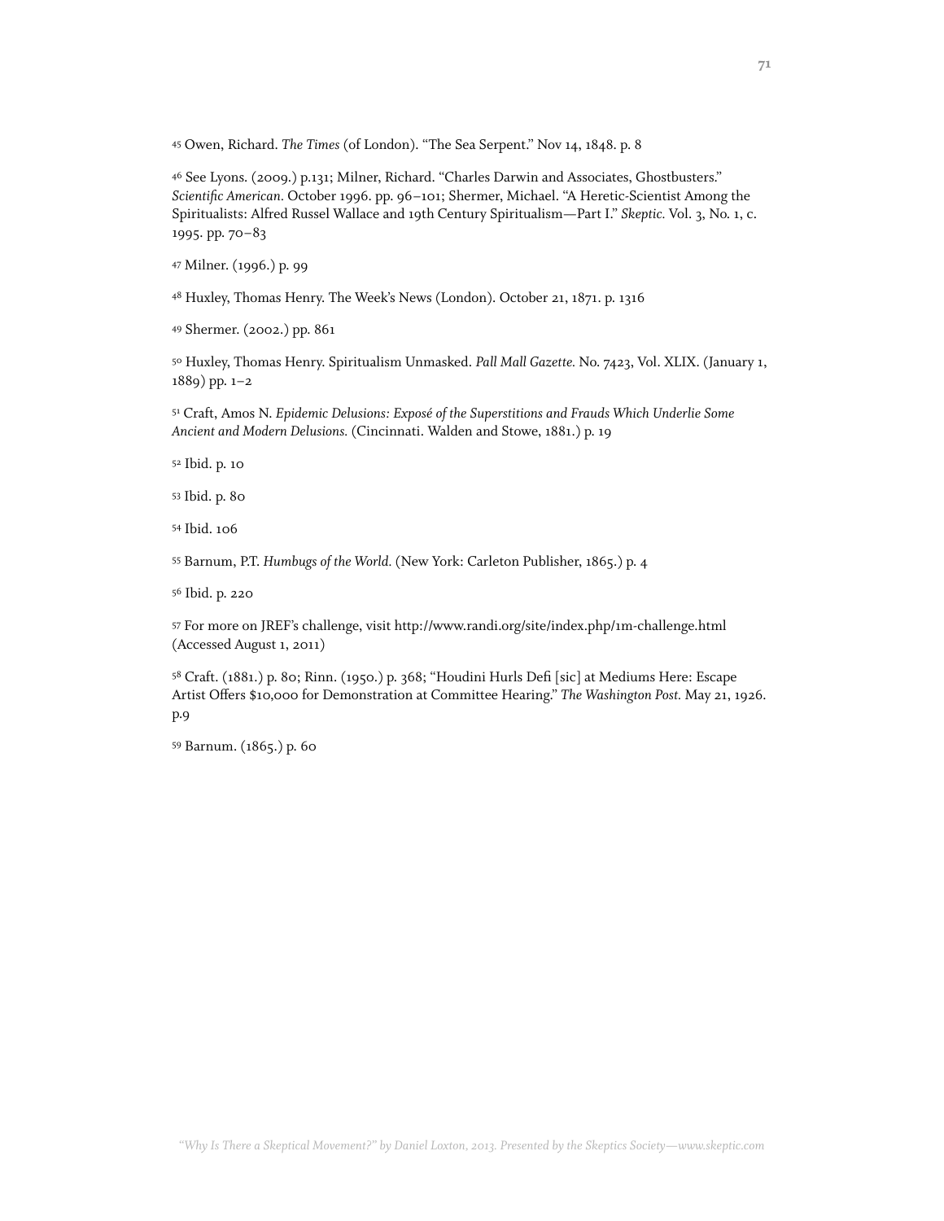[45] Owen, Richard. *The Times* (of London). "The Sea Serpent." Nov 14, 1848. p. 8

[46] See Lyons. (2009.) p.131; Milner, Richard. "Charles Darwin and Associates, Ghostbusters." *Scientific American*. October 1996. pp. 96–101; Shermer, Michael. "A Heretic-Scientist Among the Spiritualists: Alfred Russel Wallace and 19th Century Spiritualism—Part I." *Skeptic*. Vol. 3, No. 1, c. 1995. pp. 70–83

[47] Milner. (1996.) p. 99

[48] Huxley, Thomas Henry. The Week's News (London). October 21, 1871. p. 1316

[49] Shermer. (2002.) pp. 861

[50] Huxley, Thomas Henry. Spiritualism Unmasked. *Pall Mall Gazette*. No. 7423, Vol. XLIX. (January 1, 1889) pp. 1–2

[51] Craft, Amos N. *Epidemic Delusions: Exposé of the Superstitions and Frauds Which Underlie Some Ancient and Modern Delusions*. (Cincinnati. Walden and Stowe, 1881.) p. 19

[52] Ibid. p. 10

[53] Ibid. p. 80

[54] Ibid. 106

[55] Barnum, P.T. *Humbugs of the World*. (New York: Carleton Publisher, 1865.) p. 4

[56] Ibid. p. 220

[57] For more on JREF's challenge, visit http://www.randi.org/site/index.php/1m-challenge.html (Accessed August 1, 2011)

[58] Craft. (1881.) p. 80; Rinn. (1950.) p. 368; "Houdini Hurls Defi [sic] at Mediums Here: Escape Artist Offers $10,000 for Demonstration at Committee Hearing." *The Washington Post*. May 21, 1926. p.9

[59] Barnum. (1865.) p. 60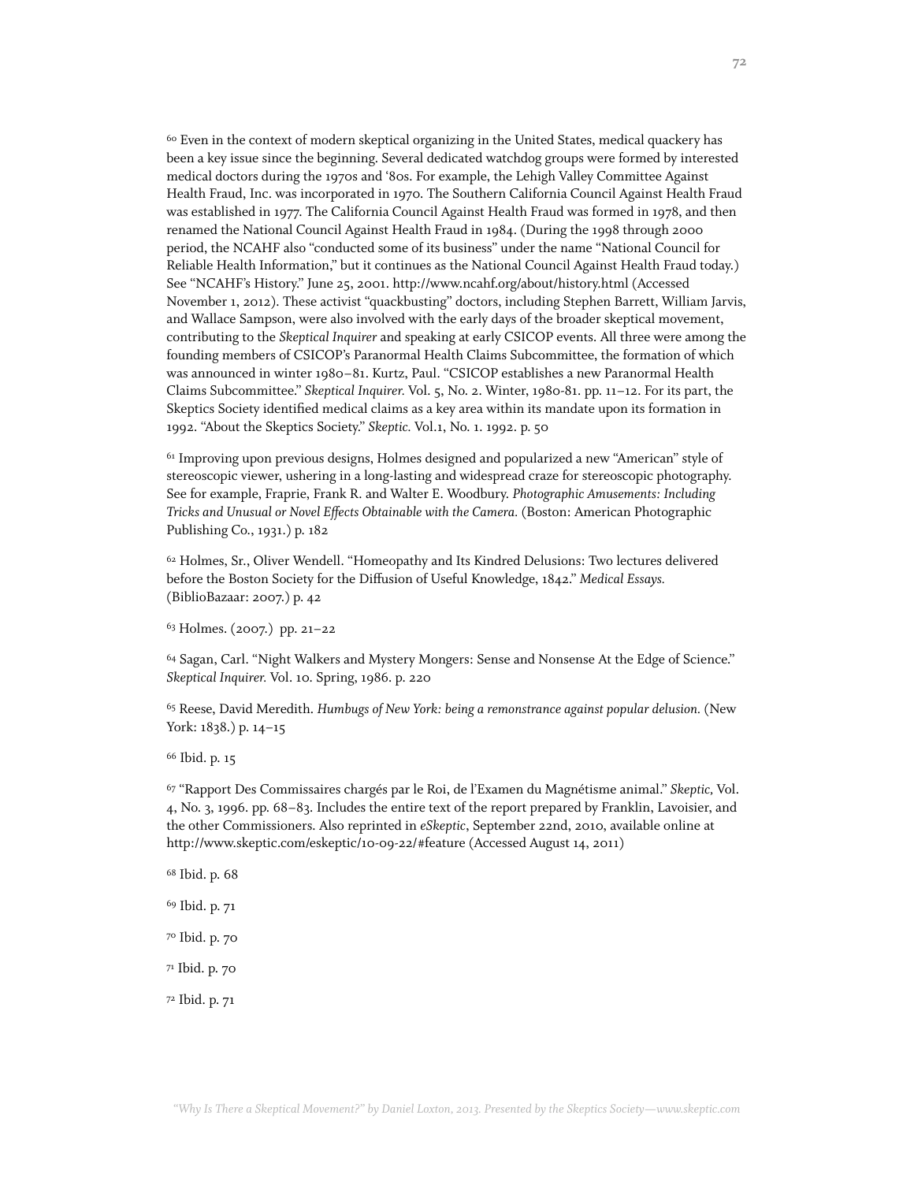[60] Even in the context of modern skeptical organizing in the United States, medical quackery has been a key issue since the beginning. Several dedicated watchdog groups were formed by interested medical doctors during the 1970s and '80s. For example, the Lehigh Valley Committee Against Health Fraud, Inc. was incorporated in 1970. The Southern California Council Against Health Fraud was established in 1977. The California Council Against Health Fraud was formed in 1978, and then renamed the National Council Against Health Fraud in 1984. (During the 1998 through 2000 period, the NCAHF also "conducted some of its business" under the name "National Council for Reliable Health Information," but it continues as the National Council Against Health Fraud today.) See "NCAHF's History." June 25, 2001. http://www.ncahf.org/about/history.html (Accessed November 1, 2012). These activist "quackbusting" doctors, including Stephen Barrett, William Jarvis, and Wallace Sampson, were also involved with the early days of the broader skeptical movement, contributing to the *Skeptical Inquirer* and speaking at early CSICOP events. All three were among the founding members of CSICOP's Paranormal Health Claims Subcommittee, the formation of which was announced in winter 1980–81. Kurtz, Paul. "CSICOP establishes a new Paranormal Health Claims Subcommittee." *Skeptical Inquirer.* Vol. 5, No. 2. Winter, 1980-81. pp. 11–12. For its part, the Skeptics Society identified medical claims as a key area within its mandate upon its formation in 1992. "About the Skeptics Society." *Skeptic.* Vol.1, No. 1. 1992. p. 50

[61] Improving upon previous designs, Holmes designed and popularized a new "American" style of stereoscopic viewer, ushering in a long-lasting and widespread craze for stereoscopic photography. See for example, Fraprie, Frank R. and Walter E. Woodbury. *Photographic Amusements: Including Tricks and Unusual or Novel Effects Obtainable with the Camera.* (Boston: American Photographic Publishing Co., 1931.) p. 182

[62] Holmes, Sr., Oliver Wendell. "Homeopathy and Its Kindred Delusions: Two lectures delivered before the Boston Society for the Diffusion of Useful Knowledge, 1842." *Medical Essays.* (BiblioBazaar: 2007.) p. 42

[63] Holmes. (2007.) pp. 21–22

[64] Sagan, Carl. "Night Walkers and Mystery Mongers: Sense and Nonsense At the Edge of Science." *Skeptical Inquirer.* Vol. 10. Spring, 1986. p. 220

[65] Reese, David Meredith. *Humbugs of New York: being a remonstrance against popular delusion.* (New York: 1838.) p. 14–15

[66] Ibid. p. 15

[67] "Rapport Des Commissaires chargés par le Roi, de l'Examen du Magnétisme animal." *Skeptic*, Vol. 4, No. 3, 1996. pp. 68–83. Includes the entire text of the report prepared by Franklin, Lavoisier, and the other Commissioners. Also reprinted in *eSkeptic*, September 22nd, 2010, available online at http://www.skeptic.com/eskeptic/10-09-22/#feature (Accessed August 14, 2011)

[68] Ibid. p. 68

[69] Ibid. p. 71

[70] Ibid. p. 70

[71] Ibid. p. 70

[72] Ibid. p. 71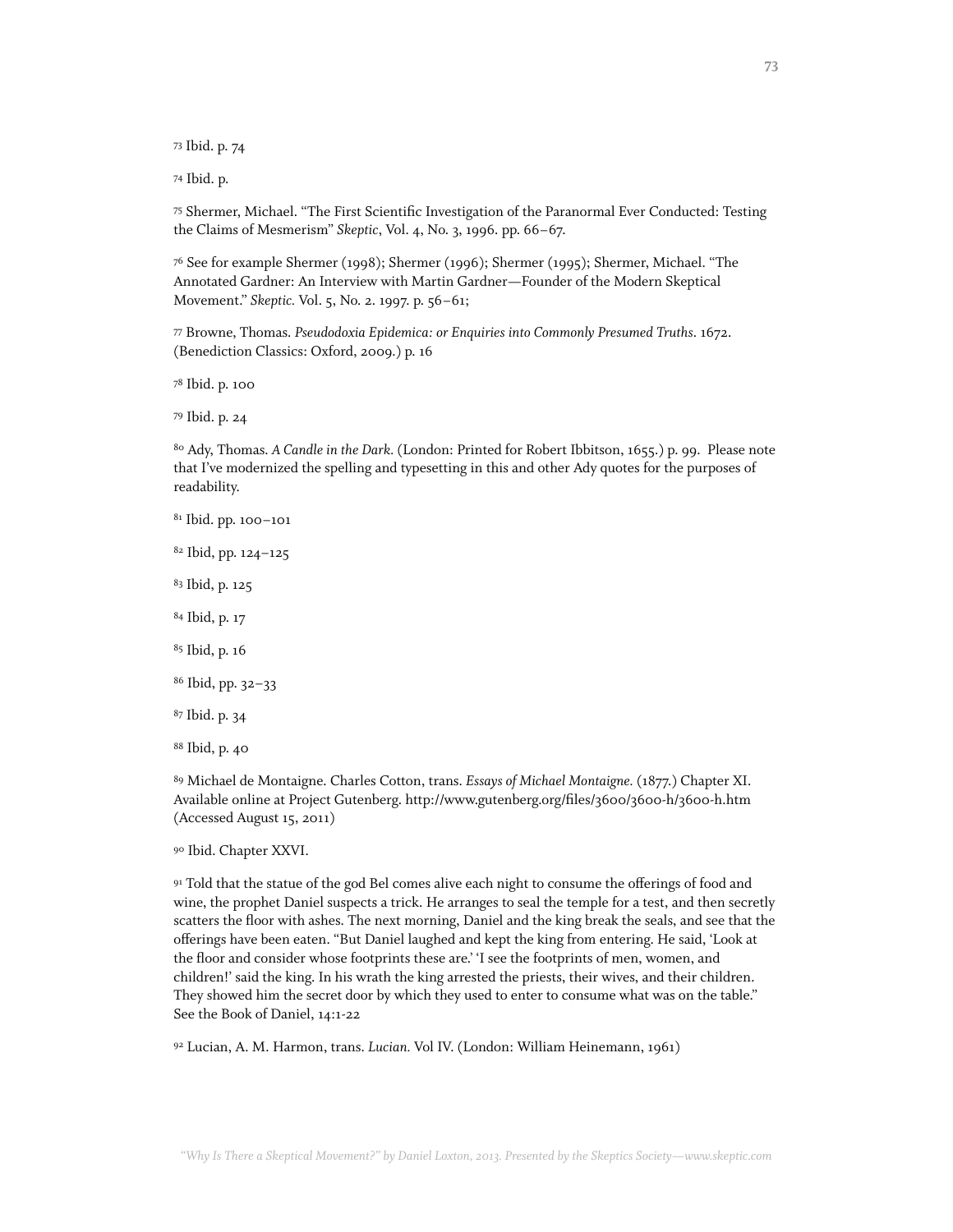[73] Ibid. p. 74

[74] Ibid. p.

[75] Shermer, Michael. "The First Scientific Investigation of the Paranormal Ever Conducted: Testing the Claims of Mesmerism" *Skeptic*, Vol. 4, No. 3, 1996. pp. 66–67.

[76] See for example Shermer (1998); Shermer (1996); Shermer (1995); Shermer, Michael. "The Annotated Gardner: An Interview with Martin Gardner—Founder of the Modern Skeptical Movement." *Skeptic.* Vol. 5, No. 2. 1997. p. 56–61;

[77] Browne, Thomas. *Pseudodoxia Epidemica: or Enquiries into Commonly Presumed Truths*. 1672. (Benediction Classics: Oxford, 2009.) p. 16

[78] Ibid. p. 100

[79] Ibid. p. 24

[80] Ady, Thomas. *A Candle in the Dark.* (London: Printed for Robert Ibbitson, 1655.) p. 99. Please note that I've modernized the spelling and typesetting in this and other Ady quotes for the purposes of readability.

[81] Ibid. pp. 100–101

[82] Ibid, pp. 124–125

[83] Ibid, p. 125

[84] Ibid, p. 17

[85] Ibid, p. 16

[86] Ibid, pp. 32–33

[87] Ibid. p. 34

[88] Ibid, p. 40

[89] Michael de Montaigne. Charles Cotton, trans. *Essays of Michael Montaigne.* (1877.) Chapter XI. Available online at Project Gutenberg. http://www.gutenberg.org/files/3600/3600-h/3600-h.htm (Accessed August 15, 2011)

[90] Ibid. Chapter XXVI.

[91] Told that the statue of the god Bel comes alive each night to consume the offerings of food and wine, the prophet Daniel suspects a trick. He arranges to seal the temple for a test, and then secretly scatters the floor with ashes. The next morning, Daniel and the king break the seals, and see that the offerings have been eaten. "But Daniel laughed and kept the king from entering. He said, 'Look at the floor and consider whose footprints these are.' 'I see the footprints of men, women, and children!' said the king. In his wrath the king arrested the priests, their wives, and their children. They showed him the secret door by which they used to enter to consume what was on the table." See the Book of Daniel, 14:1-22

[92] Lucian, A. M. Harmon, trans. *Lucian.* Vol IV. (London: William Heinemann, 1961)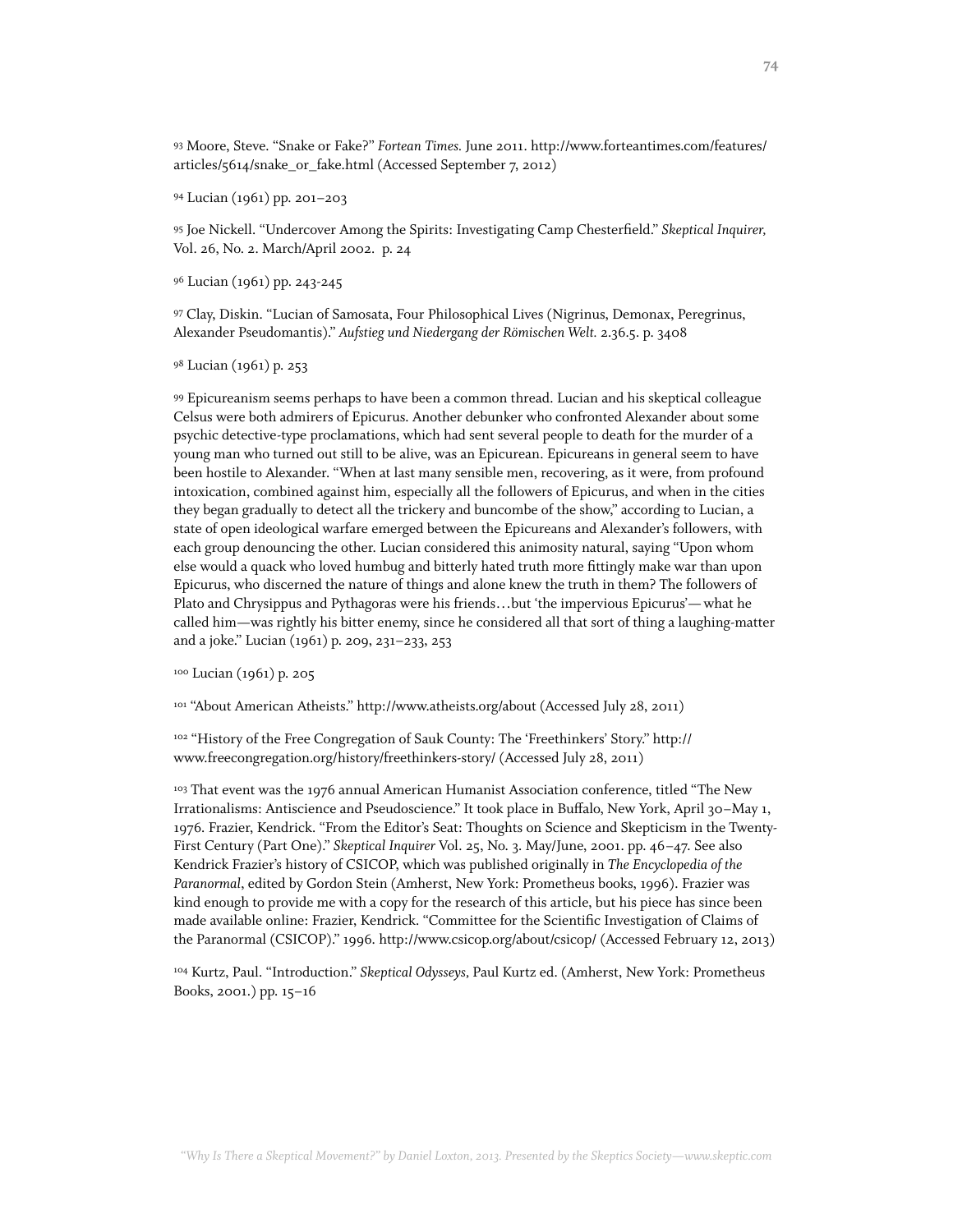[93] Moore, Steve. “Snake or Fake?” *Fortean Times.* June 2011. http://www.forteantimes.com/features/articles/5614/snake_or_fake.html (Accessed September 7, 2012)

[94] Lucian (1961) pp. 201–203

[95] Joe Nickell. “Undercover Among the Spirits: Investigating Camp Chesterfield.” *Skeptical Inquirer,* Vol. 26, No. 2. March/April 2002. p. 24

[96] Lucian (1961) pp. 243-245

[97] Clay, Diskin. “Lucian of Samosata, Four Philosophical Lives (Nigrinus, Demonax, Peregrinus, Alexander Pseudomantis).” *Aufstieg und Niedergang der Römischen Welt.* 2.36.5. p. 3408

[98] Lucian (1961) p. 253

[99] Epicureanism seems perhaps to have been a common thread. Lucian and his skeptical colleague Celsus were both admirers of Epicurus. Another debunker who confronted Alexander about some psychic detective-type proclamations, which had sent several people to death for the murder of a young man who turned out still to be alive, was an Epicurean. Epicureans in general seem to have been hostile to Alexander. “When at last many sensible men, recovering, as it were, from profound intoxication, combined against him, especially all the followers of Epicurus, and when in the cities they began gradually to detect all the trickery and buncombe of the show,” according to Lucian, a state of open ideological warfare emerged between the Epicureans and Alexander’s followers, with each group denouncing the other. Lucian considered this animosity natural, saying “Upon whom else would a quack who loved humbug and bitterly hated truth more fittingly make war than upon Epicurus, who discerned the nature of things and alone knew the truth in them? The followers of Plato and Chrysippus and Pythagoras were his friends…but ‘the impervious Epicurus’— what he called him—was rightly his bitter enemy, since he considered all that sort of thing a laughing-matter and a joke.” Lucian (1961) p. 209, 231–233, 253

[100] Lucian (1961) p. 205

[101] “About American Atheists.” http://www.atheists.org/about (Accessed July 28, 2011)

[102] “History of the Free Congregation of Sauk County: The ‘Freethinkers’ Story.” http://www.freecongregation.org/history/freethinkers-story/ (Accessed July 28, 2011)

[103] That event was the 1976 annual American Humanist Association conference, titled “The New Irrationalisms: Antiscience and Pseudoscience.” It took place in Buffalo, New York, April 30–May 1, 1976. Frazier, Kendrick. “From the Editor’s Seat: Thoughts on Science and Skepticism in the Twenty-First Century (Part One).” *Skeptical Inquirer* Vol. 25, No. 3. May/June, 2001. pp. 46–47. See also Kendrick Frazier’s history of CSICOP, which was published originally in *The Encyclopedia of the Paranormal*, edited by Gordon Stein (Amherst, New York: Prometheus books, 1996). Frazier was kind enough to provide me with a copy for the research of this article, but his piece has since been made available online: Frazier, Kendrick. “Committee for the Scientific Investigation of Claims of the Paranormal (CSICOP).” 1996. http://www.csicop.org/about/csicop/ (Accessed February 12, 2013)

[104] Kurtz, Paul. “Introduction.” *Skeptical Odysseys,* Paul Kurtz ed. (Amherst, New York: Prometheus Books, 2001.) pp. 15–16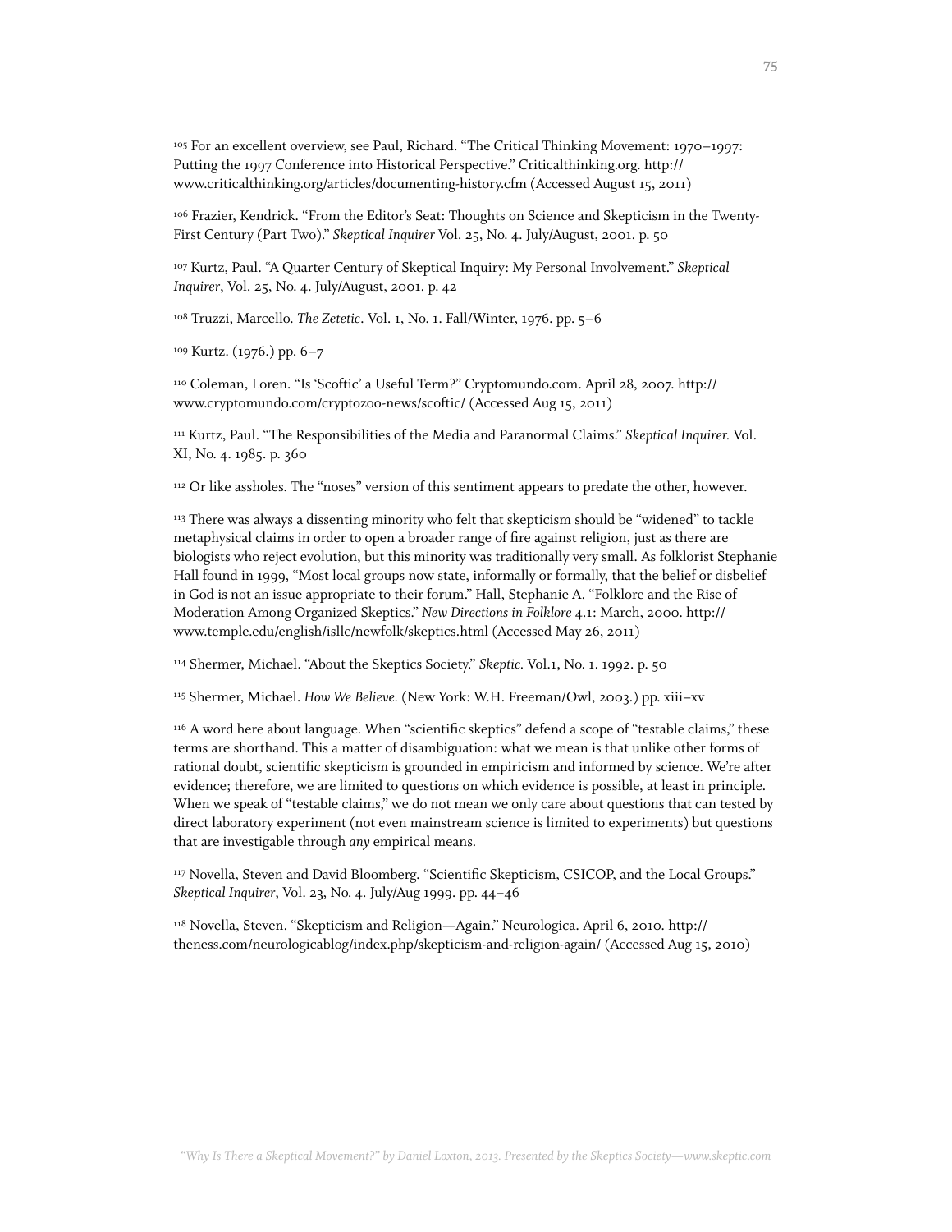[105] For an excellent overview, see Paul, Richard. "The Critical Thinking Movement: 1970–1997: Putting the 1997 Conference into Historical Perspective." Criticalthinking.org. http://www.criticalthinking.org/articles/documenting-history.cfm (Accessed August 15, 2011)

[106] Frazier, Kendrick. "From the Editor's Seat: Thoughts on Science and Skepticism in the Twenty-First Century (Part Two)." *Skeptical Inquirer* Vol. 25, No. 4. July/August, 2001. p. 50

[107] Kurtz, Paul. "A Quarter Century of Skeptical Inquiry: My Personal Involvement." *Skeptical Inquirer*, Vol. 25, No. 4. July/August, 2001. p. 42

[108] Truzzi, Marcello. *The Zetetic*. Vol. 1, No. 1. Fall/Winter, 1976. pp. 5–6

[109] Kurtz. (1976.) pp. 6–7

[110] Coleman, Loren. "Is 'Scoftic' a Useful Term?" Cryptomundo.com. April 28, 2007. http://www.cryptomundo.com/cryptozoo-news/scoftic/ (Accessed Aug 15, 2011)

[111] Kurtz, Paul. "The Responsibilities of the Media and Paranormal Claims." *Skeptical Inquirer.* Vol. XI, No. 4. 1985. p. 360

[112] Or like assholes. The "noses" version of this sentiment appears to predate the other, however.

[113] There was always a dissenting minority who felt that skepticism should be "widened" to tackle metaphysical claims in order to open a broader range of fire against religion, just as there are biologists who reject evolution, but this minority was traditionally very small. As folklorist Stephanie Hall found in 1999, "Most local groups now state, informally or formally, that the belief or disbelief in God is not an issue appropriate to their forum." Hall, Stephanie A. "Folklore and the Rise of Moderation Among Organized Skeptics." *New Directions in Folklore* 4.1: March, 2000. http://www.temple.edu/english/isllc/newfolk/skeptics.html (Accessed May 26, 2011)

[114] Shermer, Michael. "About the Skeptics Society." *Skeptic.* Vol.1, No. 1. 1992. p. 50

[115] Shermer, Michael. *How We Believe.* (New York: W.H. Freeman/Owl, 2003.) pp. xiii–xv

[116] A word here about language. When "scientific skeptics" defend a scope of "testable claims," these terms are shorthand. This a matter of disambiguation: what we mean is that unlike other forms of rational doubt, scientific skepticism is grounded in empiricism and informed by science. We're after evidence; therefore, we are limited to questions on which evidence is possible, at least in principle. When we speak of "testable claims," we do not mean we only care about questions that can tested by direct laboratory experiment (not even mainstream science is limited to experiments) but questions that are investigable through *any* empirical means.

[117] Novella, Steven and David Bloomberg. "Scientific Skepticism, CSICOP, and the Local Groups." *Skeptical Inquirer*, Vol. 23, No. 4. July/Aug 1999. pp. 44–46

[118] Novella, Steven. "Skepticism and Religion—Again." Neurologica. April 6, 2010. http://theness.com/neurologicablog/index.php/skepticism-and-religion-again/ (Accessed Aug 15, 2010)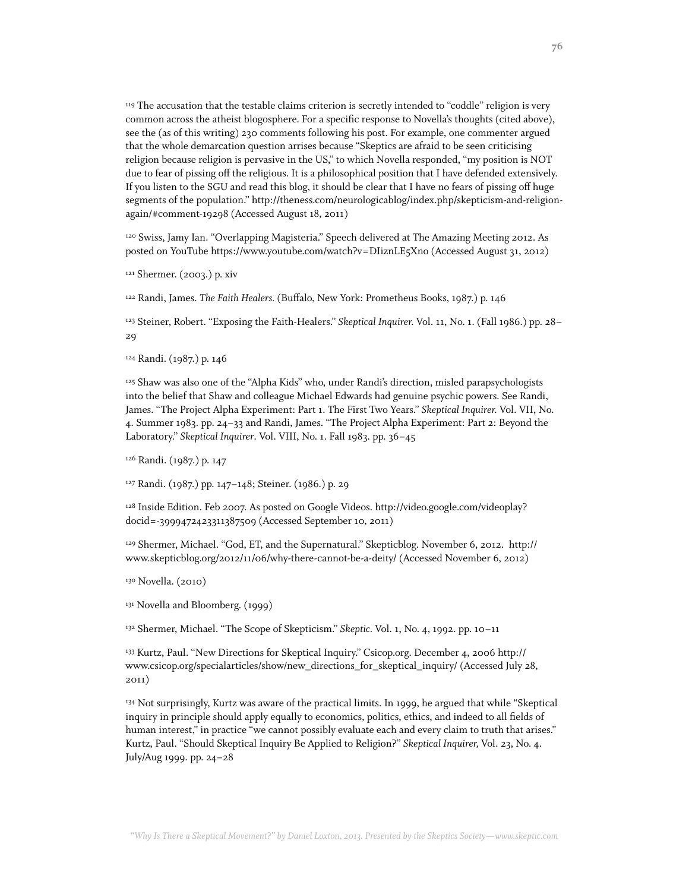[119] The accusation that the testable claims criterion is secretly intended to "coddle" religion is very common across the atheist blogosphere. For a specific response to Novella's thoughts (cited above), see the (as of this writing) 230 comments following his post. For example, one commenter argued that the whole demarcation question arrises because "Skeptics are afraid to be seen criticising religion because religion is pervasive in the US," to which Novella responded, "my position is NOT due to fear of pissing off the religious. It is a philosophical position that I have defended extensively. If you listen to the SGU and read this blog, it should be clear that I have no fears of pissing off huge segments of the population." http://theness.com/neurologicablog/index.php/skepticism-and-religion-again/#comment-19298 (Accessed August 18, 2011)

[120] Swiss, Jamy Ian. "Overlapping Magisteria." Speech delivered at The Amazing Meeting 2012. As posted on YouTube https://www.youtube.com/watch?v=DIiznLE5Xno (Accessed August 31, 2012)

[121] Shermer. (2003.) p. xiv

[122] Randi, James. *The Faith Healers.* (Buffalo, New York: Prometheus Books, 1987.) p. 146

[123] Steiner, Robert. "Exposing the Faith-Healers." *Skeptical Inquirer.* Vol. 11, No. 1. (Fall 1986.) pp. 28–29

[124] Randi. (1987.) p. 146

[125] Shaw was also one of the "Alpha Kids" who, under Randi's direction, misled parapsychologists into the belief that Shaw and colleague Michael Edwards had genuine psychic powers. See Randi, James. "The Project Alpha Experiment: Part 1. The First Two Years." *Skeptical Inquirer.* Vol. VII, No. 4. Summer 1983. pp. 24–33 and Randi, James. "The Project Alpha Experiment: Part 2: Beyond the Laboratory." *Skeptical Inquirer*. Vol. VIII, No. 1. Fall 1983. pp. 36–45

[126] Randi. (1987.) p. 147

[127] Randi. (1987.) pp. 147–148; Steiner. (1986.) p. 29

[128] Inside Edition. Feb 2007. As posted on Google Videos. http://video.google.com/videoplay?docid=-3999472423311387509 (Accessed September 10, 2011)

[129] Shermer, Michael. "God, ET, and the Supernatural." Skepticblog. November 6, 2012. http://www.skepticblog.org/2012/11/06/why-there-cannot-be-a-deity/ (Accessed November 6, 2012)

[130] Novella. (2010)

[131] Novella and Bloomberg. (1999)

[132] Shermer, Michael. "The Scope of Skepticism." *Skeptic.* Vol. 1, No. 4, 1992. pp. 10–11

[133] Kurtz, Paul. "New Directions for Skeptical Inquiry." Csicop.org. December 4, 2006 http://www.csicop.org/specialarticles/show/new_directions_for_skeptical_inquiry/ (Accessed July 28, 2011)

[134] Not surprisingly, Kurtz was aware of the practical limits. In 1999, he argued that while "Skeptical inquiry in principle should apply equally to economics, politics, ethics, and indeed to all fields of human interest," in practice "we cannot possibly evaluate each and every claim to truth that arises." Kurtz, Paul. "Should Skeptical Inquiry Be Applied to Religion?" *Skeptical Inquirer,* Vol. 23, No. 4. July/Aug 1999. pp. 24–28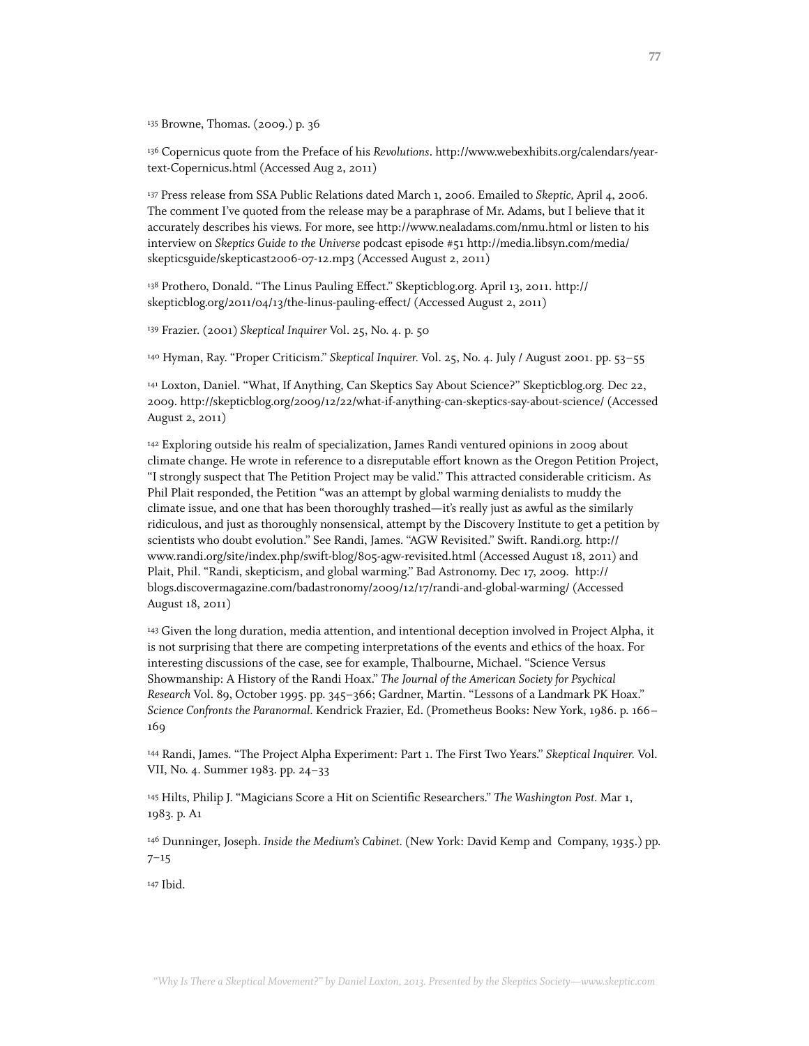[135] Browne, Thomas. (2009.) p. 36

[136] Copernicus quote from the Preface of his *Revolutions*. http://www.webexhibits.org/calendars/year-text-Copernicus.html (Accessed Aug 2, 2011)

[137] Press release from SSA Public Relations dated March 1, 2006. Emailed to *Skeptic,* April 4, 2006. The comment I've quoted from the release may be a paraphrase of Mr. Adams, but I believe that it accurately describes his views. For more, see http://www.nealadams.com/nmu.html or listen to his interview on *Skeptics Guide to the Universe* podcast episode #51 http://media.libsyn.com/media/skepticsguide/skepticast2006-07-12.mp3 (Accessed August 2, 2011)

[138] Prothero, Donald. "The Linus Pauling Effect." Skepticblog.org. April 13, 2011. http://skepticblog.org/2011/04/13/the-linus-pauling-effect/ (Accessed August 2, 2011)

[139] Frazier. (2001) *Skeptical Inquirer* Vol. 25, No. 4. p. 50

[140] Hyman, Ray. "Proper Criticism." *Skeptical Inquirer.* Vol. 25, No. 4. July / August 2001. pp. 53–55

[141] Loxton, Daniel. "What, If Anything, Can Skeptics Say About Science?" Skepticblog.org. Dec 22, 2009. http://skepticblog.org/2009/12/22/what-if-anything-can-skeptics-say-about-science/ (Accessed August 2, 2011)

[142] Exploring outside his realm of specialization, James Randi ventured opinions in 2009 about climate change. He wrote in reference to a disreputable effort known as the Oregon Petition Project, "I strongly suspect that The Petition Project may be valid." This attracted considerable criticism. As Phil Plait responded, the Petition "was an attempt by global warming denialists to muddy the climate issue, and one that has been thoroughly trashed—it's really just as awful as the similarly ridiculous, and just as thoroughly nonsensical, attempt by the Discovery Institute to get a petition by scientists who doubt evolution." See Randi, James. "AGW Revisited." Swift. Randi.org. http://www.randi.org/site/index.php/swift-blog/805-agw-revisited.html (Accessed August 18, 2011) and Plait, Phil. "Randi, skepticism, and global warming." Bad Astronomy. Dec 17, 2009. http://blogs.discovermagazine.com/badastronomy/2009/12/17/randi-and-global-warming/ (Accessed August 18, 2011)

[143] Given the long duration, media attention, and intentional deception involved in Project Alpha, it is not surprising that there are competing interpretations of the events and ethics of the hoax. For interesting discussions of the case, see for example, Thalbourne, Michael. "Science Versus Showmanship: A History of the Randi Hoax." *The Journal of the American Society for Psychical Research* Vol. 89, October 1995. pp. 345–366; Gardner, Martin. "Lessons of a Landmark PK Hoax." *Science Confronts the Paranormal.* Kendrick Frazier, Ed. (Prometheus Books: New York, 1986. p. 166–169

[144] Randi, James. "The Project Alpha Experiment: Part 1. The First Two Years." *Skeptical Inquirer.* Vol. VII, No. 4. Summer 1983. pp. 24–33

[145] Hilts, Philip J. "Magicians Score a Hit on Scientific Researchers." *The Washington Post.* Mar 1, 1983. p. A1

[146] Dunninger, Joseph. *Inside the Medium's Cabinet.* (New York: David Kemp and Company, 1935.) pp. 7–15

[147] Ibid.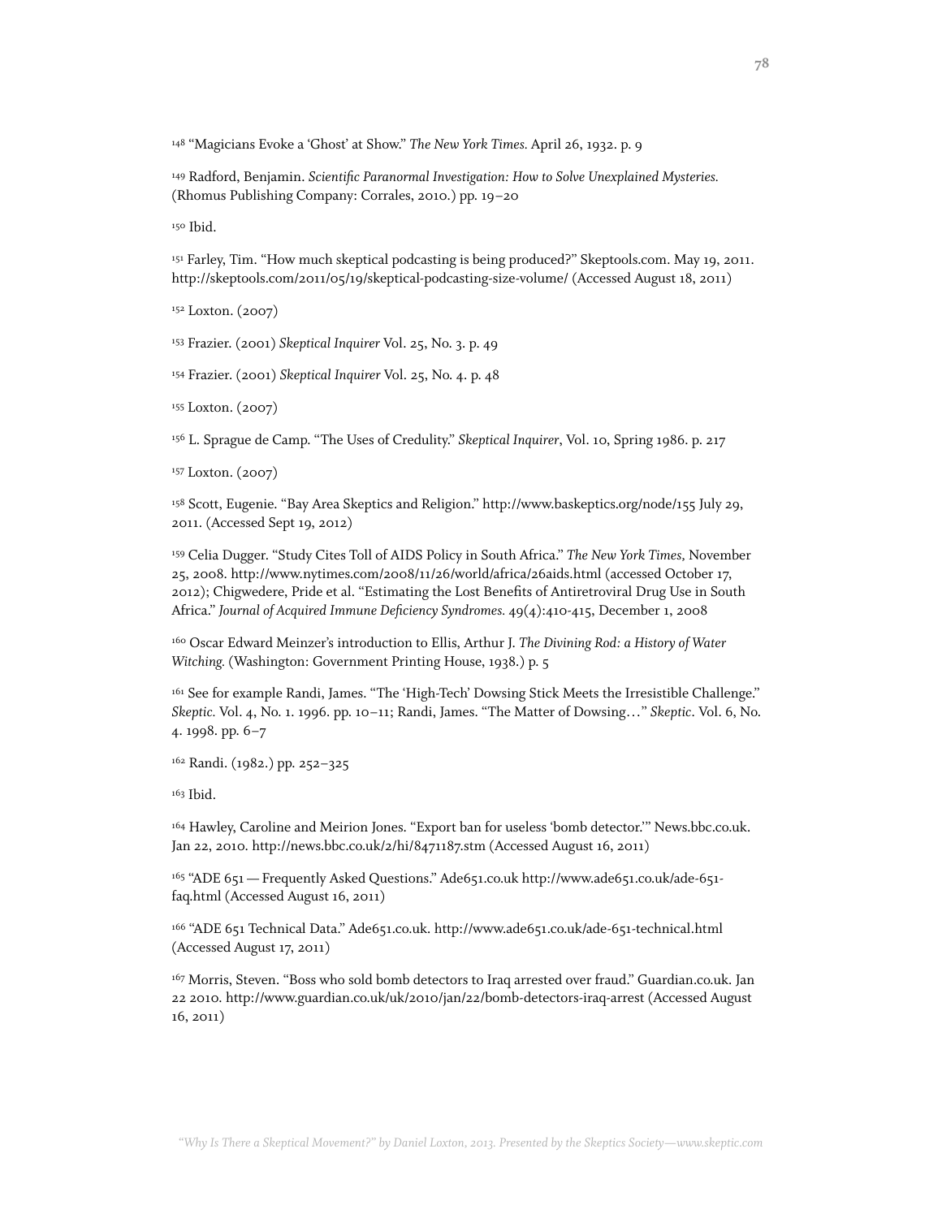[148] "Magicians Evoke a 'Ghost' at Show." *The New York Times.* April 26, 1932. p. 9

[149] Radford, Benjamin. *Scientific Paranormal Investigation: How to Solve Unexplained Mysteries.* (Rhomus Publishing Company: Corrales, 2010.) pp. 19–20

[150] Ibid.

[151] Farley, Tim. "How much skeptical podcasting is being produced?" Skeptools.com. May 19, 2011. http://skeptools.com/2011/05/19/skeptical-podcasting-size-volume/ (Accessed August 18, 2011)

[152] Loxton. (2007)

[153] Frazier. (2001) *Skeptical Inquirer* Vol. 25, No. 3. p. 49

[154] Frazier. (2001) *Skeptical Inquirer* Vol. 25, No. 4. p. 48

[155] Loxton. (2007)

[156] L. Sprague de Camp. "The Uses of Credulity." *Skeptical Inquirer*, Vol. 10, Spring 1986. p. 217

[157] Loxton. (2007)

[158] Scott, Eugenie. "Bay Area Skeptics and Religion." http://www.baskeptics.org/node/155 July 29, 2011. (Accessed Sept 19, 2012)

[159] Celia Dugger. "Study Cites Toll of AIDS Policy in South Africa." *The New York Times,* November 25, 2008. http://www.nytimes.com/2008/11/26/world/africa/26aids.html (accessed October 17, 2012); Chigwedere, Pride et al. "Estimating the Lost Benefits of Antiretroviral Drug Use in South Africa." *Journal of Acquired Immune Deficiency Syndromes.* 49(4):410-415, December 1, 2008

[160] Oscar Edward Meinzer's introduction to Ellis, Arthur J. *The Divining Rod: a History of Water Witching.* (Washington: Government Printing House, 1938.) p. 5

[161] See for example Randi, James. "The 'High-Tech' Dowsing Stick Meets the Irresistible Challenge." *Skeptic.* Vol. 4, No. 1. 1996. pp. 10–11; Randi, James. "The Matter of Dowsing…" *Skeptic*. Vol. 6, No. 4. 1998. pp. 6–7

[162] Randi. (1982.) pp. 252–325

[163] Ibid.

[164] Hawley, Caroline and Meirion Jones. "Export ban for useless 'bomb detector.'" News.bbc.co.uk. Jan 22, 2010. http://news.bbc.co.uk/2/hi/8471187.stm (Accessed August 16, 2011)

[165] "ADE 651 — Frequently Asked Questions." Ade651.co.uk http://www.ade651.co.uk/ade-651-faq.html (Accessed August 16, 2011)

[166] "ADE 651 Technical Data." Ade651.co.uk. http://www.ade651.co.uk/ade-651-technical.html (Accessed August 17, 2011)

[167] Morris, Steven. "Boss who sold bomb detectors to Iraq arrested over fraud." Guardian.co.uk. Jan 22 2010. http://www.guardian.co.uk/uk/2010/jan/22/bomb-detectors-iraq-arrest (Accessed August 16, 2011)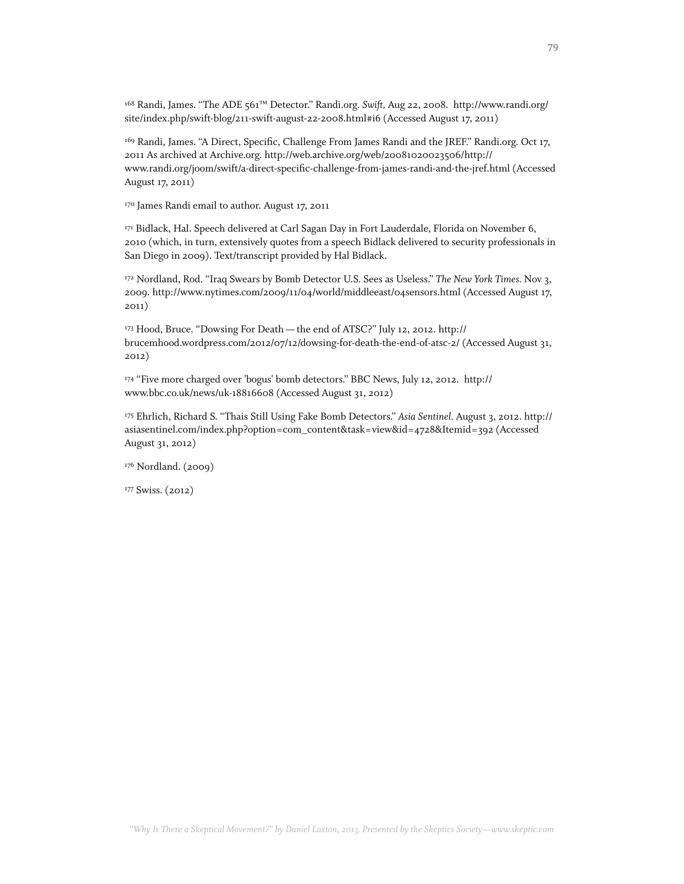[168] Randi, James. "The ADE 561™ Detector." Randi.org. *Swift*, Aug 22, 2008. http://www.randi.org/site/index.php/swift-blog/211-swift-august-22-2008.html#i6 (Accessed August 17, 2011)

[169] Randi, James. "A Direct, Specific, Challenge From James Randi and the JREF." Randi.org. Oct 17, 2011 As archived at Archive.org. http://web.archive.org/web/20081020023506/http://www.randi.org/joom/swift/a-direct-specific-challenge-from-james-randi-and-the-jref.html (Accessed August 17, 2011)

[170] James Randi email to author. August 17, 2011

[171] Bidlack, Hal. Speech delivered at Carl Sagan Day in Fort Lauderdale, Florida on November 6, 2010 (which, in turn, extensively quotes from a speech Bidlack delivered to security professionals in San Diego in 2009). Text/transcript provided by Hal Bidlack.

[172] Nordland, Rod. "Iraq Swears by Bomb Detector U.S. Sees as Useless." *The New York Times.* Nov 3, 2009. http://www.nytimes.com/2009/11/04/world/middleeast/04sensors.html (Accessed August 17, 2011)

[173] Hood, Bruce. "Dowsing For Death—the end of ATSC?" July 12, 2012. http://brucemhood.wordpress.com/2012/07/12/dowsing-for-death-the-end-of-atsc-2/ (Accessed August 31, 2012)

[174] "Five more charged over 'bogus' bomb detectors." BBC News, July 12, 2012. http://www.bbc.co.uk/news/uk-18816608 (Accessed August 31, 2012)

[175] Ehrlich, Richard S. "Thais Still Using Fake Bomb Detectors." *Asia Sentinel*. August 3, 2012. http://asiasentinel.com/index.php?option=com_content&task=view&id=4728&Itemid=392 (Accessed August 31, 2012)

[176] Nordland. (2009)

[177] Swiss. (2012)